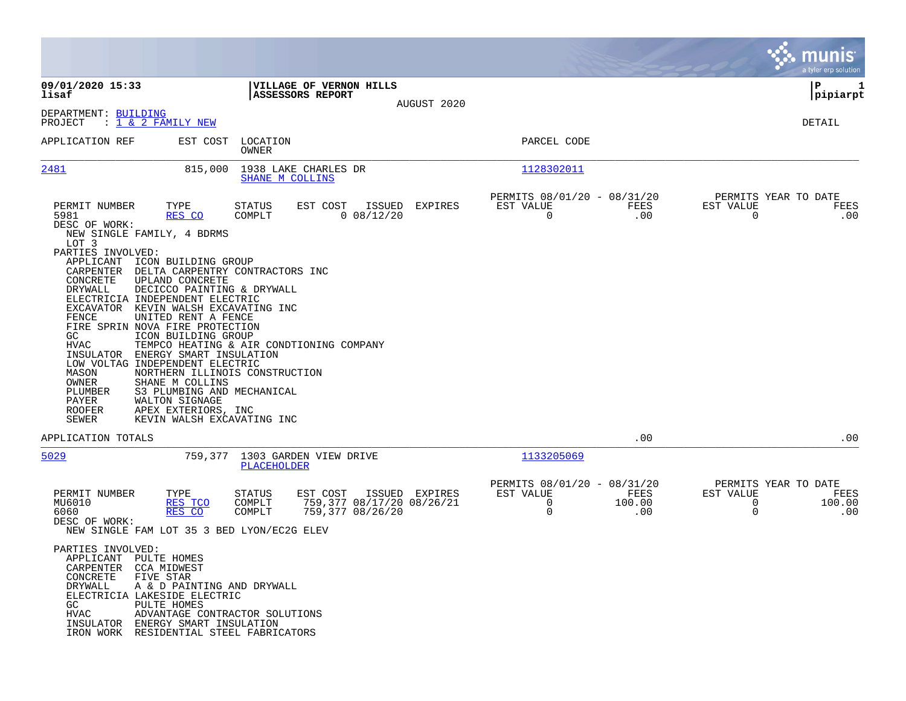**09/01/2020 15:33**
**lisaf**

**VILLAGE OF VERNON HILLS**
**ASSESSORS REPORT**

AUGUST 2020

**P 1**
**pipiarpt**

DEPARTMENT: BUILDING
PROJECT : 1 & 2 FAMILY NEW

DETAIL

| APPLICATION REF | EST COST | LOCATION / OWNER | PARCEL CODE |
|---|---|---|---|
| 2481 | 815,000 | 1938 LAKE CHARLES DR / SHANE M COLLINS | 1128302011 |

| PERMIT NUMBER | TYPE | STATUS | EST COST | ISSUED | EXPIRES | PERMITS 08/01/20 - 08/31/20 EST VALUE | FEES | PERMITS YEAR TO DATE EST VALUE | FEES |
|---|---|---|---|---|---|---|---|---|---|
| 5981 | RES CO | COMPLT | 0 | 08/12/20 | | 0 | .00 | 0 | .00 |

DESC OF WORK:
NEW SINGLE FAMILY, 4 BDRMS
LOT 3

PARTIES INVOLVED:

| | |
|---|---|
| APPLICANT | ICON BUILDING GROUP |
| CARPENTER | DELTA CARPENTRY CONTRACTORS INC |
| CONCRETE | UPLAND CONCRETE |
| DRYWALL | DECICCO PAINTING & DRYWALL |
| ELECTRICIA | INDEPENDENT ELECTRIC |
| EXCAVATOR | KEVIN WALSH EXCAVATING INC |
| FENCE | UNITED RENT A FENCE |
| FIRE SPRIN | NOVA FIRE PROTECTION |
| GC | ICON BUILDING GROUP |
| HVAC | TEMPCO HEATING & AIR CONDTIONING COMPANY |
| INSULATOR | ENERGY SMART INSULATION |
| LOW VOLTAG | INDEPENDENT ELECTRIC |
| MASON | NORTHERN ILLINOIS CONSTRUCTION |
| OWNER | SHANE M COLLINS |
| PLUMBER | S3 PLUMBING AND MECHANICAL |
| PAYER | WALTON SIGNAGE |
| ROOFER | APEX EXTERIORS, INC |
| SEWER | KEVIN WALSH EXCAVATING INC |

APPLICATION TOTALS .00 .00

| APPLICATION REF | EST COST | LOCATION / OWNER | PARCEL CODE |
|---|---|---|---|
| 5029 | 759,377 | 1303 GARDEN VIEW DRIVE / PLACEHOLDER | 1133205069 |

| PERMIT NUMBER | TYPE | STATUS | EST COST | ISSUED | EXPIRES | PERMITS 08/01/20 - 08/31/20 EST VALUE | FEES | PERMITS YEAR TO DATE EST VALUE | FEES |
|---|---|---|---|---|---|---|---|---|---|
| MU6010 | RES TCO | COMPLT | 759,377 | 08/17/20 | 08/26/21 | 0 | 100.00 | 0 | 100.00 |
| 6060 | RES CO | COMPLT | 759,377 | 08/26/20 | | 0 | .00 | 0 | .00 |

DESC OF WORK:
NEW SINGLE FAM LOT 35 3 BED LYON/EC2G ELEV

PARTIES INVOLVED:

| | |
|---|---|
| APPLICANT | PULTE HOMES |
| CARPENTER | CCA MIDWEST |
| CONCRETE | FIVE STAR |
| DRYWALL | A & D PAINTING AND DRYWALL |
| ELECTRICIA | LAKESIDE ELECTRIC |
| GC | PULTE HOMES |
| HVAC | ADVANTAGE CONTRACTOR SOLUTIONS |
| INSULATOR | ENERGY SMART INSULATION |
| IRON WORK | RESIDENTIAL STEEL FABRICATORS |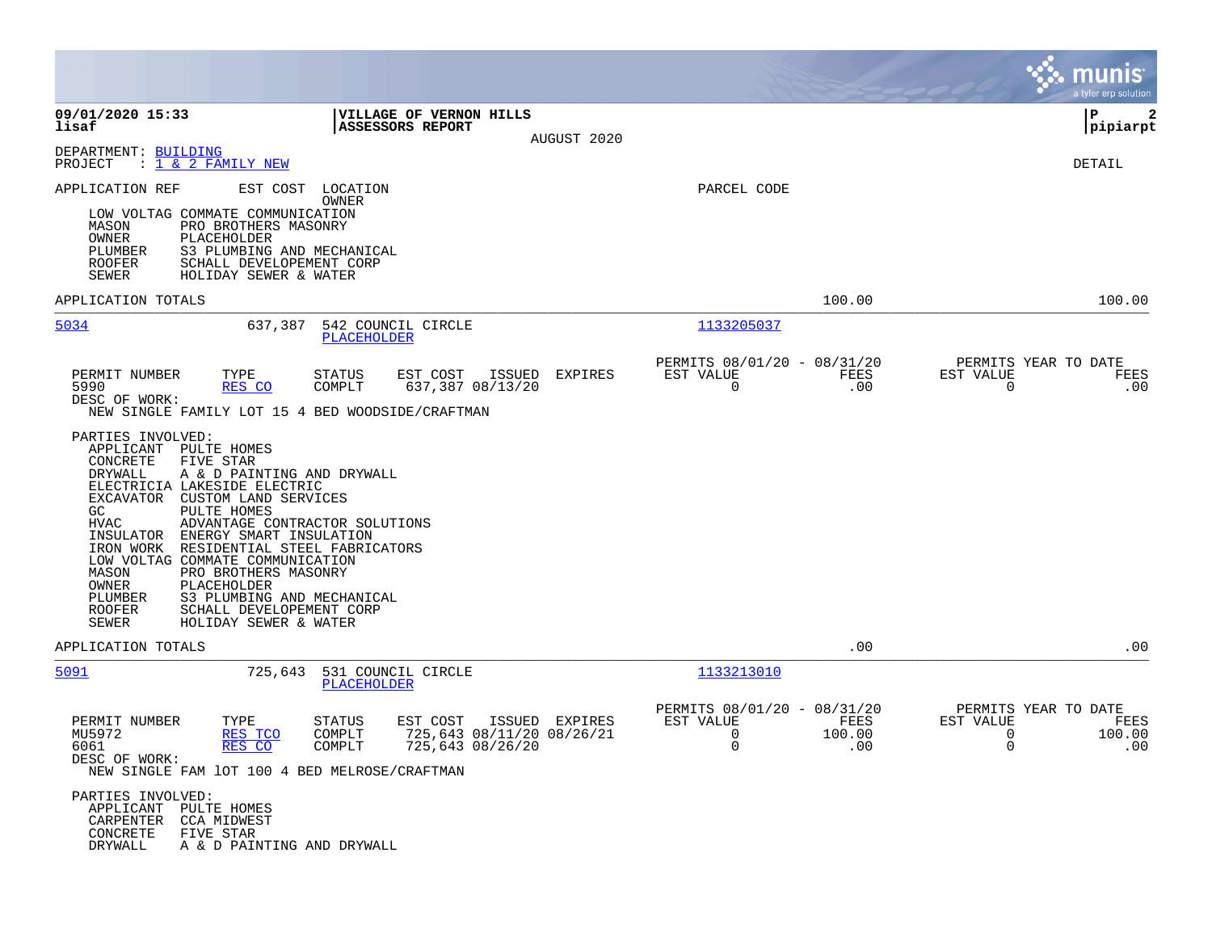**09/01/2020 15:33** | **VILLAGE OF VERNON HILLS** | **P 2**
**lisaf** | **ASSESSORS REPORT** | **pipiarpt**

AUGUST 2020

DEPARTMENT: BUILDING
PROJECT : 1 & 2 FAMILY NEW

DETAIL

| APPLICATION REF | EST COST | LOCATION / OWNER | PARCEL CODE |
|---|---|---|---|

| Role | Name |
|---|---|
| LOW VOLTAG | COMMATE COMMUNICATION |
| MASON | PRO BROTHERS MASONRY |
| OWNER | PLACEHOLDER |
| PLUMBER | S3 PLUMBING AND MECHANICAL |
| ROOFER | SCHALL DEVELOPEMENT CORP |
| SEWER | HOLIDAY SEWER & WATER |

APPLICATION TOTALS — 100.00 — 100.00

---

**5034** — 637,387 — 542 COUNCIL CIRCLE — PLACEHOLDER — 1133205037

| PERMIT NUMBER | TYPE | STATUS | EST COST | ISSUED | EXPIRES | PERMITS 08/01/20 - 08/31/20 EST VALUE | FEES | PERMITS YEAR TO DATE EST VALUE | FEES |
|---|---|---|---|---|---|---|---|---|---|
| 5990 | RES CO | COMPLT | 637,387 | 08/13/20 | | 0 | .00 | 0 | .00 |

DESC OF WORK:
NEW SINGLE FAMILY LOT 15 4 BED WOODSIDE/CRAFTMAN

PARTIES INVOLVED:

| Role | Name |
|---|---|
| APPLICANT | PULTE HOMES |
| CONCRETE | FIVE STAR |
| DRYWALL | A & D PAINTING AND DRYWALL |
| ELECTRICIA | LAKESIDE ELECTRIC |
| EXCAVATOR | CUSTOM LAND SERVICES |
| GC | PULTE HOMES |
| HVAC | ADVANTAGE CONTRACTOR SOLUTIONS |
| INSULATOR | ENERGY SMART INSULATION |
| IRON WORK | RESIDENTIAL STEEL FABRICATORS |
| LOW VOLTAG | COMMATE COMMUNICATION |
| MASON | PRO BROTHERS MASONRY |
| OWNER | PLACEHOLDER |
| PLUMBER | S3 PLUMBING AND MECHANICAL |
| ROOFER | SCHALL DEVELOPEMENT CORP |
| SEWER | HOLIDAY SEWER & WATER |

APPLICATION TOTALS — .00 — .00

---

**5091** — 725,643 — 531 COUNCIL CIRCLE — PLACEHOLDER — 1133213010

| PERMIT NUMBER | TYPE | STATUS | EST COST | ISSUED | EXPIRES | PERMITS 08/01/20 - 08/31/20 EST VALUE | FEES | PERMITS YEAR TO DATE EST VALUE | FEES |
|---|---|---|---|---|---|---|---|---|---|
| MU5972 | RES TCO | COMPLT | 725,643 | 08/11/20 | 08/26/21 | 0 | 100.00 | 0 | 100.00 |
| 6061 | RES CO | COMPLT | 725,643 | 08/26/20 | | 0 | .00 | 0 | .00 |

DESC OF WORK:
NEW SINGLE FAM lOT 100 4 BED MELROSE/CRAFTMAN

PARTIES INVOLVED:

| Role | Name |
|---|---|
| APPLICANT | PULTE HOMES |
| CARPENTER | CCA MIDWEST |
| CONCRETE | FIVE STAR |
| DRYWALL | A & D PAINTING AND DRYWALL |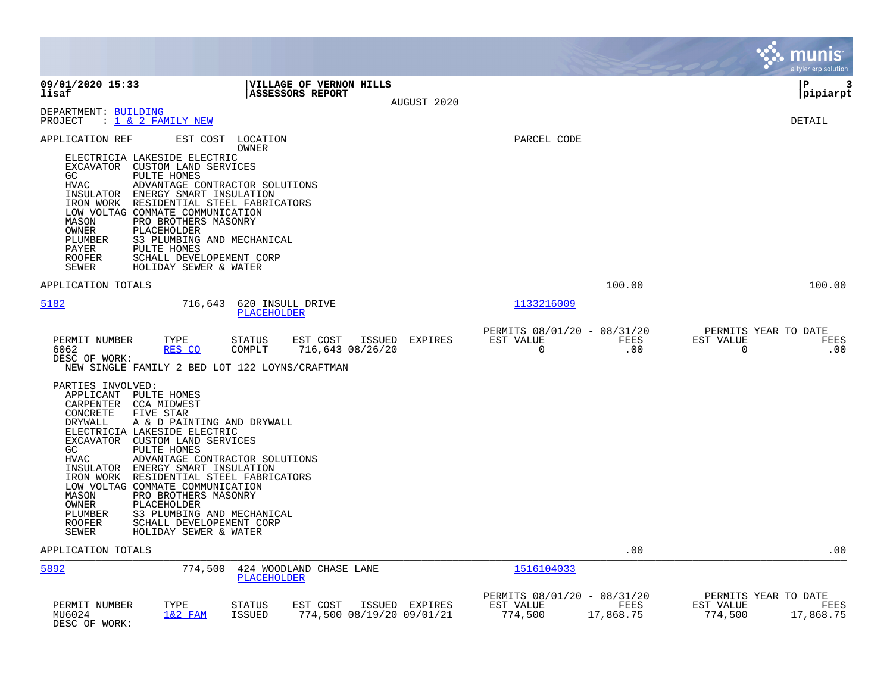**09/01/2020 15:33** | **VILLAGE OF VERNON HILLS** | **P 3**
**lisaf** | **ASSESSORS REPORT** | **pipiarpt**

AUGUST 2020

DEPARTMENT: BUILDING
PROJECT : 1 & 2 FAMILY NEW

DETAIL

APPLICATION REF    EST COST    LOCATION
OWNER
PARCEL CODE

ELECTRICIA LAKESIDE ELECTRIC
EXCAVATOR CUSTOM LAND SERVICES
GC PULTE HOMES
HVAC ADVANTAGE CONTRACTOR SOLUTIONS
INSULATOR ENERGY SMART INSULATION
IRON WORK RESIDENTIAL STEEL FABRICATORS
LOW VOLTAG COMMATE COMMUNICATION
MASON PRO BROTHERS MASONRY
OWNER PLACEHOLDER
PLUMBER S3 PLUMBING AND MECHANICAL
PAYER PULTE HOMES
ROOFER SCHALL DEVELOPEMENT CORP
SEWER HOLIDAY SEWER & WATER

APPLICATION TOTALS 100.00 100.00

---

**5182** 716,643 620 INSULL DRIVE
PLACEHOLDER
1133216009

| PERMIT NUMBER | TYPE | STATUS | EST COST | ISSUED | EXPIRES | PERMITS 08/01/20 - 08/31/20 EST VALUE | FEES | PERMITS YEAR TO DATE EST VALUE | FEES |
|---|---|---|---|---|---|---|---|---|---|
| 6062 | RES CO | COMPLT | 716,643 | 08/26/20 | | 0 | .00 | 0 | .00 |

DESC OF WORK:
NEW SINGLE FAMILY 2 BED LOT 122 LOYNS/CRAFTMAN

PARTIES INVOLVED:
APPLICANT PULTE HOMES
CARPENTER CCA MIDWEST
CONCRETE FIVE STAR
DRYWALL A & D PAINTING AND DRYWALL
ELECTRICIA LAKESIDE ELECTRIC
EXCAVATOR CUSTOM LAND SERVICES
GC PULTE HOMES
HVAC ADVANTAGE CONTRACTOR SOLUTIONS
INSULATOR ENERGY SMART INSULATION
IRON WORK RESIDENTIAL STEEL FABRICATORS
LOW VOLTAG COMMATE COMMUNICATION
MASON PRO BROTHERS MASONRY
OWNER PLACEHOLDER
PLUMBER S3 PLUMBING AND MECHANICAL
ROOFER SCHALL DEVELOPEMENT CORP
SEWER HOLIDAY SEWER & WATER

APPLICATION TOTALS .00 .00

---

**5892** 774,500 424 WOODLAND CHASE LANE
PLACEHOLDER
1516104033

| PERMIT NUMBER | TYPE | STATUS | EST COST | ISSUED | EXPIRES | PERMITS 08/01/20 - 08/31/20 EST VALUE | FEES | PERMITS YEAR TO DATE EST VALUE | FEES |
|---|---|---|---|---|---|---|---|---|---|
| MU6024 | 1&2 FAM | ISSUED | 774,500 | 08/19/20 | 09/01/21 | 774,500 | 17,868.75 | 774,500 | 17,868.75 |

DESC OF WORK: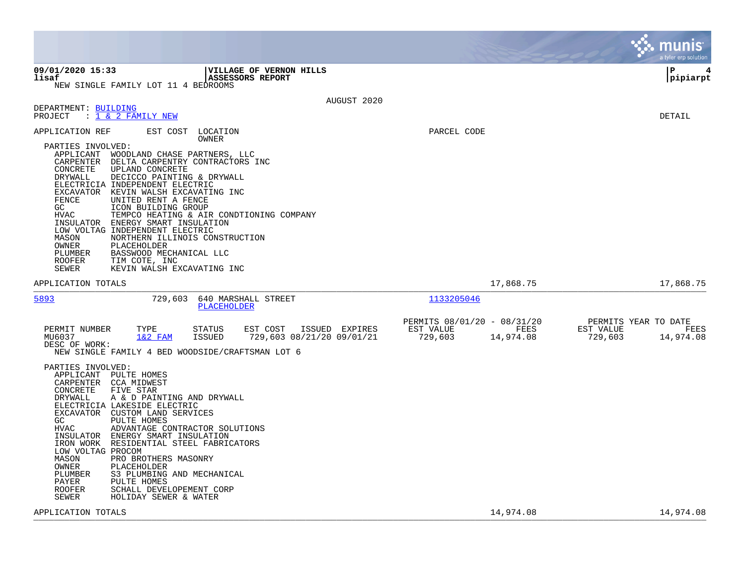09/01/2020 15:33 | VILLAGE OF VERNON HILLS
lisaf | ASSESSORS REPORT
NEW SINGLE FAMILY LOT 11 4 BEDROOMS

AUGUST 2020

DEPARTMENT: BUILDING
PROJECT : 1 & 2 FAMILY NEW

DETAIL

APPLICATION REF | EST COST | LOCATION / OWNER | PARCEL CODE

PARTIES INVOLVED:

| Role | Party |
|---|---|
| APPLICANT | WOODLAND CHASE PARTNERS, LLC |
| CARPENTER | DELTA CARPENTRY CONTRACTORS INC |
| CONCRETE | UPLAND CONCRETE |
| DRYWALL | DECICCO PAINTING & DRYWALL |
| ELECTRICIA | INDEPENDENT ELECTRIC |
| EXCAVATOR | KEVIN WALSH EXCAVATING INC |
| FENCE | UNITED RENT A FENCE |
| GC | ICON BUILDING GROUP |
| HVAC | TEMPCO HEATING & AIR CONDTIONING COMPANY |
| INSULATOR | ENERGY SMART INSULATION |
| LOW VOLTAG | INDEPENDENT ELECTRIC |
| MASON | NORTHERN ILLINOIS CONSTRUCTION |
| OWNER | PLACEHOLDER |
| PLUMBER | BASSWOOD MECHANICAL LLC |
| ROOFER | TIM COTE, INC |
| SEWER | KEVIN WALSH EXCAVATING INC |

APPLICATION TOTALS 17,868.75 17,868.75

---

5893 | 729,603 | 640 MARSHALL STREET | PLACEHOLDER | 1133205046

| PERMIT NUMBER | TYPE | STATUS | EST COST | ISSUED | EXPIRES | PERMITS 08/01/20 - 08/31/20 EST VALUE | FEES | PERMITS YEAR TO DATE EST VALUE | FEES |
|---|---|---|---|---|---|---|---|---|---|
| MU6037 | 1&2 FAM | ISSUED | 729,603 | 08/21/20 | 09/01/21 | 729,603 | 14,974.08 | 729,603 | 14,974.08 |

DESC OF WORK:
NEW SINGLE FAMILY 4 BED WOODSIDE/CRAFTSMAN LOT 6

PARTIES INVOLVED:

| Role | Party |
|---|---|
| APPLICANT | PULTE HOMES |
| CARPENTER | CCA MIDWEST |
| CONCRETE | FIVE STAR |
| DRYWALL | A & D PAINTING AND DRYWALL |
| ELECTRICIA | LAKESIDE ELECTRIC |
| EXCAVATOR | CUSTOM LAND SERVICES |
| GC | PULTE HOMES |
| HVAC | ADVANTAGE CONTRACTOR SOLUTIONS |
| INSULATOR | ENERGY SMART INSULATION |
| IRON WORK | RESIDENTIAL STEEL FABRICATORS |
| LOW VOLTAG | PROCOM |
| MASON | PRO BROTHERS MASONRY |
| OWNER | PLACEHOLDER |
| PLUMBER | S3 PLUMBING AND MECHANICAL |
| PAYER | PULTE HOMES |
| ROOFER | SCHALL DEVELOPEMENT CORP |
| SEWER | HOLIDAY SEWER & WATER |

APPLICATION TOTALS 14,974.08 14,974.08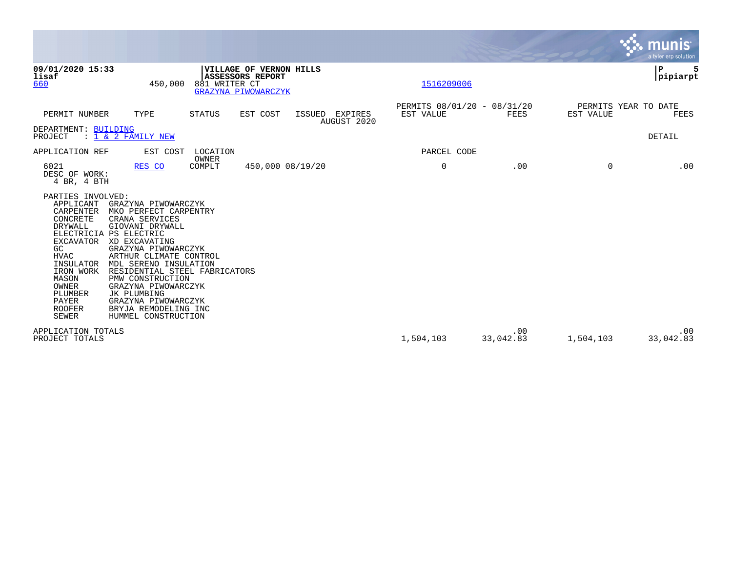**09/01/2020 15:33**
**lisaf**
660 450,000 881 WRITER CT

**VILLAGE OF VERNON HILLS**
**ASSESSORS REPORT**

GRAZYNA PIWOWARCZYK

1516209006

**P 5**
**pipiarpt**

| PERMIT NUMBER | TYPE | STATUS | EST COST | ISSUED | EXPIRES | PERMITS 08/01/20 - 08/31/20 EST VALUE | FEES | PERMITS YEAR TO DATE EST VALUE | FEES |
|---|---|---|---|---|---|---|---|---|---|
| | | | | | AUGUST 2020 | | | | |

DEPARTMENT: BUILDING
PROJECT : 1 & 2 FAMILY NEW

DETAIL

| APPLICATION REF | EST COST | LOCATION / OWNER | | | PARCEL CODE | | | |
|---|---|---|---|---|---|---|---|---|
| 6021 | RES CO | COMPLT | 450,000 | 08/19/20 | 0 | .00 | 0 | .00 |

DESC OF WORK:
4 BR, 4 BTH

PARTIES INVOLVED:

| | |
|---|---|
| APPLICANT | GRAZYNA PIWOWARCZYK |
| CARPENTER | MKO PERFECT CARPENTRY |
| CONCRETE | CRANA SERVICES |
| DRYWALL | GIOVANI DRYWALL |
| ELECTRICIA | PS ELECTRIC |
| EXCAVATOR | XD EXCAVATING |
| GC | GRAZYNA PIWOWARCZYK |
| HVAC | ARTHUR CLIMATE CONTROL |
| INSULATOR | MDL SERENO INSULATION |
| IRON WORK | RESIDENTIAL STEEL FABRICATORS |
| MASON | PMW CONSTRUCTION |
| OWNER | GRAZYNA PIWOWARCZYK |
| PLUMBER | JK PLUMBING |
| PAYER | GRAZYNA PIWOWARCZYK |
| ROOFER | BRYJA REMODELING INC |
| SEWER | HUMMEL CONSTRUCTION |

| | EST VALUE | FEES | EST VALUE | FEES |
|---|---|---|---|---|
| APPLICATION TOTALS | | .00 | | .00 |
| PROJECT TOTALS | 1,504,103 | 33,042.83 | 1,504,103 | 33,042.83 |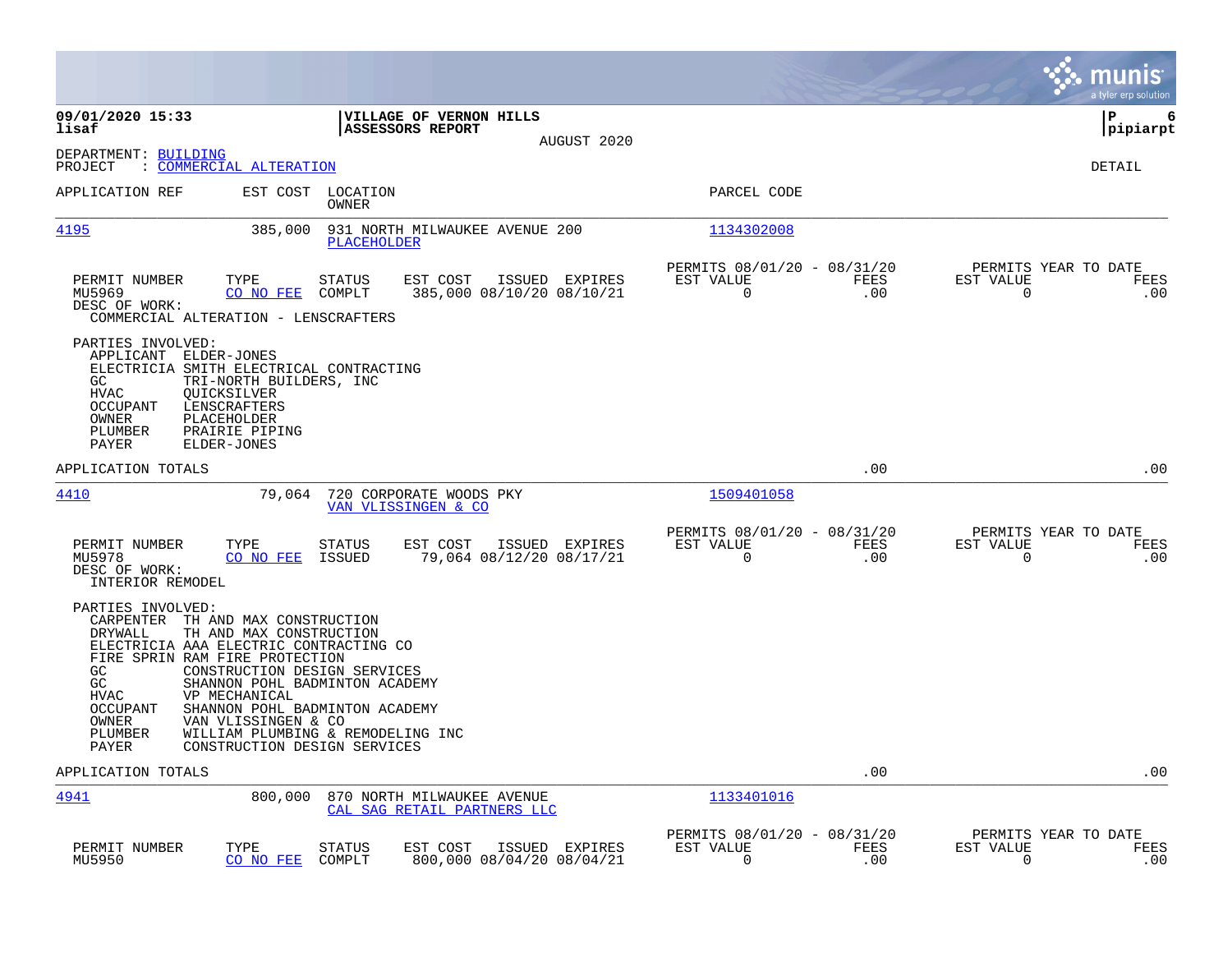**09/01/2020 15:33** | **VILLAGE OF VERNON HILLS** | **P 6**
**lisaf** | **ASSESSORS REPORT** | **pipiarpt**

AUGUST 2020

DEPARTMENT: BUILDING
PROJECT : COMMERCIAL ALTERATION

DETAIL

| APPLICATION REF | EST COST | LOCATION / OWNER | PARCEL CODE |
|---|---|---|---|
| 4195 | 385,000 | 931 NORTH MILWAUKEE AVENUE 200 / PLACEHOLDER | 1134302008 |

| PERMIT NUMBER | TYPE | STATUS | EST COST | ISSUED | EXPIRES | PERMITS 08/01/20 - 08/31/20 EST VALUE | FEES | PERMITS YEAR TO DATE EST VALUE | FEES |
|---|---|---|---|---|---|---|---|---|---|
| MU5969 | CO NO FEE | COMPLT | 385,000 | 08/10/20 | 08/10/21 | 0 | .00 | 0 | .00 |

DESC OF WORK:
COMMERCIAL ALTERATION - LENSCRAFTERS

PARTIES INVOLVED:
- APPLICANT ELDER-JONES
- ELECTRICIA SMITH ELECTRICAL CONTRACTING
- GC TRI-NORTH BUILDERS, INC
- HVAC QUICKSILVER
- OCCUPANT LENSCRAFTERS
- OWNER PLACEHOLDER
- PLUMBER PRAIRIE PIPING
- PAYER ELDER-JONES

APPLICATION TOTALS .00 .00

| APPLICATION REF | EST COST | LOCATION / OWNER | PARCEL CODE |
|---|---|---|---|
| 4410 | 79,064 | 720 CORPORATE WOODS PKY / VAN VLISSINGEN & CO | 1509401058 |

| PERMIT NUMBER | TYPE | STATUS | EST COST | ISSUED | EXPIRES | PERMITS 08/01/20 - 08/31/20 EST VALUE | FEES | PERMITS YEAR TO DATE EST VALUE | FEES |
|---|---|---|---|---|---|---|---|---|---|
| MU5978 | CO NO FEE | ISSUED | 79,064 | 08/12/20 | 08/17/21 | 0 | .00 | 0 | .00 |

DESC OF WORK:
INTERIOR REMODEL

PARTIES INVOLVED:
- CARPENTER TH AND MAX CONSTRUCTION
- DRYWALL TH AND MAX CONSTRUCTION
- ELECTRICIA AAA ELECTRIC CONTRACTING CO
- FIRE SPRIN RAM FIRE PROTECTION
- GC CONSTRUCTION DESIGN SERVICES
- GC SHANNON POHL BADMINTON ACADEMY
- HVAC VP MECHANICAL
- OCCUPANT SHANNON POHL BADMINTON ACADEMY
- OWNER VAN VLISSINGEN & CO
- PLUMBER WILLIAM PLUMBING & REMODELING INC
- PAYER CONSTRUCTION DESIGN SERVICES

APPLICATION TOTALS .00 .00

| APPLICATION REF | EST COST | LOCATION / OWNER | PARCEL CODE |
|---|---|---|---|
| 4941 | 800,000 | 870 NORTH MILWAUKEE AVENUE / CAL SAG RETAIL PARTNERS LLC | 1133401016 |

| PERMIT NUMBER | TYPE | STATUS | EST COST | ISSUED | EXPIRES | PERMITS 08/01/20 - 08/31/20 EST VALUE | FEES | PERMITS YEAR TO DATE EST VALUE | FEES |
|---|---|---|---|---|---|---|---|---|---|
| MU5950 | CO NO FEE | COMPLT | 800,000 | 08/04/20 | 08/04/21 | 0 | .00 | 0 | .00 |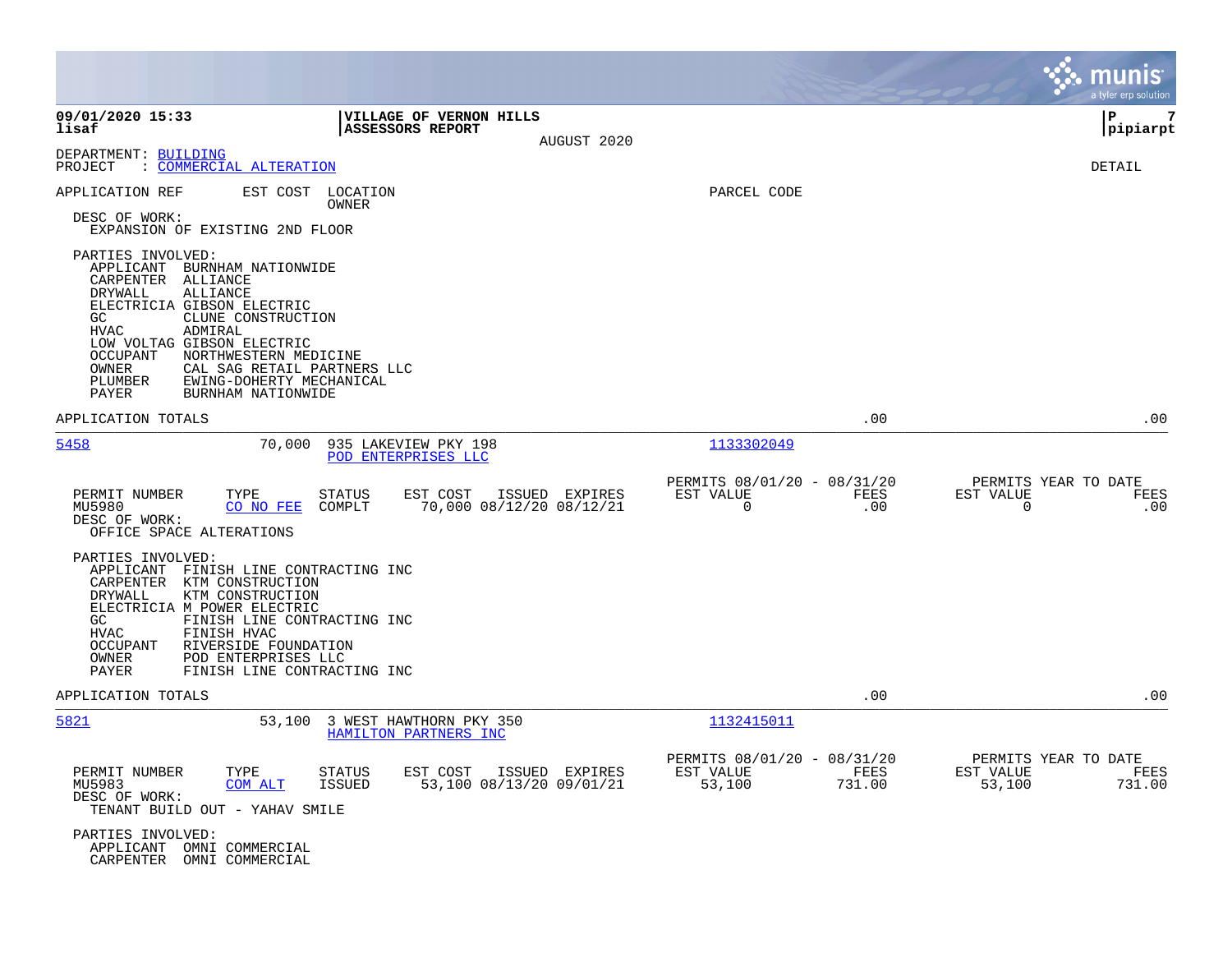**09/01/2020 15:33** — **VILLAGE OF VERNON HILLS** — **ASSESSORS REPORT** — AUGUST 2020

**lisaf** — **pipiarpt**

DEPARTMENT: BUILDING
PROJECT : COMMERCIAL ALTERATION

DETAIL

| APPLICATION REF | EST COST | LOCATION / OWNER | PARCEL CODE |
|---|---|---|---|

DESC OF WORK:
EXPANSION OF EXISTING 2ND FLOOR

PARTIES INVOLVED:

| Role | Party |
|---|---|
| APPLICANT | BURNHAM NATIONWIDE |
| CARPENTER | ALLIANCE |
| DRYWALL | ALLIANCE |
| ELECTRICIA | GIBSON ELECTRIC |
| GC | CLUNE CONSTRUCTION |
| HVAC | ADMIRAL |
| LOW VOLTAG | GIBSON ELECTRIC |
| OCCUPANT | NORTHWESTERN MEDICINE |
| OWNER | CAL SAG RETAIL PARTNERS LLC |
| PLUMBER | EWING-DOHERTY MECHANICAL |
| PAYER | BURNHAM NATIONWIDE |

APPLICATION TOTALS .00 .00

---

**5458** — 70,000 — 935 LAKEVIEW PKY 198 — POD ENTERPRISES LLC — 1133302049

| PERMIT NUMBER | TYPE | STATUS | EST COST | ISSUED | EXPIRES | PERMITS 08/01/20 - 08/31/20 EST VALUE | FEES | PERMITS YEAR TO DATE EST VALUE | FEES |
|---|---|---|---|---|---|---|---|---|---|
| MU5980 | CO NO FEE | COMPLT | 70,000 | 08/12/20 | 08/12/21 | 0 | .00 | 0 | .00 |

DESC OF WORK:
OFFICE SPACE ALTERATIONS

PARTIES INVOLVED:

| Role | Party |
|---|---|
| APPLICANT | FINISH LINE CONTRACTING INC |
| CARPENTER | KTM CONSTRUCTION |
| DRYWALL | KTM CONSTRUCTION |
| ELECTRICIA | M POWER ELECTRIC |
| GC | FINISH LINE CONTRACTING INC |
| HVAC | FINISH HVAC |
| OCCUPANT | RIVERSIDE FOUNDATION |
| OWNER | POD ENTERPRISES LLC |
| PAYER | FINISH LINE CONTRACTING INC |

APPLICATION TOTALS .00 .00

---

**5821** — 53,100 — 3 WEST HAWTHORN PKY 350 — HAMILTON PARTNERS INC — 1132415011

| PERMIT NUMBER | TYPE | STATUS | EST COST | ISSUED | EXPIRES | PERMITS 08/01/20 - 08/31/20 EST VALUE | FEES | PERMITS YEAR TO DATE EST VALUE | FEES |
|---|---|---|---|---|---|---|---|---|---|
| MU5983 | COM ALT | ISSUED | 53,100 | 08/13/20 | 09/01/21 | 53,100 | 731.00 | 53,100 | 731.00 |

DESC OF WORK:
TENANT BUILD OUT - YAHAV SMILE

PARTIES INVOLVED:

| Role | Party |
|---|---|
| APPLICANT | OMNI COMMERCIAL |
| CARPENTER | OMNI COMMERCIAL |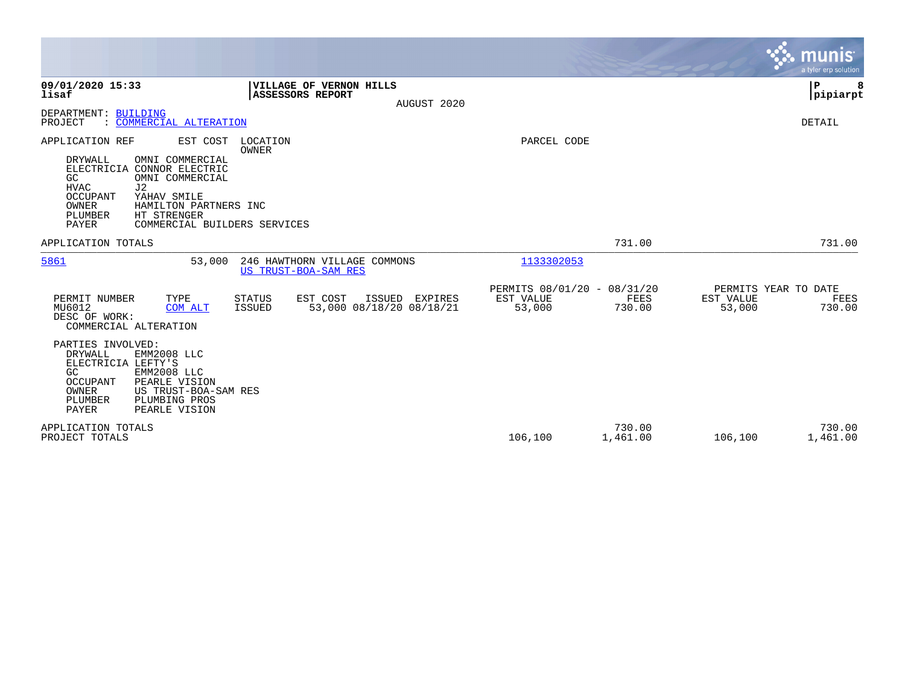**09/01/2020 15:33**
**lisaf**

**VILLAGE OF VERNON HILLS**
**ASSESSORS REPORT**
AUGUST 2020

**P 8**
**pipiarpt**

DEPARTMENT: BUILDING
PROJECT : COMMERCIAL ALTERATION

DETAIL

| APPLICATION REF | EST COST | LOCATION / OWNER | PARCEL CODE |
|---|---|---|---|

PARTIES (continued):

- DRYWALL — OMNI COMMERCIAL
- ELECTRICIA — CONNOR ELECTRIC
- GC — OMNI COMMERCIAL
- HVAC — J2
- OCCUPANT — YAHAV SMILE
- OWNER — HAMILTON PARTNERS INC
- PLUMBER — HT STRENGER
- PAYER — COMMERCIAL BUILDERS SERVICES

| | | | |
|---|---|---|---|
| APPLICATION TOTALS | 731.00 | | 731.00 |

---

| APPLICATION REF | EST COST | LOCATION / OWNER | PARCEL CODE |
|---|---|---|---|
| 5861 | 53,000 | 246 HAWTHORN VILLAGE COMMONS / US TRUST-BOA-SAM RES | 1133302053 |

| PERMIT NUMBER | TYPE | STATUS | EST COST | ISSUED | EXPIRES | PERMITS 08/01/20 - 08/31/20 EST VALUE | PERMITS 08/01/20 - 08/31/20 FEES | PERMITS YEAR TO DATE EST VALUE | PERMITS YEAR TO DATE FEES |
|---|---|---|---|---|---|---|---|---|---|
| MU6012 | COM ALT | ISSUED | 53,000 | 08/18/20 | 08/18/21 | 53,000 | 730.00 | 53,000 | 730.00 |

DESC OF WORK:
COMMERCIAL ALTERATION

PARTIES INVOLVED:

- DRYWALL — EMM2008 LLC
- ELECTRICIA — LEFTY'S
- GC — EMM2008 LLC
- OCCUPANT — PEARLE VISION
- OWNER — US TRUST-BOA-SAM RES
- PLUMBER — PLUMBING PROS
- PAYER — PEARLE VISION

| | EST VALUE | FEES | YTD EST VALUE | YTD FEES |
|---|---|---|---|---|
| APPLICATION TOTALS | | 730.00 | | 730.00 |
| PROJECT TOTALS | 106,100 | 1,461.00 | 106,100 | 1,461.00 |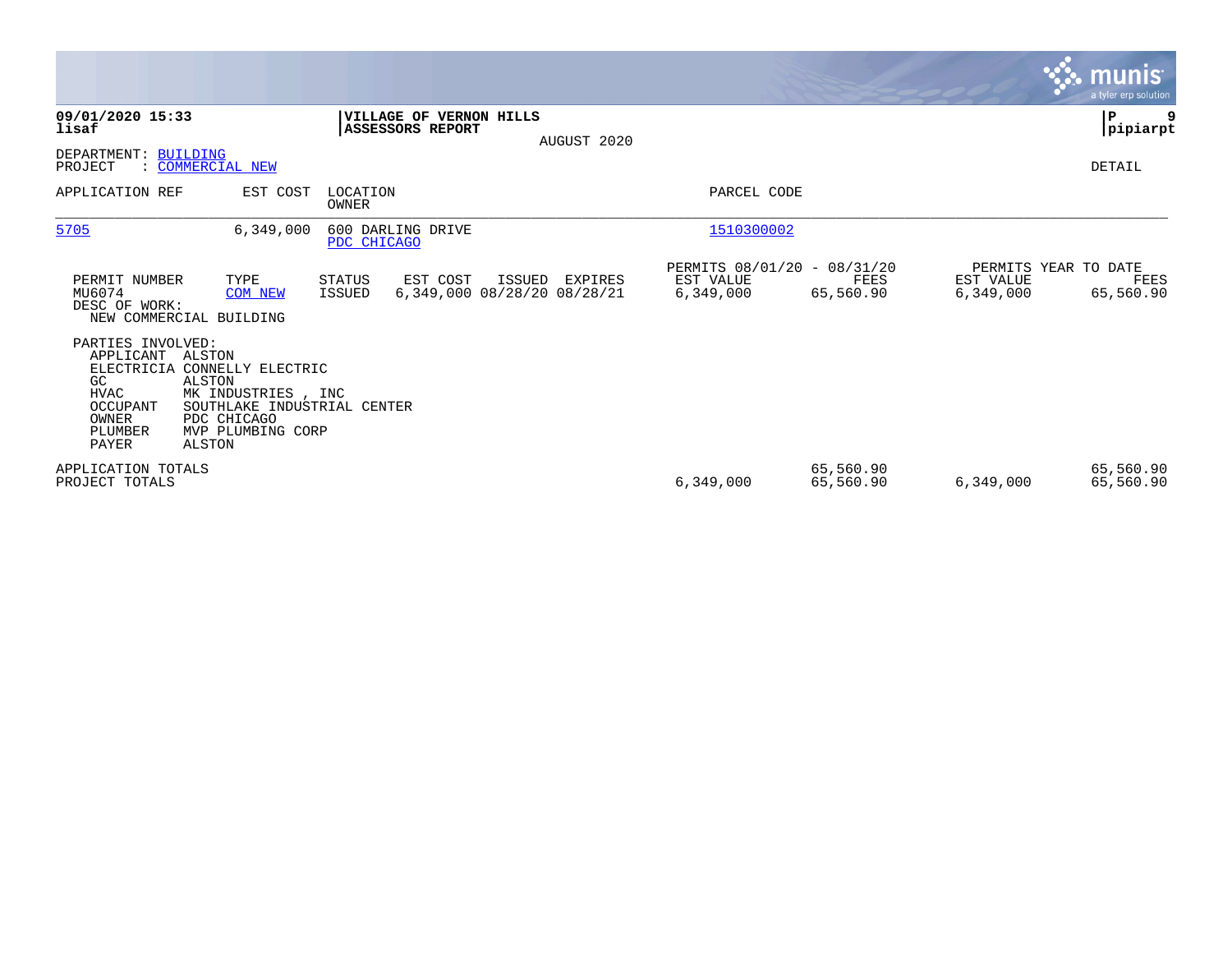**09/01/2020 15:33**
**lisaf**

**VILLAGE OF VERNON HILLS**
**ASSESSORS REPORT**

AUGUST 2020

**P 9**
**pipiarpt**

DEPARTMENT: BUILDING
PROJECT : COMMERCIAL NEW

DETAIL

| APPLICATION REF | EST COST | LOCATION / OWNER | PARCEL CODE |
|---|---|---|---|
| 5705 | 6,349,000 | 600 DARLING DRIVE / PDC CHICAGO | 1510300002 |

| PERMIT NUMBER | TYPE | STATUS | EST COST | ISSUED | EXPIRES | PERMITS 08/01/20 - 08/31/20 EST VALUE | FEES | PERMITS YEAR TO DATE EST VALUE | FEES |
|---|---|---|---|---|---|---|---|---|---|
| MU6074 | COM NEW | ISSUED | 6,349,000 | 08/28/20 | 08/28/21 | 6,349,000 | 65,560.90 | 6,349,000 | 65,560.90 |

DESC OF WORK:
NEW COMMERCIAL BUILDING

PARTIES INVOLVED:

| Role | Party |
|---|---|
| APPLICANT | ALSTON |
| ELECTRICIA | CONNELLY ELECTRIC |
| GC | ALSTON |
| HVAC | MK INDUSTRIES , INC |
| OCCUPANT | SOUTHLAKE INDUSTRIAL CENTER |
| OWNER | PDC CHICAGO |
| PLUMBER | MVP PLUMBING CORP |
| PAYER | ALSTON |

| | EST VALUE | FEES | YTD EST VALUE | YTD FEES |
|---|---|---|---|---|
| APPLICATION TOTALS | | 65,560.90 | | 65,560.90 |
| PROJECT TOTALS | 6,349,000 | 65,560.90 | 6,349,000 | 65,560.90 |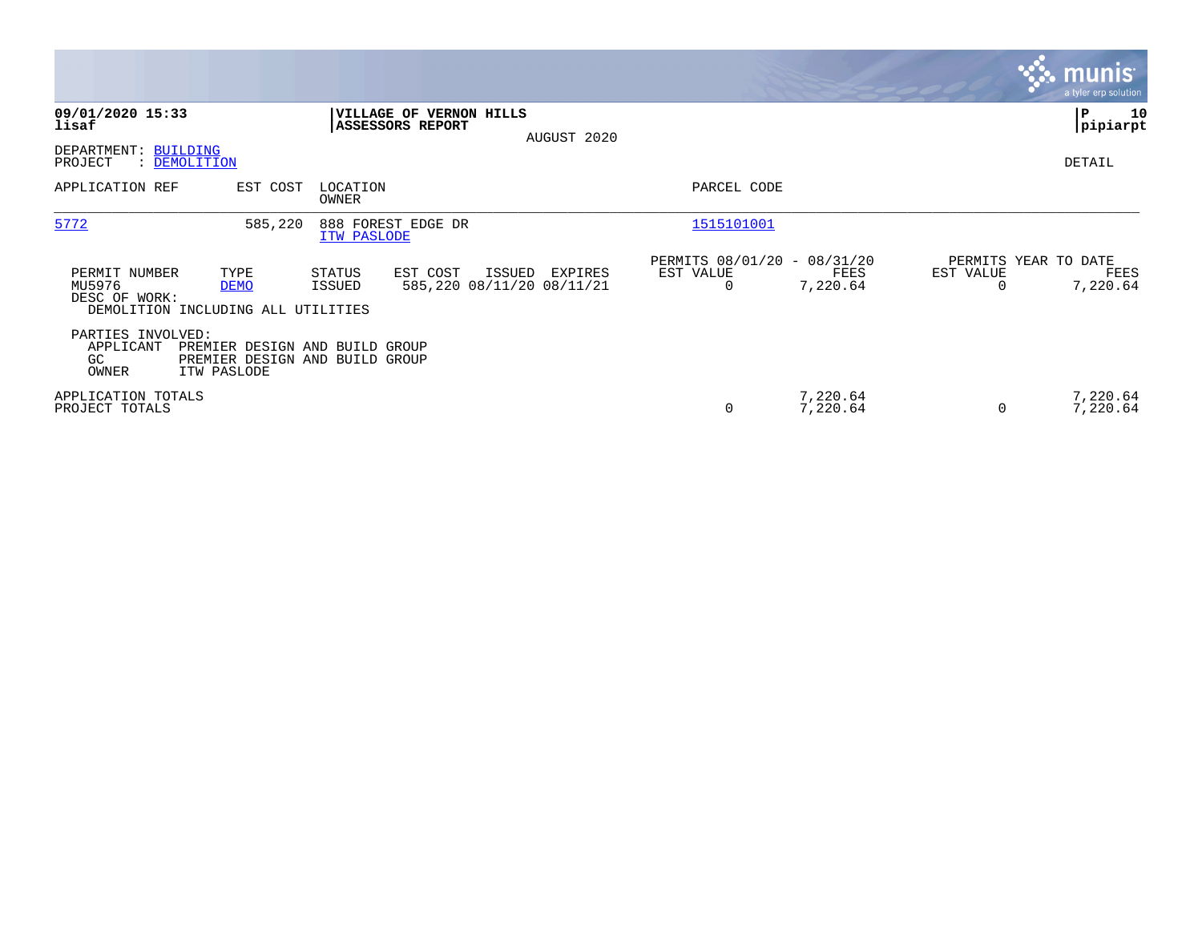**09/01/2020 15:33**
**lisaf**

**VILLAGE OF VERNON HILLS**
**ASSESSORS REPORT**

AUGUST 2020

**P 10**
**pipiarpt**

DEPARTMENT: BUILDING
PROJECT : DEMOLITION

DETAIL

| APPLICATION REF | EST COST | LOCATION / OWNER | PARCEL CODE |
|---|---|---|---|
| 5772 | 585,220 | 888 FOREST EDGE DR / ITW PASLODE | 1515101001 |

| PERMIT NUMBER | TYPE | STATUS | EST COST | ISSUED | EXPIRES | PERMITS 08/01/20 - 08/31/20 EST VALUE | FEES | PERMITS YEAR TO DATE EST VALUE | FEES |
|---|---|---|---|---|---|---|---|---|---|
| MU5976 | DEMO | ISSUED | 585,220 | 08/11/20 | 08/11/21 | 0 | 7,220.64 | 0 | 7,220.64 |

DESC OF WORK:
DEMOLITION INCLUDING ALL UTILITIES

PARTIES INVOLVED:
APPLICANT PREMIER DESIGN AND BUILD GROUP
GC PREMIER DESIGN AND BUILD GROUP
OWNER ITW PASLODE

| | EST VALUE | FEES | EST VALUE (YTD) | FEES (YTD) |
|---|---|---|---|---|
| APPLICATION TOTALS | | 7,220.64 | | 7,220.64 |
| PROJECT TOTALS | 0 | 7,220.64 | 0 | 7,220.64 |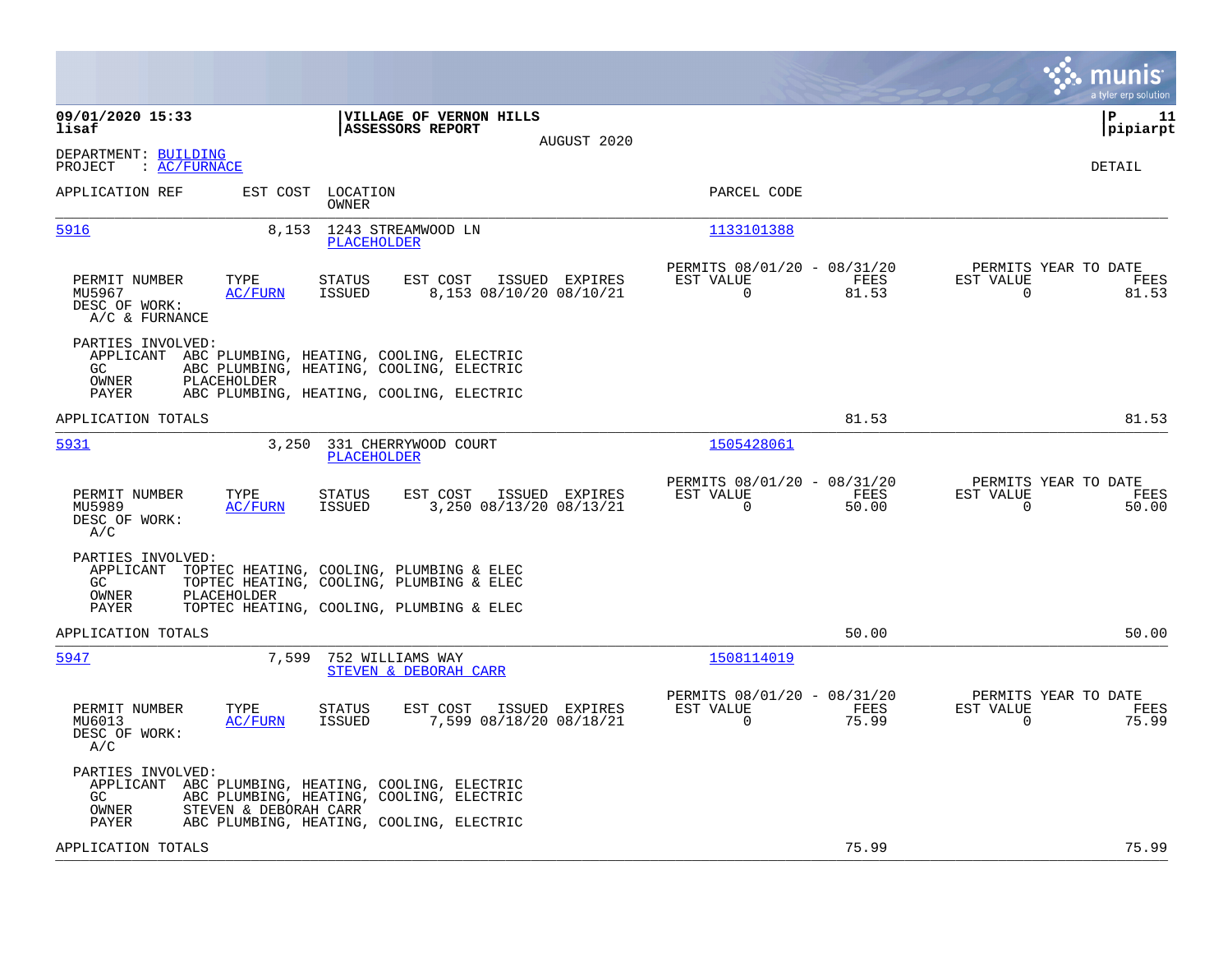**09/01/2020 15:33**
**lisaf**

**VILLAGE OF VERNON HILLS**
**ASSESSORS REPORT**
AUGUST 2020

**P 11**
**pipiarpt**

DEPARTMENT: BUILDING
PROJECT : AC/FURNACE

DETAIL

| APPLICATION REF | EST COST | LOCATION / OWNER | PARCEL CODE |
|---|---|---|---|
| 5916 | 8,153 | 1243 STREAMWOOD LN / PLACEHOLDER | 1133101388 |

| PERMIT NUMBER | TYPE | STATUS | EST COST | ISSUED | EXPIRES | PERMITS 08/01/20 - 08/31/20 EST VALUE | FEES | PERMITS YEAR TO DATE EST VALUE | FEES |
|---|---|---|---|---|---|---|---|---|---|
| MU5967 | AC/FURN | ISSUED | 8,153 | 08/10/20 | 08/10/21 | 0 | 81.53 | 0 | 81.53 |

DESC OF WORK:
A/C & FURNACE

PARTIES INVOLVED:
- APPLICANT ABC PLUMBING, HEATING, COOLING, ELECTRIC
- GC ABC PLUMBING, HEATING, COOLING, ELECTRIC
- OWNER PLACEHOLDER
- PAYER ABC PLUMBING, HEATING, COOLING, ELECTRIC

APPLICATION TOTALS: 81.53 | 81.53

| APPLICATION REF | EST COST | LOCATION / OWNER | PARCEL CODE |
|---|---|---|---|
| 5931 | 3,250 | 331 CHERRYWOOD COURT / PLACEHOLDER | 1505428061 |

| PERMIT NUMBER | TYPE | STATUS | EST COST | ISSUED | EXPIRES | PERMITS 08/01/20 - 08/31/20 EST VALUE | FEES | PERMITS YEAR TO DATE EST VALUE | FEES |
|---|---|---|---|---|---|---|---|---|---|
| MU5989 | AC/FURN | ISSUED | 3,250 | 08/13/20 | 08/13/21 | 0 | 50.00 | 0 | 50.00 |

DESC OF WORK:
A/C

PARTIES INVOLVED:
- APPLICANT TOPTEC HEATING, COOLING, PLUMBING & ELEC
- GC TOPTEC HEATING, COOLING, PLUMBING & ELEC
- OWNER PLACEHOLDER
- PAYER TOPTEC HEATING, COOLING, PLUMBING & ELEC

APPLICATION TOTALS: 50.00 | 50.00

| APPLICATION REF | EST COST | LOCATION / OWNER | PARCEL CODE |
|---|---|---|---|
| 5947 | 7,599 | 752 WILLIAMS WAY / STEVEN & DEBORAH CARR | 1508114019 |

| PERMIT NUMBER | TYPE | STATUS | EST COST | ISSUED | EXPIRES | PERMITS 08/01/20 - 08/31/20 EST VALUE | FEES | PERMITS YEAR TO DATE EST VALUE | FEES |
|---|---|---|---|---|---|---|---|---|---|
| MU6013 | AC/FURN | ISSUED | 7,599 | 08/18/20 | 08/18/21 | 0 | 75.99 | 0 | 75.99 |

DESC OF WORK:
A/C

PARTIES INVOLVED:
- APPLICANT ABC PLUMBING, HEATING, COOLING, ELECTRIC
- GC ABC PLUMBING, HEATING, COOLING, ELECTRIC
- OWNER STEVEN & DEBORAH CARR
- PAYER ABC PLUMBING, HEATING, COOLING, ELECTRIC

APPLICATION TOTALS: 75.99 | 75.99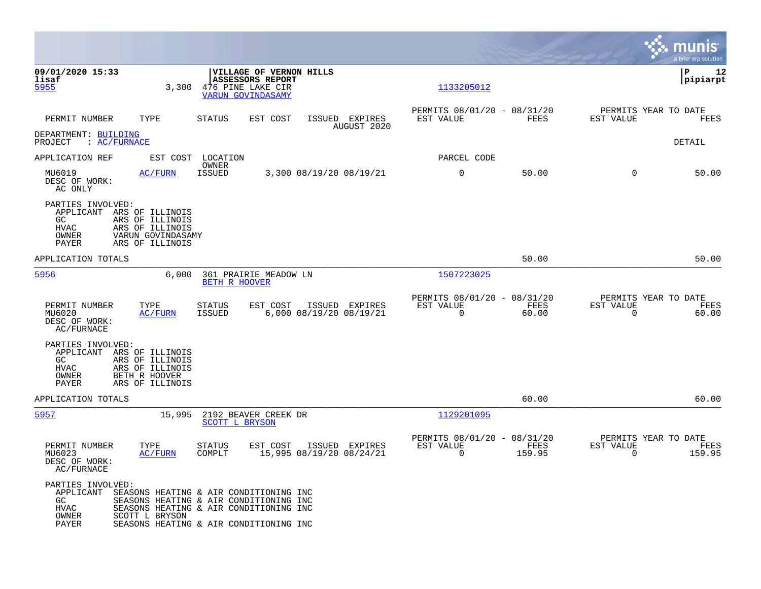09/01/2020 15:33 | VILLAGE OF VERNON HILLS | P 12
lisaf | ASSESSORS REPORT | pipiarpt

5955 &nbsp;&nbsp; 3,300 &nbsp;&nbsp; 476 PINE LAKE CIR &nbsp;&nbsp; 1133205012
VARUN GOVINDASAMY

| PERMIT NUMBER | TYPE | STATUS | EST COST | ISSUED | EXPIRES | PERMITS 08/01/20 - 08/31/20 EST VALUE | FEES | PERMITS YEAR TO DATE EST VALUE | FEES |
|---|---|---|---|---|---|---|---|---|---|

AUGUST 2020

DEPARTMENT: BUILDING
PROJECT : AC/FURNACE &nbsp;&nbsp; DETAIL

APPLICATION REF &nbsp; EST COST &nbsp; LOCATION / OWNER &nbsp; PARCEL CODE

| PERMIT NUMBER | TYPE | STATUS | EST COST | ISSUED | EXPIRES | EST VALUE | FEES | YTD EST VALUE | YTD FEES |
|---|---|---|---|---|---|---|---|---|---|
| MU6019 | AC/FURN | ISSUED | 3,300 | 08/19/20 | 08/19/21 | 0 | 50.00 | 0 | 50.00 |

DESC OF WORK:
AC ONLY

PARTIES INVOLVED:
- APPLICANT ARS OF ILLINOIS
- GC ARS OF ILLINOIS
- HVAC ARS OF ILLINOIS
- OWNER VARUN GOVINDASAMY
- PAYER ARS OF ILLINOIS

APPLICATION TOTALS &nbsp; 50.00 &nbsp; 50.00

---

5956 &nbsp;&nbsp; 6,000 &nbsp;&nbsp; 361 PRAIRIE MEADOW LN &nbsp;&nbsp; 1507223025
BETH R HOOVER

| PERMIT NUMBER | TYPE | STATUS | EST COST | ISSUED | EXPIRES | PERMITS 08/01/20 - 08/31/20 EST VALUE | FEES | PERMITS YEAR TO DATE EST VALUE | FEES |
|---|---|---|---|---|---|---|---|---|---|
| MU6020 | AC/FURN | ISSUED | 6,000 | 08/19/20 | 08/19/21 | 0 | 60.00 | 0 | 60.00 |

DESC OF WORK:
AC/FURNACE

PARTIES INVOLVED:
- APPLICANT ARS OF ILLINOIS
- GC ARS OF ILLINOIS
- HVAC ARS OF ILLINOIS
- OWNER BETH R HOOVER
- PAYER ARS OF ILLINOIS

APPLICATION TOTALS &nbsp; 60.00 &nbsp; 60.00

---

5957 &nbsp;&nbsp; 15,995 &nbsp;&nbsp; 2192 BEAVER CREEK DR &nbsp;&nbsp; 1129201095
SCOTT L BRYSON

| PERMIT NUMBER | TYPE | STATUS | EST COST | ISSUED | EXPIRES | PERMITS 08/01/20 - 08/31/20 EST VALUE | FEES | PERMITS YEAR TO DATE EST VALUE | FEES |
|---|---|---|---|---|---|---|---|---|---|
| MU6023 | AC/FURN | COMPLT | 15,995 | 08/19/20 | 08/24/21 | 0 | 159.95 | 0 | 159.95 |

DESC OF WORK:
AC/FURNACE

PARTIES INVOLVED:
- APPLICANT SEASONS HEATING & AIR CONDITIONING INC
- GC SEASONS HEATING & AIR CONDITIONING INC
- HVAC SEASONS HEATING & AIR CONDITIONING INC
- OWNER SCOTT L BRYSON
- PAYER SEASONS HEATING & AIR CONDITIONING INC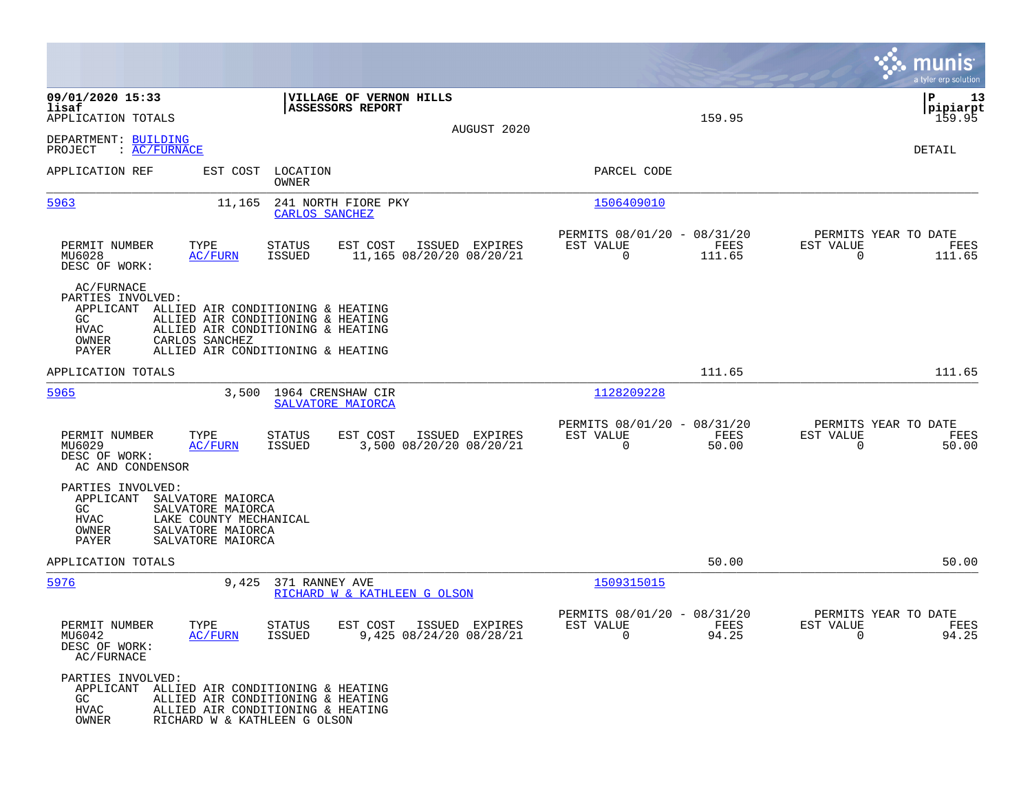**09/01/2020 15:33** | **VILLAGE OF VERNON HILLS** | **P 13**
**lisaf** | **ASSESSORS REPORT** | **pipiarpt**

APPLICATION TOTALS 159.95 159.95

AUGUST 2020

DEPARTMENT: BUILDING
PROJECT : AC/FURNACE

DETAIL

| APPLICATION REF | EST COST | LOCATION / OWNER | PARCEL CODE |
|---|---|---|---|
| 5963 | 11,165 | 241 NORTH FIORE PKY / CARLOS SANCHEZ | 1506409010 |

| PERMIT NUMBER | TYPE | STATUS | EST COST | ISSUED | EXPIRES | PERMITS 08/01/20 - 08/31/20 EST VALUE | FEES | PERMITS YEAR TO DATE EST VALUE | FEES |
|---|---|---|---|---|---|---|---|---|---|
| MU6028 | AC/FURN | ISSUED | 11,165 | 08/20/20 | 08/20/21 | 0 | 111.65 | 0 | 111.65 |

DESC OF WORK:
AC/FURNACE

PARTIES INVOLVED:
- APPLICANT ALLIED AIR CONDITIONING & HEATING
- GC ALLIED AIR CONDITIONING & HEATING
- HVAC ALLIED AIR CONDITIONING & HEATING
- OWNER CARLOS SANCHEZ
- PAYER ALLIED AIR CONDITIONING & HEATING

APPLICATION TOTALS 111.65 111.65

| APPLICATION REF | EST COST | LOCATION / OWNER | PARCEL CODE |
|---|---|---|---|
| 5965 | 3,500 | 1964 CRENSHAW CIR / SALVATORE MAIORCA | 1128209228 |

| PERMIT NUMBER | TYPE | STATUS | EST COST | ISSUED | EXPIRES | PERMITS 08/01/20 - 08/31/20 EST VALUE | FEES | PERMITS YEAR TO DATE EST VALUE | FEES |
|---|---|---|---|---|---|---|---|---|---|
| MU6029 | AC/FURN | ISSUED | 3,500 | 08/20/20 | 08/20/21 | 0 | 50.00 | 0 | 50.00 |

DESC OF WORK:
AC AND CONDENSOR

PARTIES INVOLVED:
- APPLICANT SALVATORE MAIORCA
- GC SALVATORE MAIORCA
- HVAC LAKE COUNTY MECHANICAL
- OWNER SALVATORE MAIORCA
- PAYER SALVATORE MAIORCA

APPLICATION TOTALS 50.00 50.00

| APPLICATION REF | EST COST | LOCATION / OWNER | PARCEL CODE |
|---|---|---|---|
| 5976 | 9,425 | 371 RANNEY AVE / RICHARD W & KATHLEEN G OLSON | 1509315015 |

| PERMIT NUMBER | TYPE | STATUS | EST COST | ISSUED | EXPIRES | PERMITS 08/01/20 - 08/31/20 EST VALUE | FEES | PERMITS YEAR TO DATE EST VALUE | FEES |
|---|---|---|---|---|---|---|---|---|---|
| MU6042 | AC/FURN | ISSUED | 9,425 | 08/24/20 | 08/28/21 | 0 | 94.25 | 0 | 94.25 |

DESC OF WORK:
AC/FURNACE

PARTIES INVOLVED:
- APPLICANT ALLIED AIR CONDITIONING & HEATING
- GC ALLIED AIR CONDITIONING & HEATING
- HVAC ALLIED AIR CONDITIONING & HEATING
- OWNER RICHARD W & KATHLEEN G OLSON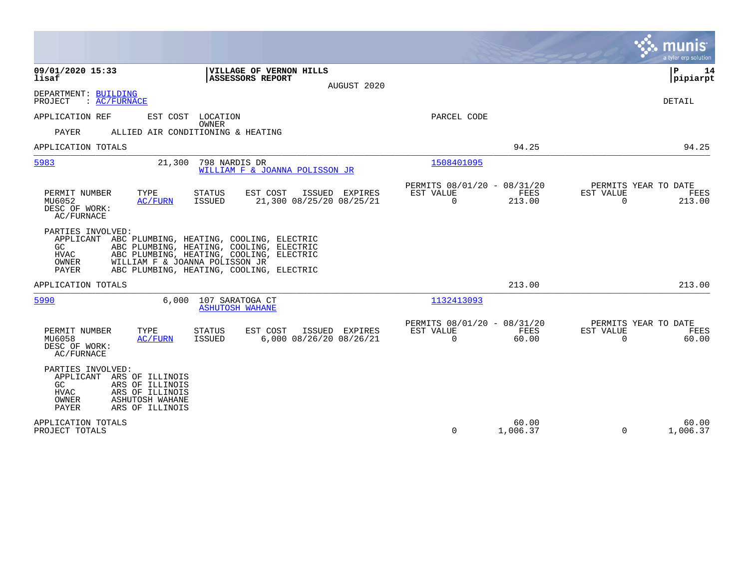**09/01/2020 15:33**
**lisaf**

**VILLAGE OF VERNON HILLS**
**ASSESSORS REPORT**
AUGUST 2020

**P 14**
**pipiarpt**

DEPARTMENT: BUILDING
PROJECT : AC/FURNACE

DETAIL

| APPLICATION REF | EST COST | LOCATION / OWNER | PARCEL CODE |
|---|---|---|---|

PAYER ALLIED AIR CONDITIONING & HEATING

| | Permits 08/01/20 - 08/31/20 FEES | Permits Year to Date FEES |
|---|---|---|
| APPLICATION TOTALS | 94.25 | 94.25 |

---

**5983** — 21,300 — 798 NARDIS DR — WILLIAM F & JOANNA POLISSON JR — Parcel 1508401095

| PERMIT NUMBER | TYPE | STATUS | EST COST | ISSUED | EXPIRES | PERMITS 08/01/20 - 08/31/20 EST VALUE | FEES | PERMITS YEAR TO DATE EST VALUE | FEES |
|---|---|---|---|---|---|---|---|---|---|
| MU6052 | AC/FURN | ISSUED | 21,300 | 08/25/20 | 08/25/21 | 0 | 213.00 | 0 | 213.00 |

DESC OF WORK:
AC/FURNACE

PARTIES INVOLVED:
- APPLICANT ABC PLUMBING, HEATING, COOLING, ELECTRIC
- GC ABC PLUMBING, HEATING, COOLING, ELECTRIC
- HVAC ABC PLUMBING, HEATING, COOLING, ELECTRIC
- OWNER WILLIAM F & JOANNA POLISSON JR
- PAYER ABC PLUMBING, HEATING, COOLING, ELECTRIC

| | FEES | FEES |
|---|---|---|
| APPLICATION TOTALS | 213.00 | 213.00 |

---

**5990** — 6,000 — 107 SARATOGA CT — ASHUTOSH WAHANE — Parcel 1132413093

| PERMIT NUMBER | TYPE | STATUS | EST COST | ISSUED | EXPIRES | PERMITS 08/01/20 - 08/31/20 EST VALUE | FEES | PERMITS YEAR TO DATE EST VALUE | FEES |
|---|---|---|---|---|---|---|---|---|---|
| MU6058 | AC/FURN | ISSUED | 6,000 | 08/26/20 | 08/26/21 | 0 | 60.00 | 0 | 60.00 |

DESC OF WORK:
AC/FURNACE

PARTIES INVOLVED:
- APPLICANT ARS OF ILLINOIS
- GC ARS OF ILLINOIS
- HVAC ARS OF ILLINOIS
- OWNER ASHUTOSH WAHANE
- PAYER ARS OF ILLINOIS

| | EST VALUE | FEES | EST VALUE | FEES |
|---|---|---|---|---|
| APPLICATION TOTALS | | 60.00 | | 60.00 |
| PROJECT TOTALS | 0 | 1,006.37 | 0 | 1,006.37 |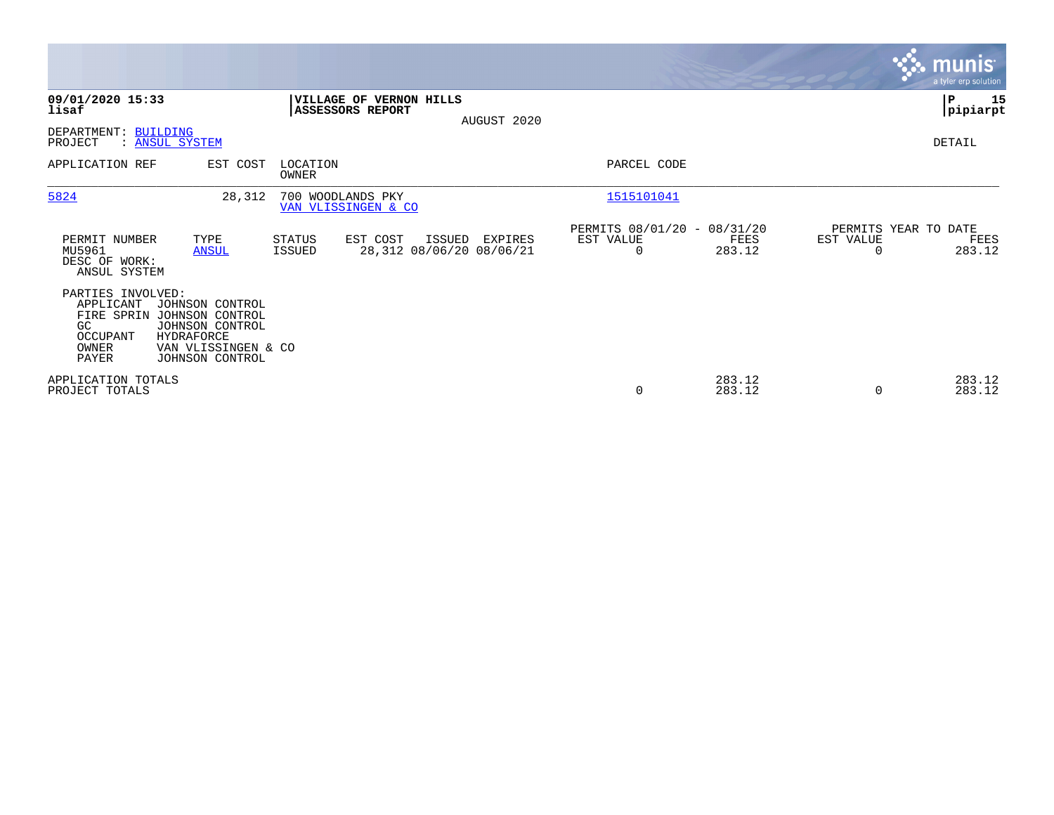**09/01/2020 15:33**
**lisaf**

**VILLAGE OF VERNON HILLS**
**ASSESSORS REPORT**
AUGUST 2020

**P 15**
**pipiarpt**

DEPARTMENT: BUILDING
PROJECT : ANSUL SYSTEM

DETAIL

| APPLICATION REF | EST COST | LOCATION / OWNER | PARCEL CODE |
|---|---|---|---|
| 5824 | 28,312 | 700 WOODLANDS PKY / VAN VLISSINGEN & CO | 1515101041 |

| PERMIT NUMBER | TYPE | STATUS | EST COST | ISSUED | EXPIRES | PERMITS 08/01/20 - 08/31/20 EST VALUE | FEES | PERMITS YEAR TO DATE EST VALUE | FEES |
|---|---|---|---|---|---|---|---|---|---|
| MU5961 | ANSUL | ISSUED | 28,312 | 08/06/20 | 08/06/21 | 0 | 283.12 | 0 | 283.12 |

DESC OF WORK:
ANSUL SYSTEM

PARTIES INVOLVED:

| Role | Party |
|---|---|
| APPLICANT | JOHNSON CONTROL |
| FIRE SPRIN | JOHNSON CONTROL |
| GC | JOHNSON CONTROL |
| OCCUPANT | HYDRAFORCE |
| OWNER | VAN VLISSINGEN & CO |
| PAYER | JOHNSON CONTROL |

| | EST VALUE | FEES | YTD EST VALUE | YTD FEES |
|---|---|---|---|---|
| APPLICATION TOTALS | | 283.12 | | 283.12 |
| PROJECT TOTALS | 0 | 283.12 | 0 | 283.12 |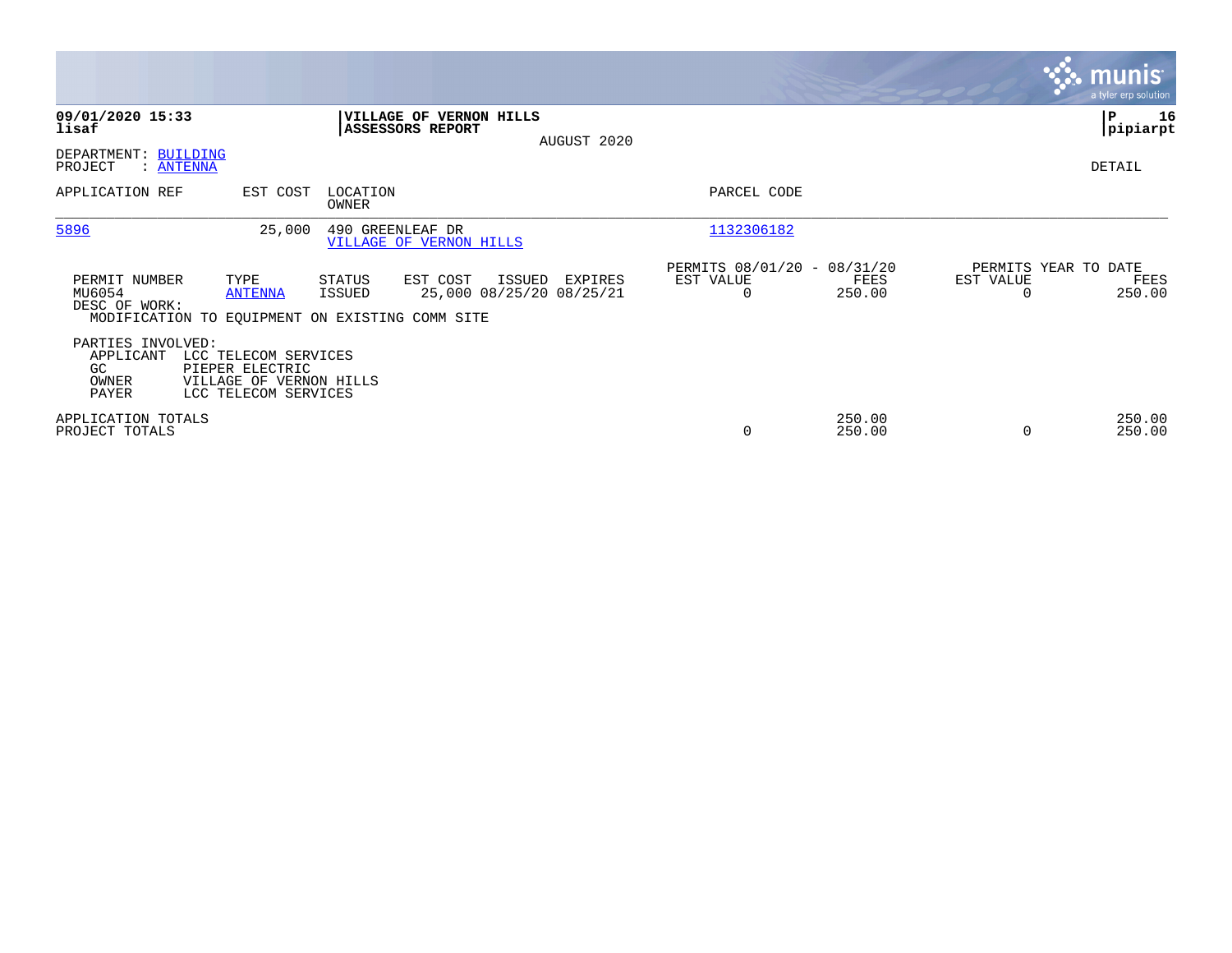**09/01/2020 15:33**
**lisaf**

**VILLAGE OF VERNON HILLS**
**ASSESSORS REPORT**

AUGUST 2020

**P 16**
**pipiarpt**

DEPARTMENT: BUILDING
PROJECT : ANTENNA

DETAIL

| APPLICATION REF | EST COST | LOCATION / OWNER | PARCEL CODE |
|---|---|---|---|
| 5896 | 25,000 | 490 GREENLEAF DR / VILLAGE OF VERNON HILLS | 1132306182 |

| PERMIT NUMBER | TYPE | STATUS | EST COST | ISSUED | EXPIRES | PERMITS 08/01/20 - 08/31/20 EST VALUE | FEES | PERMITS YEAR TO DATE EST VALUE | FEES |
|---|---|---|---|---|---|---|---|---|---|
| MU6054 | ANTENNA | ISSUED | 25,000 | 08/25/20 | 08/25/21 | 0 | 250.00 | 0 | 250.00 |

DESC OF WORK:
MODIFICATION TO EQUIPMENT ON EXISTING COMM SITE

PARTIES INVOLVED:
- APPLICANT LCC TELECOM SERVICES
- GC PIEPER ELECTRIC
- OWNER VILLAGE OF VERNON HILLS
- PAYER LCC TELECOM SERVICES

| | EST VALUE | FEES | YTD EST VALUE | YTD FEES |
|---|---|---|---|---|
| APPLICATION TOTALS | | 250.00 | | 250.00 |
| PROJECT TOTALS | 0 | 250.00 | 0 | 250.00 |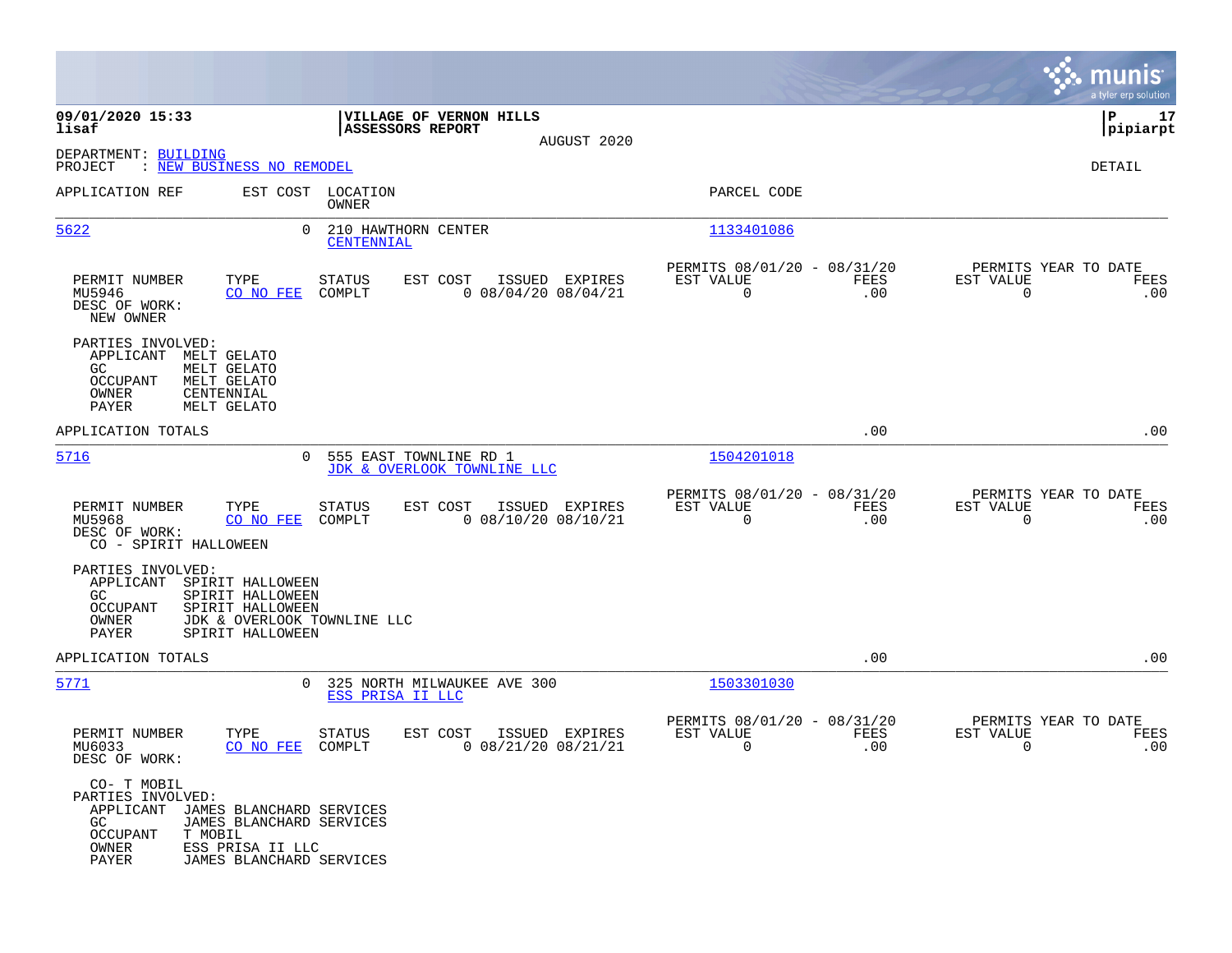**09/01/2020 15:33** — **VILLAGE OF VERNON HILLS** — **ASSESSORS REPORT** — AUGUST 2020
**lisaf** — **pipiarpt**

DEPARTMENT: BUILDING
PROJECT : NEW BUSINESS NO REMODEL

DETAIL

| APPLICATION REF | EST COST | LOCATION / OWNER | PARCEL CODE |
|---|---|---|---|
| 5622 | 0 | 210 HAWTHORN CENTER / CENTENNIAL | 1133401086 |

| PERMIT NUMBER | TYPE | STATUS | EST COST | ISSUED | EXPIRES | PERMITS 08/01/20 - 08/31/20 EST VALUE | FEES | PERMITS YEAR TO DATE EST VALUE | FEES |
|---|---|---|---|---|---|---|---|---|---|
| MU5946 | CO NO FEE | COMPLT | 0 | 08/04/20 | 08/04/21 | 0 | .00 | 0 | .00 |

DESC OF WORK:
NEW OWNER

PARTIES INVOLVED:
- APPLICANT MELT GELATO
- GC MELT GELATO
- OCCUPANT MELT GELATO
- OWNER CENTENNIAL
- PAYER MELT GELATO

APPLICATION TOTALS .00 .00

| APPLICATION REF | EST COST | LOCATION / OWNER | PARCEL CODE |
|---|---|---|---|
| 5716 | 0 | 555 EAST TOWNLINE RD 1 / JDK & OVERLOOK TOWNLINE LLC | 1504201018 |

| PERMIT NUMBER | TYPE | STATUS | EST COST | ISSUED | EXPIRES | PERMITS 08/01/20 - 08/31/20 EST VALUE | FEES | PERMITS YEAR TO DATE EST VALUE | FEES |
|---|---|---|---|---|---|---|---|---|---|
| MU5968 | CO NO FEE | COMPLT | 0 | 08/10/20 | 08/10/21 | 0 | .00 | 0 | .00 |

DESC OF WORK:
CO - SPIRIT HALLOWEEN

PARTIES INVOLVED:
- APPLICANT SPIRIT HALLOWEEN
- GC SPIRIT HALLOWEEN
- OCCUPANT SPIRIT HALLOWEEN
- OWNER JDK & OVERLOOK TOWNLINE LLC
- PAYER SPIRIT HALLOWEEN

APPLICATION TOTALS .00 .00

| APPLICATION REF | EST COST | LOCATION / OWNER | PARCEL CODE |
|---|---|---|---|
| 5771 | 0 | 325 NORTH MILWAUKEE AVE 300 / ESS PRISA II LLC | 1503301030 |

| PERMIT NUMBER | TYPE | STATUS | EST COST | ISSUED | EXPIRES | PERMITS 08/01/20 - 08/31/20 EST VALUE | FEES | PERMITS YEAR TO DATE EST VALUE | FEES |
|---|---|---|---|---|---|---|---|---|---|
| MU6033 | CO NO FEE | COMPLT | 0 | 08/21/20 | 08/21/21 | 0 | .00 | 0 | .00 |

DESC OF WORK:
CO- T MOBIL

PARTIES INVOLVED:
- APPLICANT JAMES BLANCHARD SERVICES
- GC JAMES BLANCHARD SERVICES
- OCCUPANT T MOBIL
- OWNER ESS PRISA II LLC
- PAYER JAMES BLANCHARD SERVICES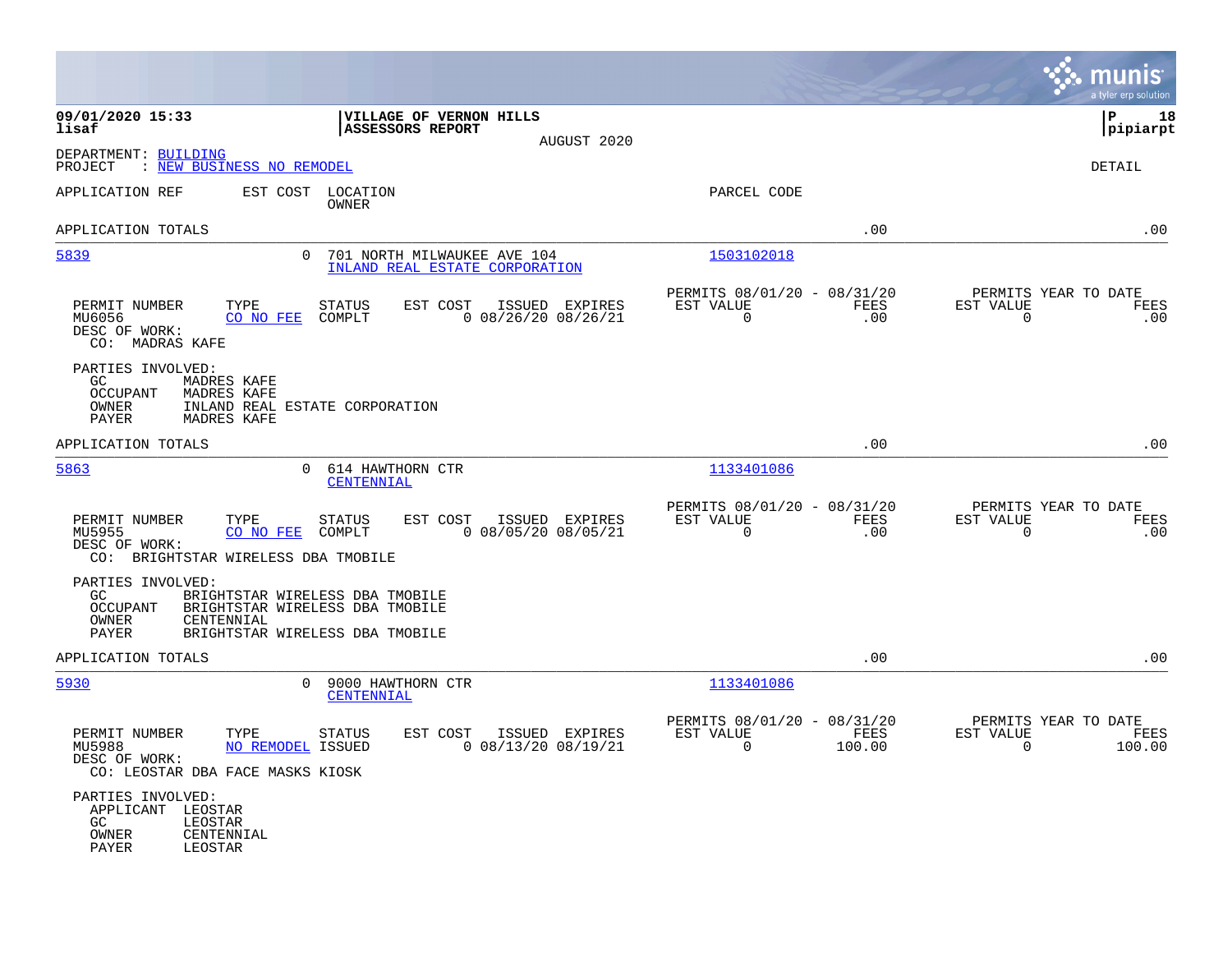**09/01/2020 15:33**
**lisaf**

**VILLAGE OF VERNON HILLS**
**ASSESSORS REPORT**
AUGUST 2020

**P 18**
**pipiarpt**

DEPARTMENT: BUILDING
PROJECT : NEW BUSINESS NO REMODEL

DETAIL

| APPLICATION REF | EST COST | LOCATION / OWNER | PARCEL CODE | | |
|---|---|---|---|---|---|
| APPLICATION TOTALS | | | | .00 | .00 |

---

**5839** — EST COST: 0 — 701 NORTH MILWAUKEE AVE 104 — INLAND REAL ESTATE CORPORATION — PARCEL CODE: 1503102018

| PERMIT NUMBER | TYPE | STATUS | EST COST | ISSUED | EXPIRES | PERMITS 08/01/20 - 08/31/20 EST VALUE | FEES | PERMITS YEAR TO DATE EST VALUE | FEES |
|---|---|---|---|---|---|---|---|---|---|
| MU6056 | CO NO FEE | COMPLT | 0 | 08/26/20 | 08/26/21 | 0 | .00 | 0 | .00 |

DESC OF WORK:
CO: MADRAS KAFE

PARTIES INVOLVED:
- GC: MADRES KAFE
- OCCUPANT: MADRES KAFE
- OWNER: INLAND REAL ESTATE CORPORATION
- PAYER: MADRES KAFE

APPLICATION TOTALS: .00 / .00

---

**5863** — EST COST: 0 — 614 HAWTHORN CTR — CENTENNIAL — PARCEL CODE: 1133401086

| PERMIT NUMBER | TYPE | STATUS | EST COST | ISSUED | EXPIRES | PERMITS 08/01/20 - 08/31/20 EST VALUE | FEES | PERMITS YEAR TO DATE EST VALUE | FEES |
|---|---|---|---|---|---|---|---|---|---|
| MU5955 | CO NO FEE | COMPLT | 0 | 08/05/20 | 08/05/21 | 0 | .00 | 0 | .00 |

DESC OF WORK:
CO: BRIGHTSTAR WIRELESS DBA TMOBILE

PARTIES INVOLVED:
- GC: BRIGHTSTAR WIRELESS DBA TMOBILE
- OCCUPANT: BRIGHTSTAR WIRELESS DBA TMOBILE
- OWNER: CENTENNIAL
- PAYER: BRIGHTSTAR WIRELESS DBA TMOBILE

APPLICATION TOTALS: .00 / .00

---

**5930** — EST COST: 0 — 9000 HAWTHORN CTR — CENTENNIAL — PARCEL CODE: 1133401086

| PERMIT NUMBER | TYPE | STATUS | EST COST | ISSUED | EXPIRES | PERMITS 08/01/20 - 08/31/20 EST VALUE | FEES | PERMITS YEAR TO DATE EST VALUE | FEES |
|---|---|---|---|---|---|---|---|---|---|
| MU5988 | NO REMODEL | ISSUED | 0 | 08/13/20 | 08/19/21 | 0 | 100.00 | 0 | 100.00 |

DESC OF WORK:
CO: LEOSTAR DBA FACE MASKS KIOSK

PARTIES INVOLVED:
- APPLICANT: LEOSTAR
- GC: LEOSTAR
- OWNER: CENTENNIAL
- PAYER: LEOSTAR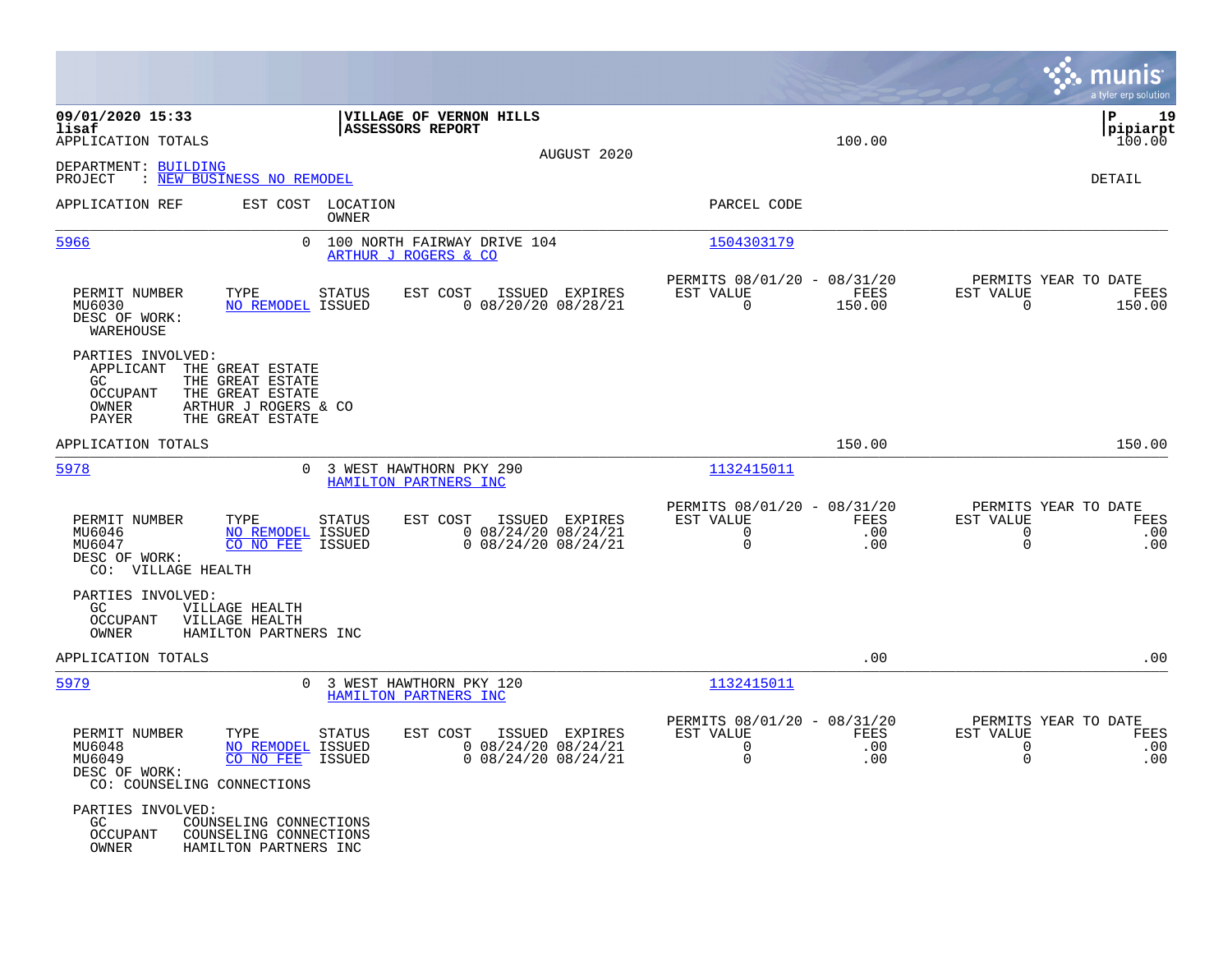09/01/2020 15:33
lisaf

**VILLAGE OF VERNON HILLS**
**ASSESSORS REPORT**

APPLICATION TOTALS 100.00 100.00

AUGUST 2020

DEPARTMENT: BUILDING
PROJECT : NEW BUSINESS NO REMODEL

DETAIL

| APPLICATION REF | EST COST | LOCATION / OWNER | PARCEL CODE |
|---|---|---|---|
| 5966 | 0 | 100 NORTH FAIRWAY DRIVE 104 / ARTHUR J ROGERS & CO | 1504303179 |

| PERMIT NUMBER | TYPE | STATUS | EST COST | ISSUED | EXPIRES | PERMITS 08/01/20 - 08/31/20 EST VALUE | FEES | PERMITS YEAR TO DATE EST VALUE | FEES |
|---|---|---|---|---|---|---|---|---|---|
| MU6030 | NO REMODEL | ISSUED | 0 | 08/20/20 | 08/28/21 | 0 | 150.00 | 0 | 150.00 |

DESC OF WORK:
WAREHOUSE

PARTIES INVOLVED:
APPLICANT THE GREAT ESTATE
GC THE GREAT ESTATE
OCCUPANT THE GREAT ESTATE
OWNER ARTHUR J ROGERS & CO
PAYER THE GREAT ESTATE

APPLICATION TOTALS 150.00 150.00

| APPLICATION REF | EST COST | LOCATION / OWNER | PARCEL CODE |
|---|---|---|---|
| 5978 | 0 | 3 WEST HAWTHORN PKY 290 / HAMILTON PARTNERS INC | 1132415011 |

| PERMIT NUMBER | TYPE | STATUS | EST COST | ISSUED | EXPIRES | PERMITS 08/01/20 - 08/31/20 EST VALUE | FEES | PERMITS YEAR TO DATE EST VALUE | FEES |
|---|---|---|---|---|---|---|---|---|---|
| MU6046 | NO REMODEL | ISSUED | 0 | 08/24/20 | 08/24/21 | 0 | .00 | 0 | .00 |
| MU6047 | CO NO FEE | ISSUED | 0 | 08/24/20 | 08/24/21 | 0 | .00 | 0 | .00 |

DESC OF WORK:
CO: VILLAGE HEALTH

PARTIES INVOLVED:
GC VILLAGE HEALTH
OCCUPANT VILLAGE HEALTH
OWNER HAMILTON PARTNERS INC

APPLICATION TOTALS .00 .00

| APPLICATION REF | EST COST | LOCATION / OWNER | PARCEL CODE |
|---|---|---|---|
| 5979 | 0 | 3 WEST HAWTHORN PKY 120 / HAMILTON PARTNERS INC | 1132415011 |

| PERMIT NUMBER | TYPE | STATUS | EST COST | ISSUED | EXPIRES | PERMITS 08/01/20 - 08/31/20 EST VALUE | FEES | PERMITS YEAR TO DATE EST VALUE | FEES |
|---|---|---|---|---|---|---|---|---|---|
| MU6048 | NO REMODEL | ISSUED | 0 | 08/24/20 | 08/24/21 | 0 | .00 | 0 | .00 |
| MU6049 | CO NO FEE | ISSUED | 0 | 08/24/20 | 08/24/21 | 0 | .00 | 0 | .00 |

DESC OF WORK:
CO: COUNSELING CONNECTIONS

PARTIES INVOLVED:
GC COUNSELING CONNECTIONS
OCCUPANT COUNSELING CONNECTIONS
OWNER HAMILTON PARTNERS INC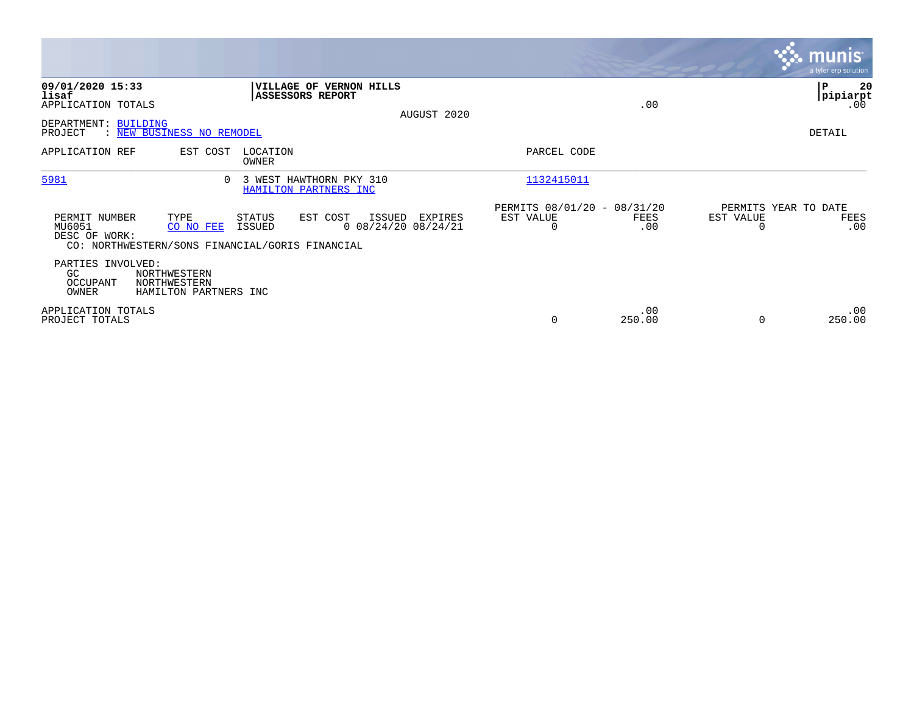**09/01/2020 15:33**
**lisaf**
APPLICATION TOTALS

**VILLAGE OF VERNON HILLS**
**ASSESSORS REPORT**

AUGUST 2020

.00

**P 20**
**pipiarpt**
.00

DEPARTMENT: BUILDING
PROJECT : NEW BUSINESS NO REMODEL

DETAIL

| APPLICATION REF | EST COST | LOCATION / OWNER | PARCEL CODE |
|---|---|---|---|
| 5981 | 0 | 3 WEST HAWTHORN PKY 310 / HAMILTON PARTNERS INC | 1132415011 |

| PERMIT NUMBER | TYPE | STATUS | EST COST | ISSUED | EXPIRES | PERMITS 08/01/20 - 08/31/20 EST VALUE | FEES | PERMITS YEAR TO DATE EST VALUE | FEES |
|---|---|---|---|---|---|---|---|---|---|
| MU6051 | CO NO FEE | ISSUED | 0 | 08/24/20 | 08/24/21 | 0 | .00 | 0 | .00 |

DESC OF WORK:
CO: NORTHWESTERN/SONS FINANCIAL/GORIS FINANCIAL

PARTIES INVOLVED:

| | |
|---|---|
| GC | NORTHWESTERN |
| OCCUPANT | NORTHWESTERN |
| OWNER | HAMILTON PARTNERS INC |

| | EST VALUE | FEES | EST VALUE | FEES |
|---|---|---|---|---|
| APPLICATION TOTALS | | .00 | | .00 |
| PROJECT TOTALS | 0 | 250.00 | 0 | 250.00 |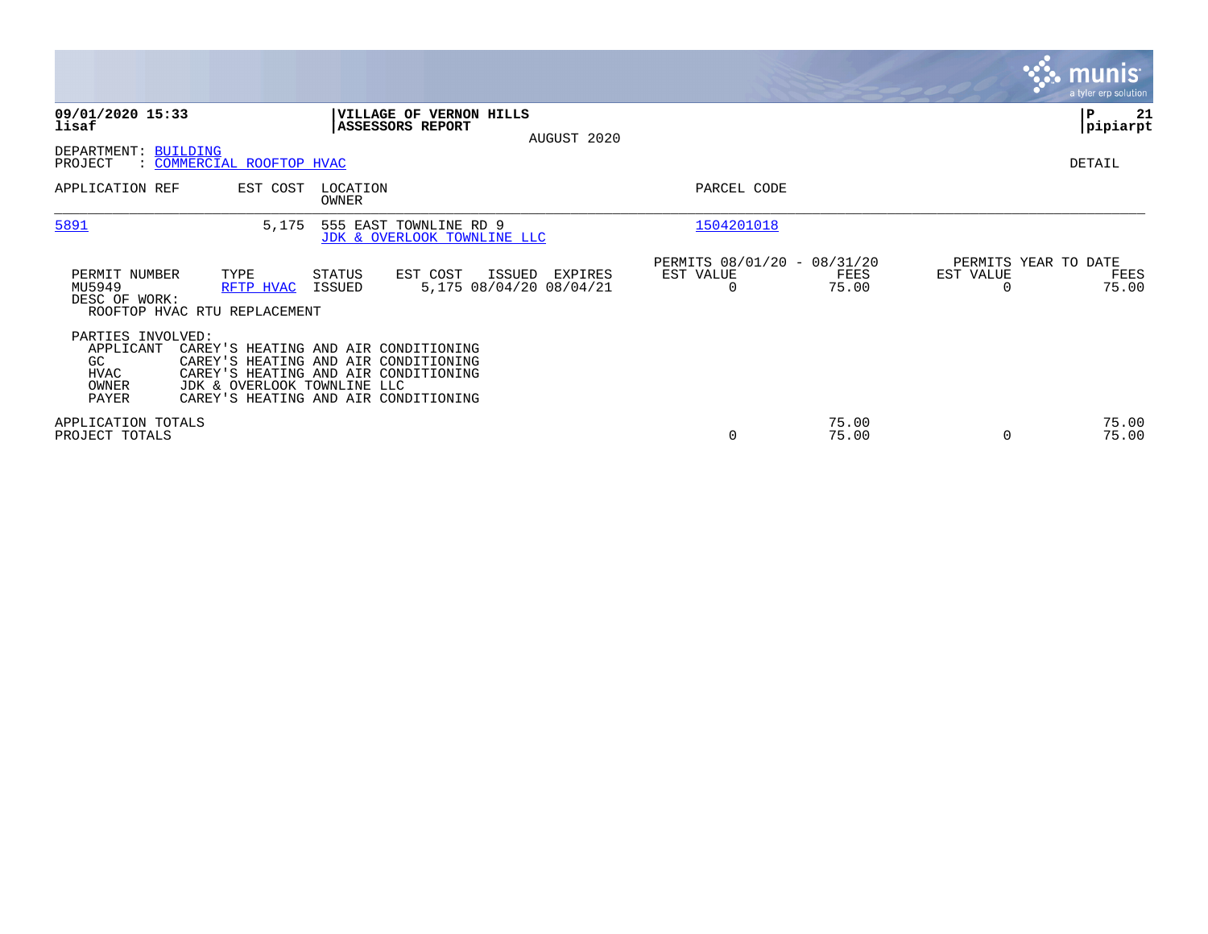**09/01/2020 15:33**
**lisaf**

**VILLAGE OF VERNON HILLS**
**ASSESSORS REPORT**

AUGUST 2020

DEPARTMENT: BUILDING
PROJECT : COMMERCIAL ROOFTOP HVAC

DETAIL

| APPLICATION REF | EST COST | LOCATION / OWNER | PARCEL CODE |
|---|---|---|---|
| 5891 | 5,175 | 555 EAST TOWNLINE RD 9<br>JDK & OVERLOOK TOWNLINE LLC | 1504201018 |

| PERMIT NUMBER | TYPE | STATUS | EST COST | ISSUED | EXPIRES | PERMITS 08/01/20 - 08/31/20 EST VALUE | FEES | PERMITS YEAR TO DATE EST VALUE | FEES |
|---|---|---|---|---|---|---|---|---|---|
| MU5949 | RFTP HVAC | ISSUED | 5,175 | 08/04/20 | 08/04/21 | 0 | 75.00 | 0 | 75.00 |

DESC OF WORK:
ROOFTOP HVAC RTU REPLACEMENT

PARTIES INVOLVED:

| Role | Party |
|---|---|
| APPLICANT | CAREY'S HEATING AND AIR CONDITIONING |
| GC | CAREY'S HEATING AND AIR CONDITIONING |
| HVAC | CAREY'S HEATING AND AIR CONDITIONING |
| OWNER | JDK & OVERLOOK TOWNLINE LLC |
| PAYER | CAREY'S HEATING AND AIR CONDITIONING |

| | PERIOD EST VALUE | PERIOD FEES | YTD EST VALUE | YTD FEES |
|---|---|---|---|---|
| APPLICATION TOTALS | | 75.00 | | 75.00 |
| PROJECT TOTALS | 0 | 75.00 | 0 | 75.00 |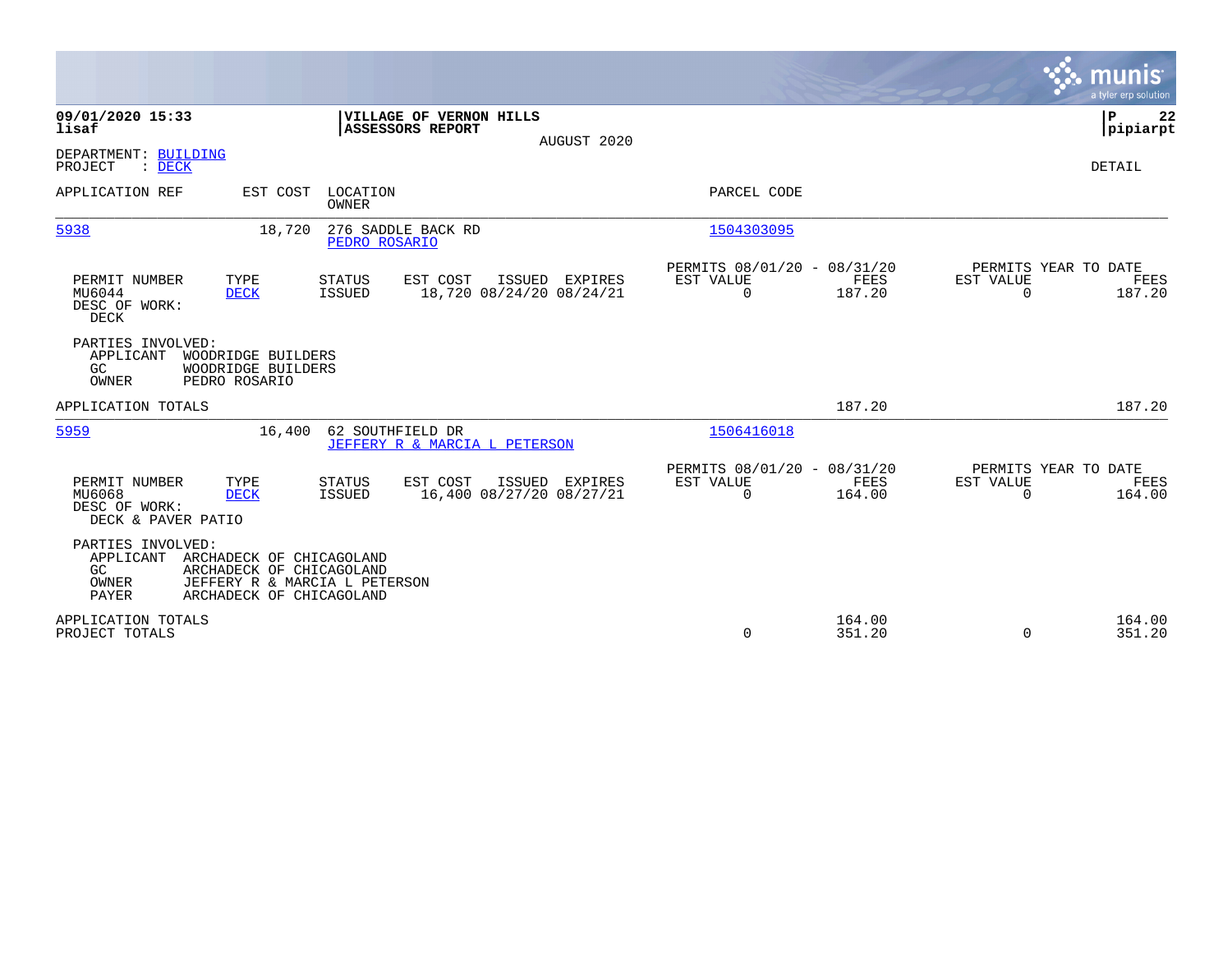**09/01/2020 15:33**
**lisaf**

**VILLAGE OF VERNON HILLS**
**ASSESSORS REPORT**

AUGUST 2020

**pipiarpt**

DEPARTMENT: BUILDING
PROJECT : DECK

DETAIL

| APPLICATION REF | EST COST | LOCATION / OWNER | PARCEL CODE |
|---|---|---|---|
| 5938 | 18,720 | 276 SADDLE BACK RD / PEDRO ROSARIO | 1504303095 |

| PERMIT NUMBER | TYPE | STATUS | EST COST | ISSUED | EXPIRES | PERMITS 08/01/20 - 08/31/20 EST VALUE | FEES | PERMITS YEAR TO DATE EST VALUE | FEES |
|---|---|---|---|---|---|---|---|---|---|
| MU6044 | DECK | ISSUED | 18,720 | 08/24/20 | 08/24/21 | 0 | 187.20 | 0 | 187.20 |

DESC OF WORK:
DECK

PARTIES INVOLVED:
- APPLICANT WOODRIDGE BUILDERS
- GC WOODRIDGE BUILDERS
- OWNER PEDRO ROSARIO

APPLICATION TOTALS 187.20 187.20

| APPLICATION REF | EST COST | LOCATION / OWNER | PARCEL CODE |
|---|---|---|---|
| 5959 | 16,400 | 62 SOUTHFIELD DR / JEFFERY R & MARCIA L PETERSON | 1506416018 |

| PERMIT NUMBER | TYPE | STATUS | EST COST | ISSUED | EXPIRES | PERMITS 08/01/20 - 08/31/20 EST VALUE | FEES | PERMITS YEAR TO DATE EST VALUE | FEES |
|---|---|---|---|---|---|---|---|---|---|
| MU6068 | DECK | ISSUED | 16,400 | 08/27/20 | 08/27/21 | 0 | 164.00 | 0 | 164.00 |

DESC OF WORK:
DECK & PAVER PATIO

PARTIES INVOLVED:
- APPLICANT ARCHADECK OF CHICAGOLAND
- GC ARCHADECK OF CHICAGOLAND
- OWNER JEFFERY R & MARCIA L PETERSON
- PAYER ARCHADECK OF CHICAGOLAND

| | EST VALUE | FEES | YTD EST VALUE | YTD FEES |
|---|---|---|---|---|
| APPLICATION TOTALS | | 164.00 | | 164.00 |
| PROJECT TOTALS | 0 | 351.20 | 0 | 351.20 |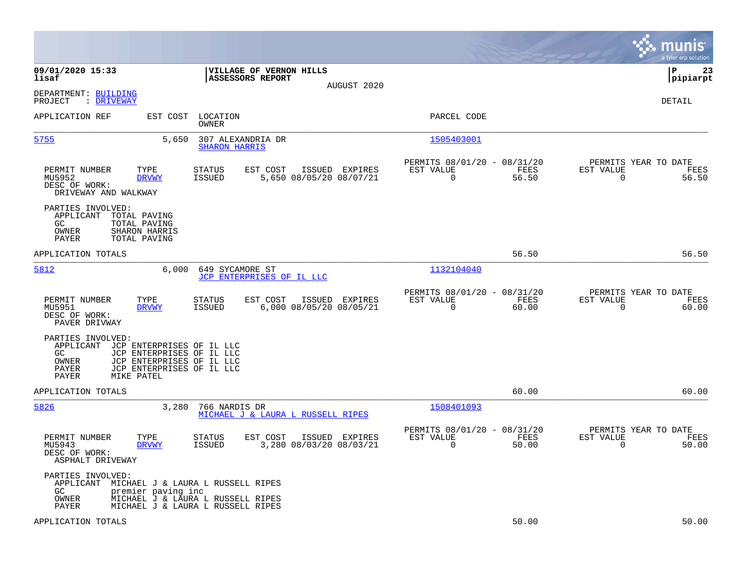09/01/2020 15:33
lisaf

**VILLAGE OF VERNON HILLS**
**ASSESSORS REPORT**
AUGUST 2020

P 23
pipiarpt

DEPARTMENT: BUILDING
PROJECT : DRIVEWAY

DETAIL

| APPLICATION REF | EST COST | LOCATION / OWNER | PARCEL CODE |
|---|---|---|---|
| 5755 | 5,650 | 307 ALEXANDRIA DR / SHARON HARRIS | 1505403001 |

| PERMIT NUMBER | TYPE | STATUS | EST COST | ISSUED | EXPIRES | PERMITS 08/01/20 - 08/31/20 EST VALUE | FEES | PERMITS YEAR TO DATE EST VALUE | FEES |
|---|---|---|---|---|---|---|---|---|---|
| MU5952 | DRVWY | ISSUED | 5,650 | 08/05/20 | 08/07/21 | 0 | 56.50 | 0 | 56.50 |

DESC OF WORK:
DRIVEWAY AND WALKWAY

PARTIES INVOLVED:
- APPLICANT TOTAL PAVING
- GC TOTAL PAVING
- OWNER SHARON HARRIS
- PAYER TOTAL PAVING

APPLICATION TOTALS 56.50 56.50

| APPLICATION REF | EST COST | LOCATION / OWNER | PARCEL CODE |
|---|---|---|---|
| 5812 | 6,000 | 649 SYCAMORE ST / JCP ENTERPRISES OF IL LLC | 1132104040 |

| PERMIT NUMBER | TYPE | STATUS | EST COST | ISSUED | EXPIRES | PERMITS 08/01/20 - 08/31/20 EST VALUE | FEES | PERMITS YEAR TO DATE EST VALUE | FEES |
|---|---|---|---|---|---|---|---|---|---|
| MU5951 | DRVWY | ISSUED | 6,000 | 08/05/20 | 08/05/21 | 0 | 60.00 | 0 | 60.00 |

DESC OF WORK:
PAVER DRIVWAY

PARTIES INVOLVED:
- APPLICANT JCP ENTERPRISES OF IL LLC
- GC JCP ENTERPRISES OF IL LLC
- OWNER JCP ENTERPRISES OF IL LLC
- PAYER JCP ENTERPRISES OF IL LLC
- PAYER MIKE PATEL

APPLICATION TOTALS 60.00 60.00

| APPLICATION REF | EST COST | LOCATION / OWNER | PARCEL CODE |
|---|---|---|---|
| 5826 | 3,280 | 766 NARDIS DR / MICHAEL J & LAURA L RUSSELL RIPES | 1508401093 |

| PERMIT NUMBER | TYPE | STATUS | EST COST | ISSUED | EXPIRES | PERMITS 08/01/20 - 08/31/20 EST VALUE | FEES | PERMITS YEAR TO DATE EST VALUE | FEES |
|---|---|---|---|---|---|---|---|---|---|
| MU5943 | DRVWY | ISSUED | 3,280 | 08/03/20 | 08/03/21 | 0 | 50.00 | 0 | 50.00 |

DESC OF WORK:
ASPHALT DRIVEWAY

PARTIES INVOLVED:
- APPLICANT MICHAEL J & LAURA L RUSSELL RIPES
- GC premier paving inc
- OWNER MICHAEL J & LAURA L RUSSELL RIPES
- PAYER MICHAEL J & LAURA L RUSSELL RIPES

APPLICATION TOTALS 50.00 50.00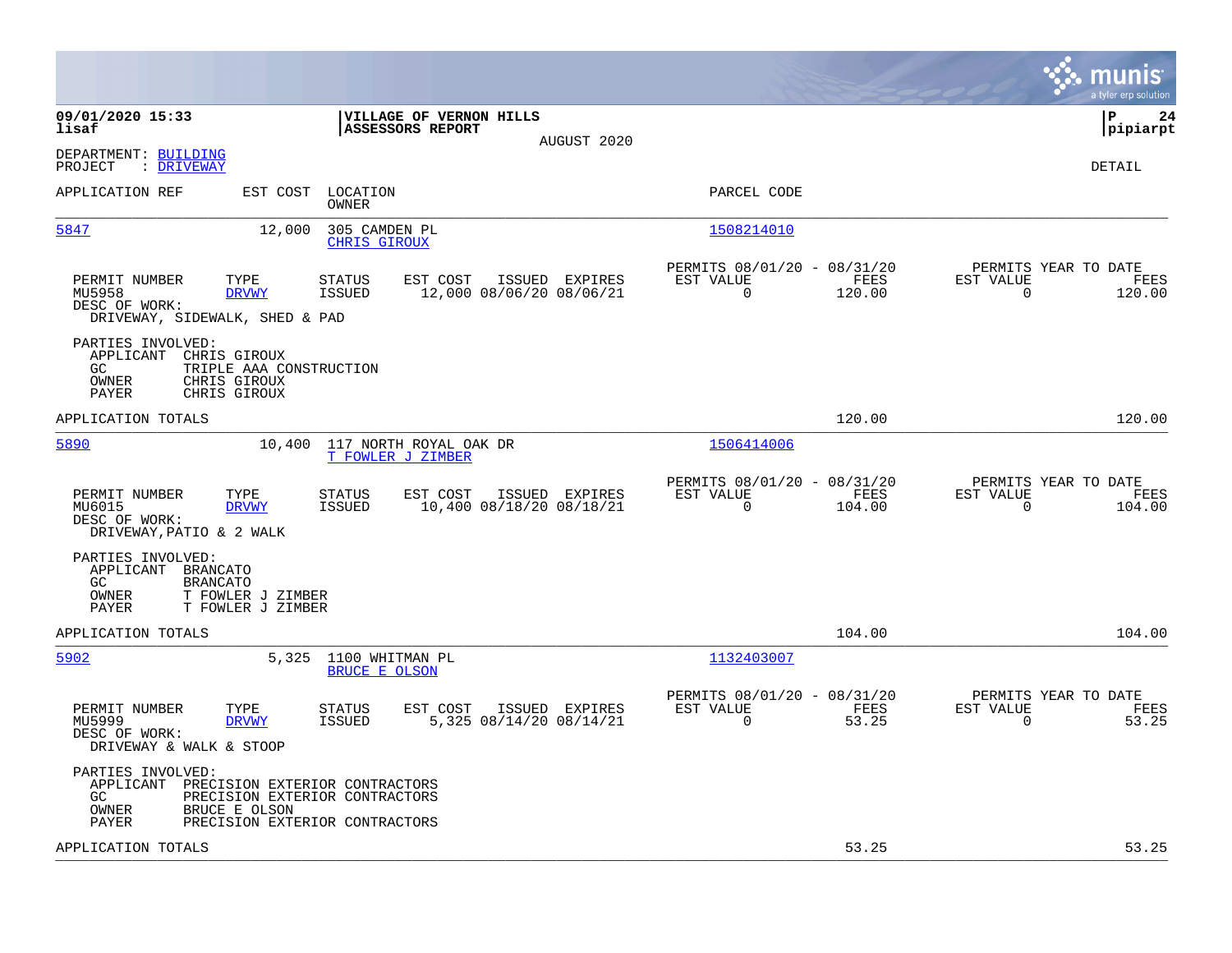**09/01/2020 15:33**
**lisaf**

**VILLAGE OF VERNON HILLS**
**ASSESSORS REPORT**
AUGUST 2020

**P 24**
**pipiarpt**

DEPARTMENT: BUILDING
PROJECT : DRIVEWAY

DETAIL

| APPLICATION REF | EST COST | LOCATION / OWNER | PARCEL CODE |
|---|---|---|---|
| 5847 | 12,000 | 305 CAMDEN PL / CHRIS GIROUX | 1508214010 |

| PERMIT NUMBER | TYPE | STATUS | EST COST | ISSUED | EXPIRES | PERMITS 08/01/20 - 08/31/20 EST VALUE | FEES | PERMITS YEAR TO DATE EST VALUE | FEES |
|---|---|---|---|---|---|---|---|---|---|
| MU5958 | DRVWY | ISSUED | 12,000 | 08/06/20 | 08/06/21 | 0 | 120.00 | 0 | 120.00 |

DESC OF WORK:
DRIVEWAY, SIDEWALK, SHED & PAD

PARTIES INVOLVED:
- APPLICANT CHRIS GIROUX
- GC TRIPLE AAA CONSTRUCTION
- OWNER CHRIS GIROUX
- PAYER CHRIS GIROUX

APPLICATION TOTALS 120.00 120.00

| APPLICATION REF | EST COST | LOCATION / OWNER | PARCEL CODE |
|---|---|---|---|
| 5890 | 10,400 | 117 NORTH ROYAL OAK DR / T FOWLER J ZIMBER | 1506414006 |

| PERMIT NUMBER | TYPE | STATUS | EST COST | ISSUED | EXPIRES | PERMITS 08/01/20 - 08/31/20 EST VALUE | FEES | PERMITS YEAR TO DATE EST VALUE | FEES |
|---|---|---|---|---|---|---|---|---|---|
| MU6015 | DRVWY | ISSUED | 10,400 | 08/18/20 | 08/18/21 | 0 | 104.00 | 0 | 104.00 |

DESC OF WORK:
DRIVEWAY,PATIO & 2 WALK

PARTIES INVOLVED:
- APPLICANT BRANCATO
- GC BRANCATO
- OWNER T FOWLER J ZIMBER
- PAYER T FOWLER J ZIMBER

APPLICATION TOTALS 104.00 104.00

| APPLICATION REF | EST COST | LOCATION / OWNER | PARCEL CODE |
|---|---|---|---|
| 5902 | 5,325 | 1100 WHITMAN PL / BRUCE E OLSON | 1132403007 |

| PERMIT NUMBER | TYPE | STATUS | EST COST | ISSUED | EXPIRES | PERMITS 08/01/20 - 08/31/20 EST VALUE | FEES | PERMITS YEAR TO DATE EST VALUE | FEES |
|---|---|---|---|---|---|---|---|---|---|
| MU5999 | DRVWY | ISSUED | 5,325 | 08/14/20 | 08/14/21 | 0 | 53.25 | 0 | 53.25 |

DESC OF WORK:
DRIVEWAY & WALK & STOOP

PARTIES INVOLVED:
- APPLICANT PRECISION EXTERIOR CONTRACTORS
- GC PRECISION EXTERIOR CONTRACTORS
- OWNER BRUCE E OLSON
- PAYER PRECISION EXTERIOR CONTRACTORS

APPLICATION TOTALS 53.25 53.25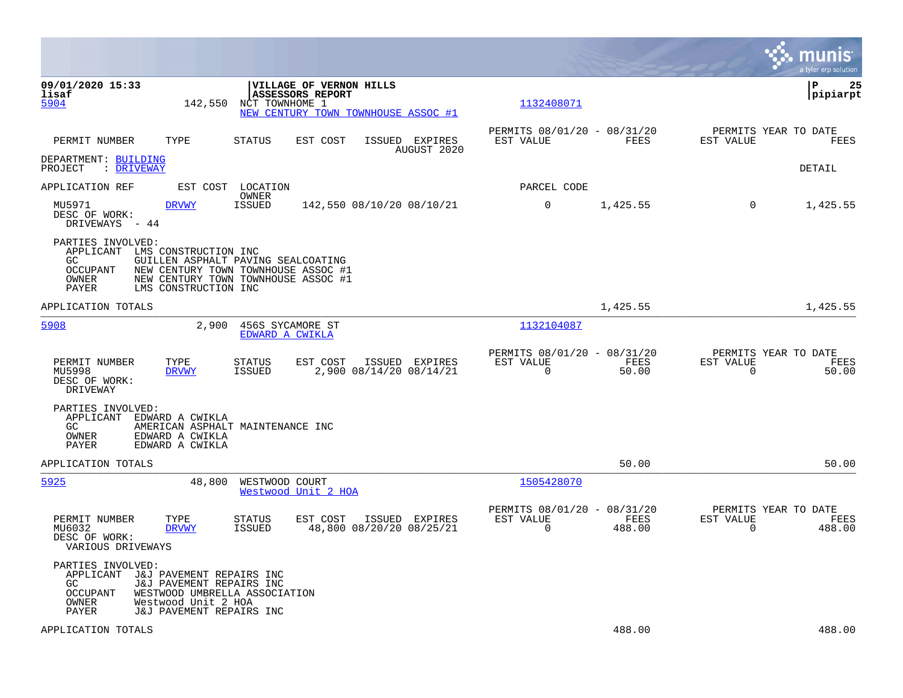09/01/2020 15:33 | VILLAGE OF VERNON HILLS | P 25
lisaf | ASSESSORS REPORT | pipiarpt

5904 142,550 NCT TOWNHOME 1
NEW CENTURY TOWN TOWNHOUSE ASSOC #1
1132408071

| PERMIT NUMBER | TYPE | STATUS | EST COST | ISSUED | EXPIRES | PERMITS 08/01/20 - 08/31/20 EST VALUE | FEES | PERMITS YEAR TO DATE EST VALUE | FEES |
|---|---|---|---|---|---|---|---|---|---|
| | | | | AUGUST 2020 | | | | | |

DEPARTMENT: BUILDING
PROJECT : DRIVEWAY

DETAIL

| APPLICATION REF | EST COST | LOCATION / OWNER | | | | PARCEL CODE | | | |
|---|---|---|---|---|---|---|---|---|---|
| MU5971 | DRVWY | ISSUED | 142,550 | 08/10/20 | 08/10/21 | 0 | 1,425.55 | 0 | 1,425.55 |

DESC OF WORK:
DRIVEWAYS - 44

PARTIES INVOLVED:
- APPLICANT LMS CONSTRUCTION INC
- GC GUILLEN ASPHALT PAVING SEALCOATING
- OCCUPANT NEW CENTURY TOWN TOWNHOUSE ASSOC #1
- OWNER NEW CENTURY TOWN TOWNHOUSE ASSOC #1
- PAYER LMS CONSTRUCTION INC

APPLICATION TOTALS 1,425.55 1,425.55

---

5908 2,900 456S SYCAMORE ST
EDWARD A CWIKLA
1132104087

| PERMIT NUMBER | TYPE | STATUS | EST COST | ISSUED | EXPIRES | PERMITS 08/01/20 - 08/31/20 EST VALUE | FEES | PERMITS YEAR TO DATE EST VALUE | FEES |
|---|---|---|---|---|---|---|---|---|---|
| MU5998 | DRVWY | ISSUED | 2,900 | 08/14/20 | 08/14/21 | 0 | 50.00 | 0 | 50.00 |

DESC OF WORK:
DRIVEWAY

PARTIES INVOLVED:
- APPLICANT EDWARD A CWIKLA
- GC AMERICAN ASPHALT MAINTENANCE INC
- OWNER EDWARD A CWIKLA
- PAYER EDWARD A CWIKLA

APPLICATION TOTALS 50.00 50.00

---

5925 48,800 WESTWOOD COURT
Westwood Unit 2 HOA
1505428070

| PERMIT NUMBER | TYPE | STATUS | EST COST | ISSUED | EXPIRES | PERMITS 08/01/20 - 08/31/20 EST VALUE | FEES | PERMITS YEAR TO DATE EST VALUE | FEES |
|---|---|---|---|---|---|---|---|---|---|
| MU6032 | DRVWY | ISSUED | 48,800 | 08/20/20 | 08/25/21 | 0 | 488.00 | 0 | 488.00 |

DESC OF WORK:
VARIOUS DRIVEWAYS

PARTIES INVOLVED:
- APPLICANT J&J PAVEMENT REPAIRS INC
- GC J&J PAVEMENT REPAIRS INC
- OCCUPANT WESTWOOD UMBRELLA ASSOCIATION
- OWNER Westwood Unit 2 HOA
- PAYER J&J PAVEMENT REPAIRS INC

APPLICATION TOTALS 488.00 488.00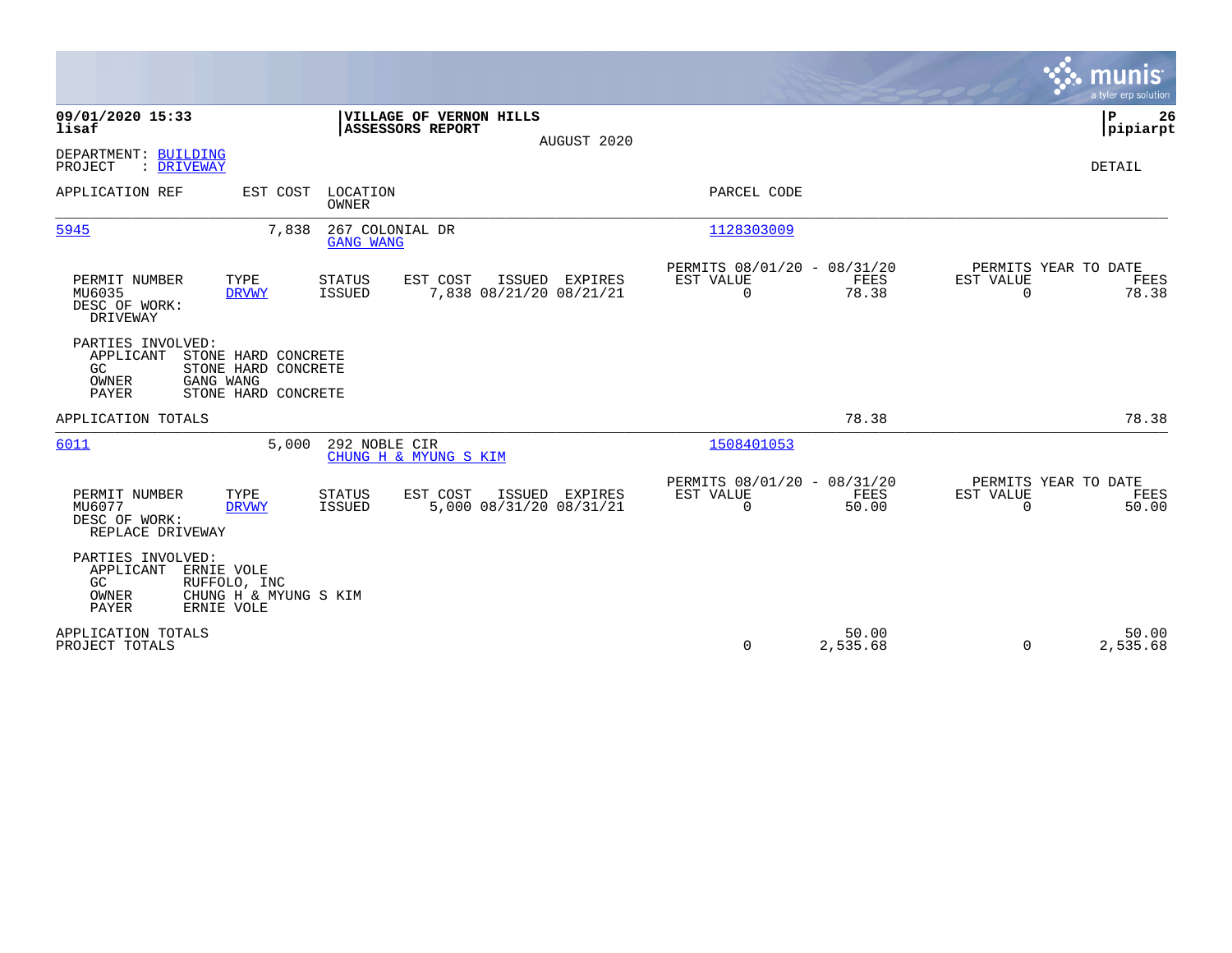**09/01/2020 15:33**
**lisaf**

**VILLAGE OF VERNON HILLS**
**ASSESSORS REPORT**
AUGUST 2020

**P 26**
**pipiarpt**

DEPARTMENT: BUILDING
PROJECT : DRIVEWAY

DETAIL

| APPLICATION REF | EST COST | LOCATION / OWNER | PARCEL CODE |
|---|---|---|---|
| 5945 | 7,838 | 267 COLONIAL DR / GANG WANG | 1128303009 |

| PERMIT NUMBER | TYPE | STATUS | EST COST | ISSUED | EXPIRES | PERMITS 08/01/20 - 08/31/20 EST VALUE | FEES | PERMITS YEAR TO DATE EST VALUE | FEES |
|---|---|---|---|---|---|---|---|---|---|
| MU6035 | DRVWY | ISSUED | 7,838 | 08/21/20 | 08/21/21 | 0 | 78.38 | 0 | 78.38 |

DESC OF WORK:
DRIVEWAY

PARTIES INVOLVED:
- APPLICANT STONE HARD CONCRETE
- GC STONE HARD CONCRETE
- OWNER GANG WANG
- PAYER STONE HARD CONCRETE

APPLICATION TOTALS — 78.38 — 78.38

| APPLICATION REF | EST COST | LOCATION / OWNER | PARCEL CODE |
|---|---|---|---|
| 6011 | 5,000 | 292 NOBLE CIR / CHUNG H & MYUNG S KIM | 1508401053 |

| PERMIT NUMBER | TYPE | STATUS | EST COST | ISSUED | EXPIRES | PERMITS 08/01/20 - 08/31/20 EST VALUE | FEES | PERMITS YEAR TO DATE EST VALUE | FEES |
|---|---|---|---|---|---|---|---|---|---|
| MU6077 | DRVWY | ISSUED | 5,000 | 08/31/20 | 08/31/21 | 0 | 50.00 | 0 | 50.00 |

DESC OF WORK:
REPLACE DRIVEWAY

PARTIES INVOLVED:
- APPLICANT ERNIE VOLE
- GC RUFFOLO, INC
- OWNER CHUNG H & MYUNG S KIM
- PAYER ERNIE VOLE

| | EST VALUE | FEES | YTD EST VALUE | YTD FEES |
|---|---|---|---|---|
| APPLICATION TOTALS | | 50.00 | | 50.00 |
| PROJECT TOTALS | 0 | 2,535.68 | 0 | 2,535.68 |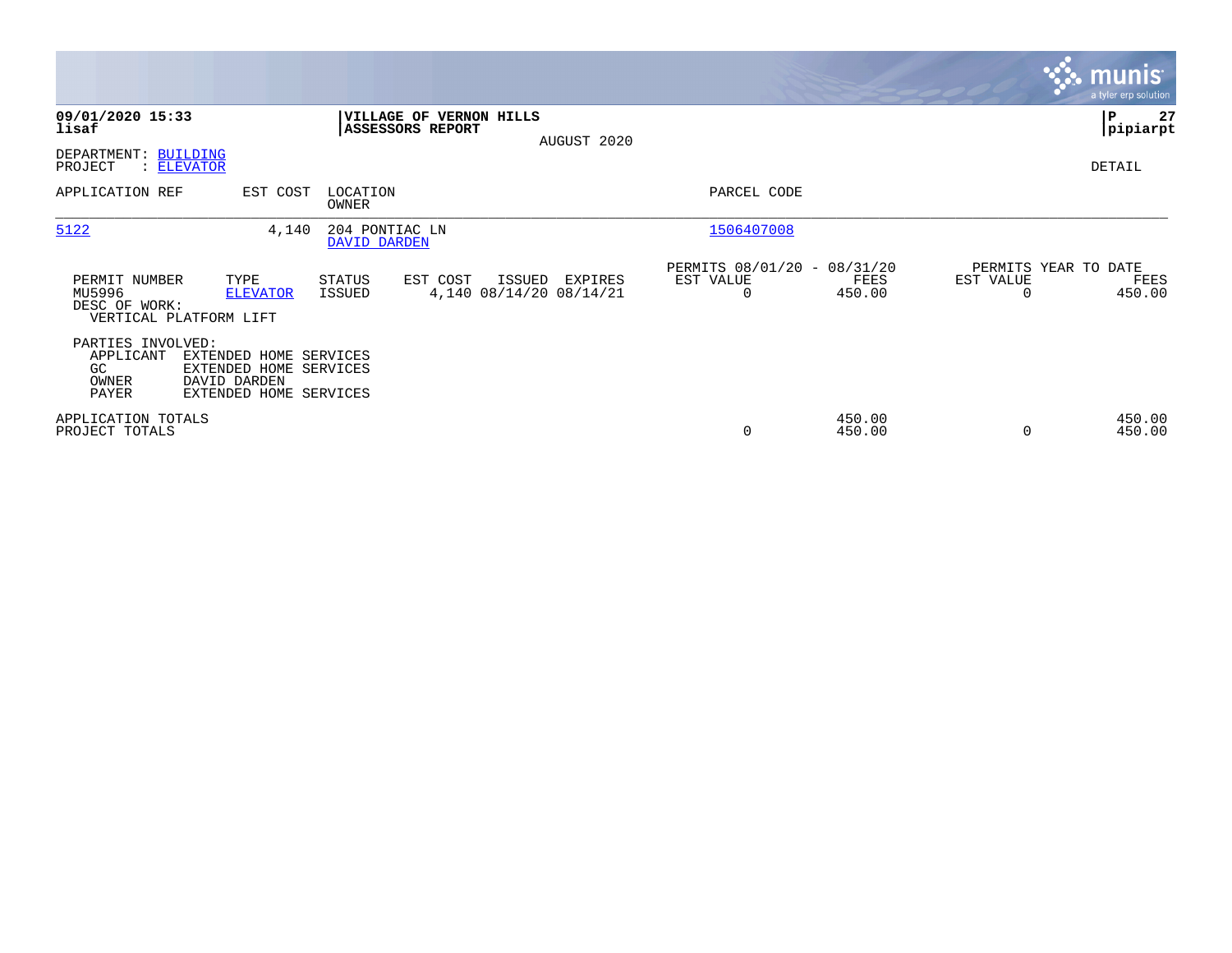**09/01/2020 15:33**
**lisaf**

**VILLAGE OF VERNON HILLS**
**ASSESSORS REPORT**

AUGUST 2020

**P 27**
**pipiarpt**

DEPARTMENT: BUILDING
PROJECT : ELEVATOR

DETAIL

| APPLICATION REF | EST COST | LOCATION / OWNER | PARCEL CODE |
|---|---|---|---|
| 5122 | 4,140 | 204 PONTIAC LN / DAVID DARDEN | 1506407008 |

| PERMIT NUMBER | TYPE | STATUS | EST COST | ISSUED | EXPIRES | PERMITS 08/01/20 - 08/31/20 EST VALUE | FEES | PERMITS YEAR TO DATE EST VALUE | FEES |
|---|---|---|---|---|---|---|---|---|---|
| MU5996 | ELEVATOR | ISSUED | 4,140 | 08/14/20 | 08/14/21 | 0 | 450.00 | 0 | 450.00 |

DESC OF WORK:
VERTICAL PLATFORM LIFT

PARTIES INVOLVED:

| | |
|---|---|
| APPLICANT | EXTENDED HOME SERVICES |
| GC | EXTENDED HOME SERVICES |
| OWNER | DAVID DARDEN |
| PAYER | EXTENDED HOME SERVICES |

| | EST VALUE | FEES | YTD EST VALUE | YTD FEES |
|---|---|---|---|---|
| APPLICATION TOTALS | | 450.00 | | 450.00 |
| PROJECT TOTALS | 0 | 450.00 | 0 | 450.00 |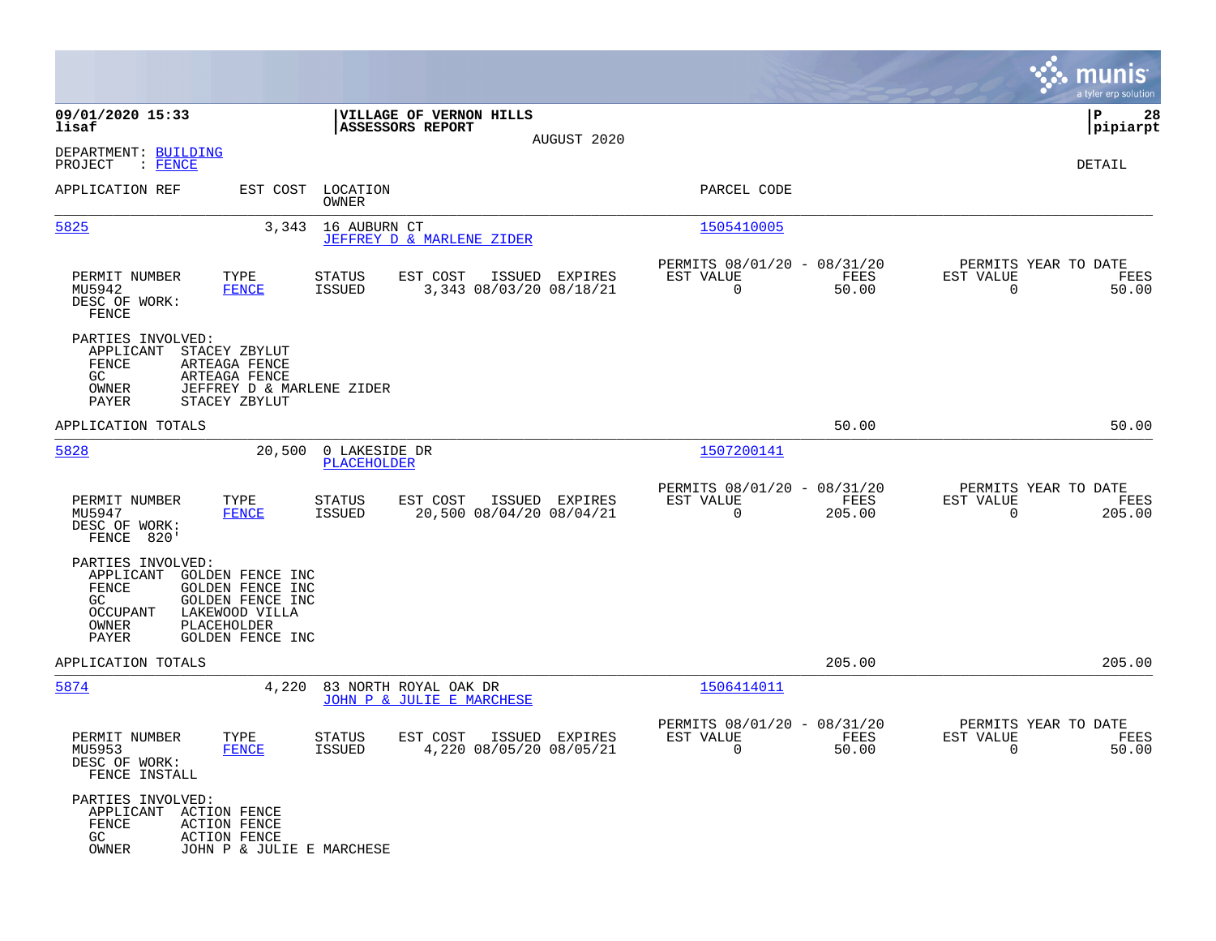09/01/2020 15:33 lisaf

**VILLAGE OF VERNON HILLS**
**ASSESSORS REPORT**
AUGUST 2020

P 28 pipiarpt

DEPARTMENT: BUILDING
PROJECT : FENCE

DETAIL

| APPLICATION REF | EST COST | LOCATION / OWNER | PARCEL CODE |
|---|---|---|---|
| 5825 | 3,343 | 16 AUBURN CT / JEFFREY D & MARLENE ZIDER | 1505410005 |

| PERMIT NUMBER | TYPE | STATUS | EST COST | ISSUED | EXPIRES | PERMITS 08/01/20 - 08/31/20 EST VALUE | FEES | PERMITS YEAR TO DATE EST VALUE | FEES |
|---|---|---|---|---|---|---|---|---|---|
| MU5942 | FENCE | ISSUED | 3,343 | 08/03/20 | 08/18/21 | 0 | 50.00 | 0 | 50.00 |

DESC OF WORK:
FENCE

PARTIES INVOLVED:
- APPLICANT STACEY ZBYLUT
- FENCE ARTEAGA FENCE
- GC ARTEAGA FENCE
- OWNER JEFFREY D & MARLENE ZIDER
- PAYER STACEY ZBYLUT

APPLICATION TOTALS: 50.00 | 50.00

| APPLICATION REF | EST COST | LOCATION / OWNER | PARCEL CODE |
|---|---|---|---|
| 5828 | 20,500 | 0 LAKESIDE DR / PLACEHOLDER | 1507200141 |

| PERMIT NUMBER | TYPE | STATUS | EST COST | ISSUED | EXPIRES | PERMITS 08/01/20 - 08/31/20 EST VALUE | FEES | PERMITS YEAR TO DATE EST VALUE | FEES |
|---|---|---|---|---|---|---|---|---|---|
| MU5947 | FENCE | ISSUED | 20,500 | 08/04/20 | 08/04/21 | 0 | 205.00 | 0 | 205.00 |

DESC OF WORK:
FENCE 820'

PARTIES INVOLVED:
- APPLICANT GOLDEN FENCE INC
- FENCE GOLDEN FENCE INC
- GC GOLDEN FENCE INC
- OCCUPANT LAKEWOOD VILLA
- OWNER PLACEHOLDER
- PAYER GOLDEN FENCE INC

APPLICATION TOTALS: 205.00 | 205.00

| APPLICATION REF | EST COST | LOCATION / OWNER | PARCEL CODE |
|---|---|---|---|
| 5874 | 4,220 | 83 NORTH ROYAL OAK DR / JOHN P & JULIE E MARCHESE | 1506414011 |

| PERMIT NUMBER | TYPE | STATUS | EST COST | ISSUED | EXPIRES | PERMITS 08/01/20 - 08/31/20 EST VALUE | FEES | PERMITS YEAR TO DATE EST VALUE | FEES |
|---|---|---|---|---|---|---|---|---|---|
| MU5953 | FENCE | ISSUED | 4,220 | 08/05/20 | 08/05/21 | 0 | 50.00 | 0 | 50.00 |

DESC OF WORK:
FENCE INSTALL

PARTIES INVOLVED:
- APPLICANT ACTION FENCE
- FENCE ACTION FENCE
- GC ACTION FENCE
- OWNER JOHN P & JULIE E MARCHESE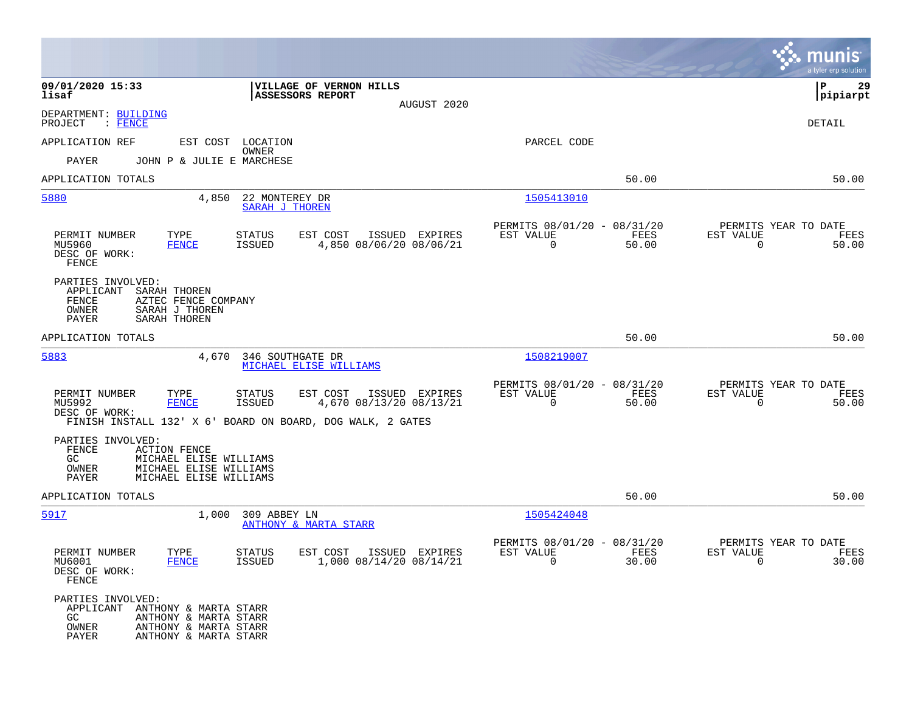**VILLAGE OF VERNON HILLS**
**ASSESSORS REPORT**
AUGUST 2020

09/01/2020 15:33
lisaf

P 29
pipiarpt

DEPARTMENT: BUILDING
PROJECT : FENCE

DETAIL

APPLICATION REF    EST COST    LOCATION    PARCEL CODE
OWNER

PAYER    JOHN P & JULIE E MARCHESE

APPLICATION TOTALS    50.00    50.00

---

**5880**    4,850    22 MONTEREY DR    1505413010
SARAH J THOREN

| PERMIT NUMBER | TYPE | STATUS | EST COST | ISSUED | EXPIRES | PERMITS 08/01/20 - 08/31/20 EST VALUE | FEES | PERMITS YEAR TO DATE EST VALUE | FEES |
|---|---|---|---|---|---|---|---|---|---|
| MU5960 | FENCE | ISSUED | 4,850 | 08/06/20 | 08/06/21 | 0 | 50.00 | 0 | 50.00 |

DESC OF WORK:
FENCE

PARTIES INVOLVED:
APPLICANT SARAH THOREN
FENCE AZTEC FENCE COMPANY
OWNER SARAH J THOREN
PAYER SARAH THOREN

APPLICATION TOTALS    50.00    50.00

---

**5883**    4,670    346 SOUTHGATE DR    1508219007
MICHAEL ELISE WILLIAMS

| PERMIT NUMBER | TYPE | STATUS | EST COST | ISSUED | EXPIRES | PERMITS 08/01/20 - 08/31/20 EST VALUE | FEES | PERMITS YEAR TO DATE EST VALUE | FEES |
|---|---|---|---|---|---|---|---|---|---|
| MU5992 | FENCE | ISSUED | 4,670 | 08/13/20 | 08/13/21 | 0 | 50.00 | 0 | 50.00 |

DESC OF WORK:
FINISH INSTALL 132' X 6' BOARD ON BOARD, DOG WALK, 2 GATES

PARTIES INVOLVED:
FENCE ACTION FENCE
GC MICHAEL ELISE WILLIAMS
OWNER MICHAEL ELISE WILLIAMS
PAYER MICHAEL ELISE WILLIAMS

APPLICATION TOTALS    50.00    50.00

---

**5917**    1,000    309 ABBEY LN    1505424048
ANTHONY & MARTA STARR

| PERMIT NUMBER | TYPE | STATUS | EST COST | ISSUED | EXPIRES | PERMITS 08/01/20 - 08/31/20 EST VALUE | FEES | PERMITS YEAR TO DATE EST VALUE | FEES |
|---|---|---|---|---|---|---|---|---|---|
| MU6001 | FENCE | ISSUED | 1,000 | 08/14/20 | 08/14/21 | 0 | 30.00 | 0 | 30.00 |

DESC OF WORK:
FENCE

PARTIES INVOLVED:
APPLICANT ANTHONY & MARTA STARR
GC ANTHONY & MARTA STARR
OWNER ANTHONY & MARTA STARR
PAYER ANTHONY & MARTA STARR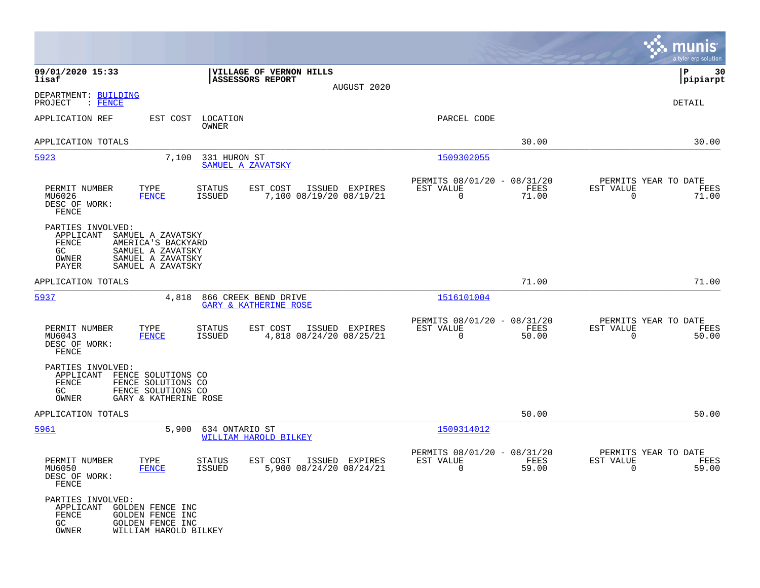**09/01/2020 15:33**
**lisaf**

**VILLAGE OF VERNON HILLS**
**ASSESSORS REPORT**

AUGUST 2020

**P 30**
**pipiarpt**

DEPARTMENT: BUILDING
PROJECT : FENCE

DETAIL

| APPLICATION REF | EST COST | LOCATION / OWNER | PARCEL CODE | | |
|---|---|---|---|---|---|
| APPLICATION TOTALS | | | | 30.00 | 30.00 |

---

**5923** | 7,100 | 331 HURON ST / SAMUEL A ZAVATSKY | 1509302055

| PERMIT NUMBER | TYPE | STATUS | EST COST | ISSUED | EXPIRES | PERMITS 08/01/20 - 08/31/20 EST VALUE | FEES | PERMITS YEAR TO DATE EST VALUE | FEES |
|---|---|---|---|---|---|---|---|---|---|
| MU6026 | FENCE | ISSUED | 7,100 | 08/19/20 | 08/19/21 | 0 | 71.00 | 0 | 71.00 |

DESC OF WORK:
FENCE

PARTIES INVOLVED:
- APPLICANT SAMUEL A ZAVATSKY
- FENCE AMERICA'S BACKYARD
- GC SAMUEL A ZAVATSKY
- OWNER SAMUEL A ZAVATSKY
- PAYER SAMUEL A ZAVATSKY

APPLICATION TOTALS 71.00 71.00

---

**5937** | 4,818 | 866 CREEK BEND DRIVE / GARY & KATHERINE ROSE | 1516101004

| PERMIT NUMBER | TYPE | STATUS | EST COST | ISSUED | EXPIRES | PERMITS 08/01/20 - 08/31/20 EST VALUE | FEES | PERMITS YEAR TO DATE EST VALUE | FEES |
|---|---|---|---|---|---|---|---|---|---|
| MU6043 | FENCE | ISSUED | 4,818 | 08/24/20 | 08/25/21 | 0 | 50.00 | 0 | 50.00 |

DESC OF WORK:
FENCE

PARTIES INVOLVED:
- APPLICANT FENCE SOLUTIONS CO
- FENCE FENCE SOLUTIONS CO
- GC FENCE SOLUTIONS CO
- OWNER GARY & KATHERINE ROSE

APPLICATION TOTALS 50.00 50.00

---

**5961** | 5,900 | 634 ONTARIO ST / WILLIAM HAROLD BILKEY | 1509314012

| PERMIT NUMBER | TYPE | STATUS | EST COST | ISSUED | EXPIRES | PERMITS 08/01/20 - 08/31/20 EST VALUE | FEES | PERMITS YEAR TO DATE EST VALUE | FEES |
|---|---|---|---|---|---|---|---|---|---|
| MU6050 | FENCE | ISSUED | 5,900 | 08/24/20 | 08/24/21 | 0 | 59.00 | 0 | 59.00 |

DESC OF WORK:
FENCE

PARTIES INVOLVED:
- APPLICANT GOLDEN FENCE INC
- FENCE GOLDEN FENCE INC
- GC GOLDEN FENCE INC
- OWNER WILLIAM HAROLD BILKEY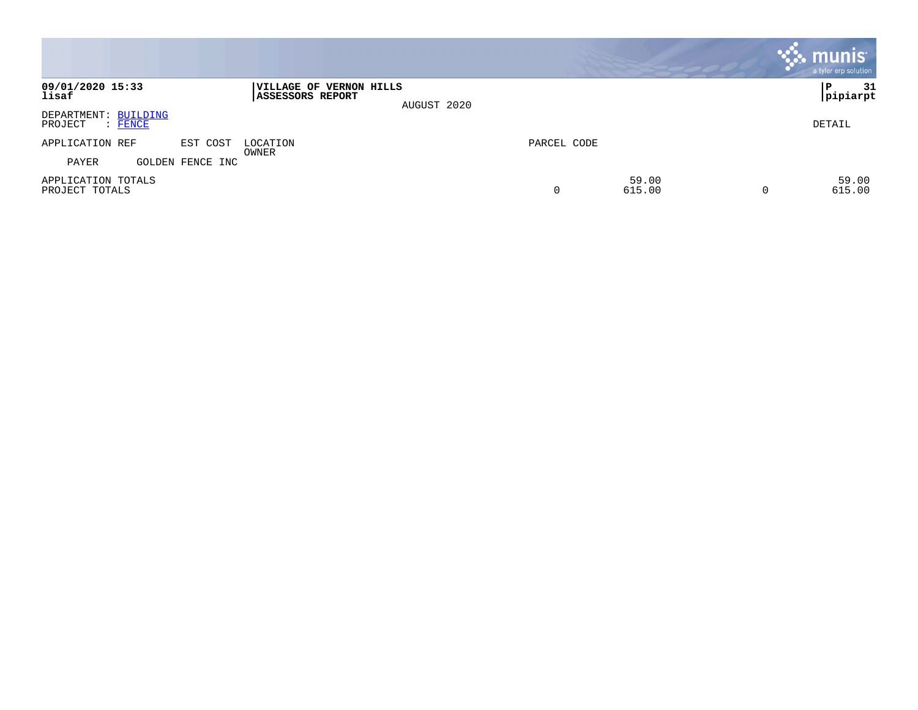**09/01/2020 15:33**
**lisaf**

**VILLAGE OF VERNON HILLS**
**ASSESSORS REPORT**

AUGUST 2020

**P 31**
**pipiarpt**

DEPARTMENT: BUILDING
PROJECT : FENCE

DETAIL

| APPLICATION REF | EST COST | LOCATION / OWNER | PARCEL CODE | | | |
|---|---|---|---|---|---|---|
| PAYER | GOLDEN FENCE INC | | | | | |
| APPLICATION TOTALS | | | | 59.00 | | 59.00 |
| PROJECT TOTALS | | | 0 | 615.00 | 0 | 615.00 |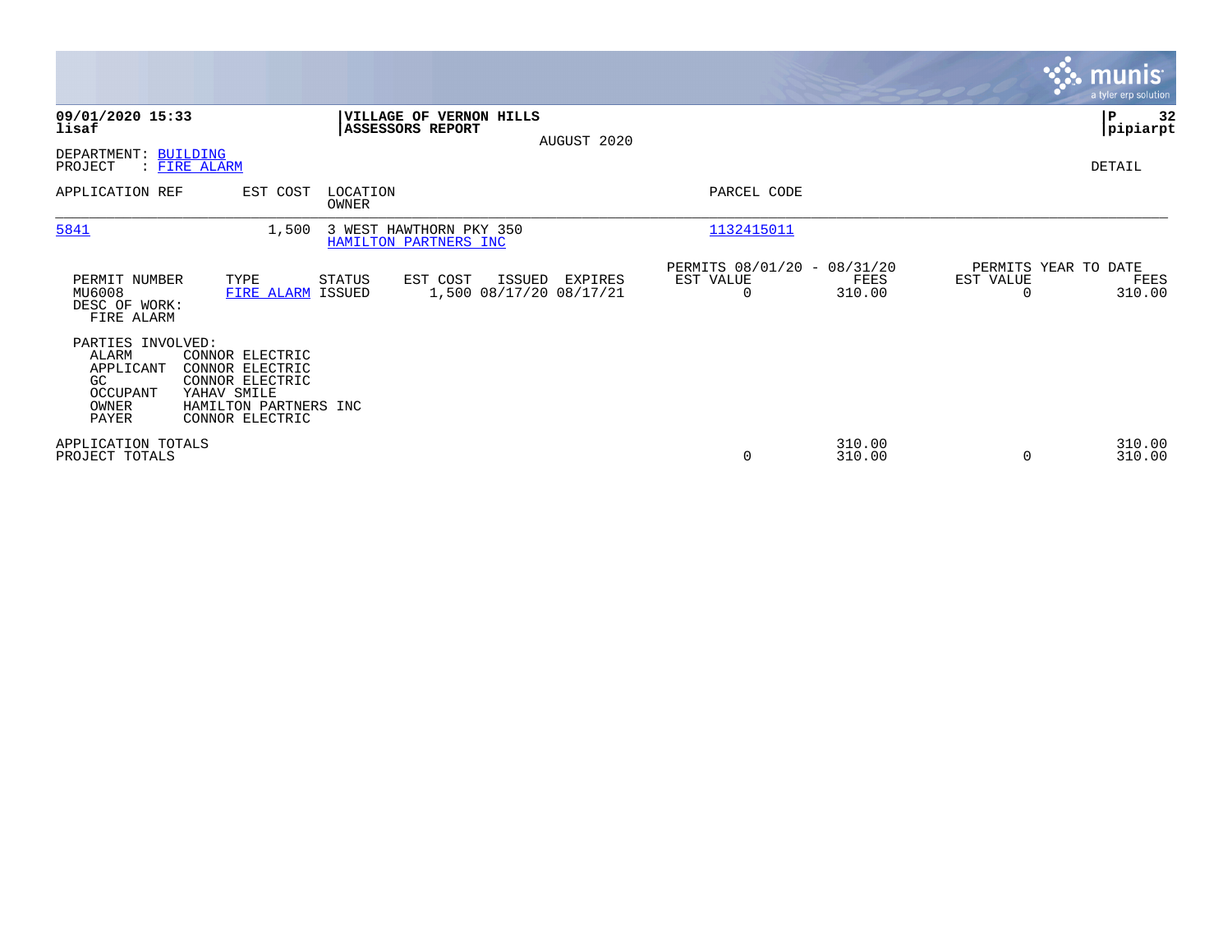**09/01/2020 15:33**
**lisaf**

**VILLAGE OF VERNON HILLS**
**ASSESSORS REPORT**

AUGUST 2020

**pipiarpt**

DEPARTMENT: BUILDING
PROJECT : FIRE ALARM

DETAIL

| APPLICATION REF | EST COST | LOCATION / OWNER | PARCEL CODE |
|---|---|---|---|
| 5841 | 1,500 | 3 WEST HAWTHORN PKY 350 / HAMILTON PARTNERS INC | 1132415011 |

| PERMIT NUMBER | TYPE | STATUS | EST COST | ISSUED | EXPIRES | PERMITS 08/01/20 - 08/31/20 EST VALUE | FEES | PERMITS YEAR TO DATE EST VALUE | FEES |
|---|---|---|---|---|---|---|---|---|---|
| MU6008 | FIRE ALARM | ISSUED | 1,500 | 08/17/20 | 08/17/21 | 0 | 310.00 | 0 | 310.00 |

DESC OF WORK:
FIRE ALARM

PARTIES INVOLVED:

| | |
|---|---|
| ALARM | CONNOR ELECTRIC |
| APPLICANT | CONNOR ELECTRIC |
| GC | CONNOR ELECTRIC |
| OCCUPANT | YAHAV SMILE |
| OWNER | HAMILTON PARTNERS INC |
| PAYER | CONNOR ELECTRIC |

| | EST VALUE | FEES | YTD EST VALUE | YTD FEES |
|---|---|---|---|---|
| APPLICATION TOTALS | | 310.00 | | 310.00 |
| PROJECT TOTALS | 0 | 310.00 | 0 | 310.00 |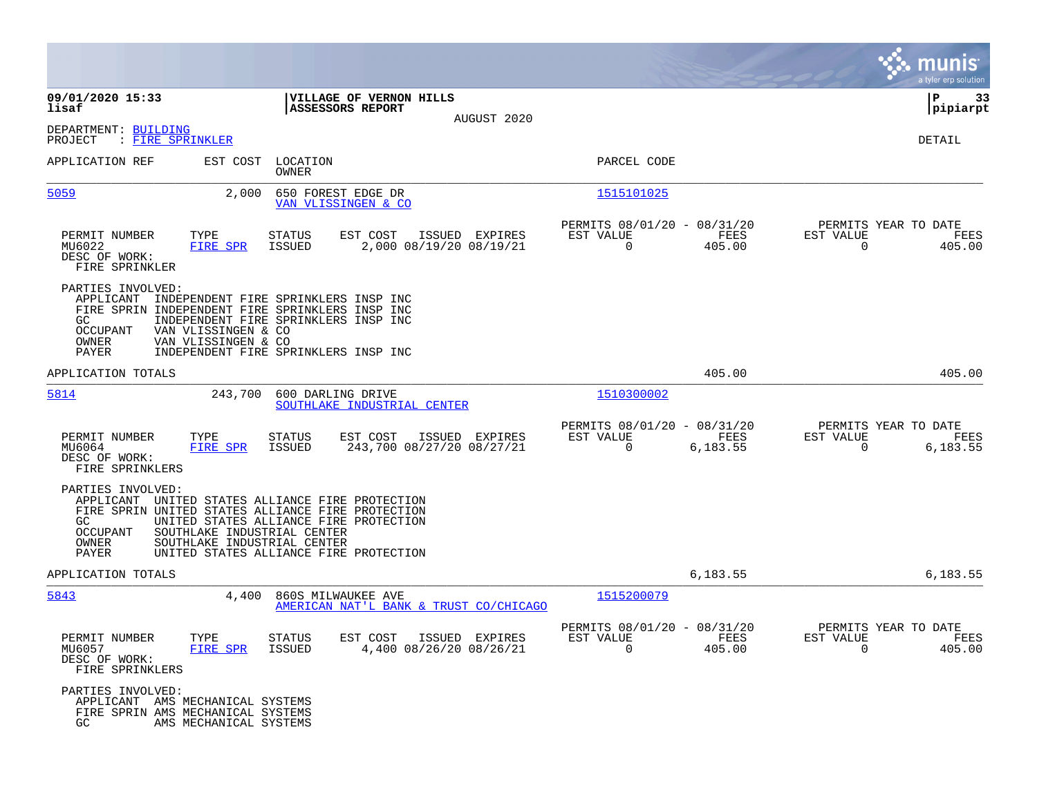09/01/2020 15:33
lisaf

**VILLAGE OF VERNON HILLS**
**ASSESSORS REPORT**
AUGUST 2020

pipiarpt

DEPARTMENT: BUILDING
PROJECT : FIRE SPRINKLER

DETAIL

| APPLICATION REF | EST COST | LOCATION / OWNER | PARCEL CODE |
|---|---|---|---|
| 5059 | 2,000 | 650 FOREST EDGE DR / VAN VLISSINGEN & CO | 1515101025 |

| PERMIT NUMBER | TYPE | STATUS | EST COST | ISSUED | EXPIRES | PERMITS 08/01/20 - 08/31/20 EST VALUE | FEES | PERMITS YEAR TO DATE EST VALUE | FEES |
|---|---|---|---|---|---|---|---|---|---|
| MU6022 | FIRE SPR | ISSUED | 2,000 | 08/19/20 | 08/19/21 | 0 | 405.00 | 0 | 405.00 |

DESC OF WORK:
FIRE SPRINKLER

PARTIES INVOLVED:
- APPLICANT INDEPENDENT FIRE SPRINKLERS INSP INC
- FIRE SPRIN INDEPENDENT FIRE SPRINKLERS INSP INC
- GC INDEPENDENT FIRE SPRINKLERS INSP INC
- OCCUPANT VAN VLISSINGEN & CO
- OWNER VAN VLISSINGEN & CO
- PAYER INDEPENDENT FIRE SPRINKLERS INSP INC

APPLICATION TOTALS: 405.00 | 405.00

| APPLICATION REF | EST COST | LOCATION / OWNER | PARCEL CODE |
|---|---|---|---|
| 5814 | 243,700 | 600 DARLING DRIVE / SOUTHLAKE INDUSTRIAL CENTER | 1510300002 |

| PERMIT NUMBER | TYPE | STATUS | EST COST | ISSUED | EXPIRES | PERMITS 08/01/20 - 08/31/20 EST VALUE | FEES | PERMITS YEAR TO DATE EST VALUE | FEES |
|---|---|---|---|---|---|---|---|---|---|
| MU6064 | FIRE SPR | ISSUED | 243,700 | 08/27/20 | 08/27/21 | 0 | 6,183.55 | 0 | 6,183.55 |

DESC OF WORK:
FIRE SPRINKLERS

PARTIES INVOLVED:
- APPLICANT UNITED STATES ALLIANCE FIRE PROTECTION
- FIRE SPRIN UNITED STATES ALLIANCE FIRE PROTECTION
- GC UNITED STATES ALLIANCE FIRE PROTECTION
- OCCUPANT SOUTHLAKE INDUSTRIAL CENTER
- OWNER SOUTHLAKE INDUSTRIAL CENTER
- PAYER UNITED STATES ALLIANCE FIRE PROTECTION

APPLICATION TOTALS: 6,183.55 | 6,183.55

| APPLICATION REF | EST COST | LOCATION / OWNER | PARCEL CODE |
|---|---|---|---|
| 5843 | 4,400 | 860S MILWAUKEE AVE / AMERICAN NAT'L BANK & TRUST CO/CHICAGO | 1515200079 |

| PERMIT NUMBER | TYPE | STATUS | EST COST | ISSUED | EXPIRES | PERMITS 08/01/20 - 08/31/20 EST VALUE | FEES | PERMITS YEAR TO DATE EST VALUE | FEES |
|---|---|---|---|---|---|---|---|---|---|
| MU6057 | FIRE SPR | ISSUED | 4,400 | 08/26/20 | 08/26/21 | 0 | 405.00 | 0 | 405.00 |

DESC OF WORK:
FIRE SPRINKLERS

PARTIES INVOLVED:
- APPLICANT AMS MECHANICAL SYSTEMS
- FIRE SPRIN AMS MECHANICAL SYSTEMS
- GC AMS MECHANICAL SYSTEMS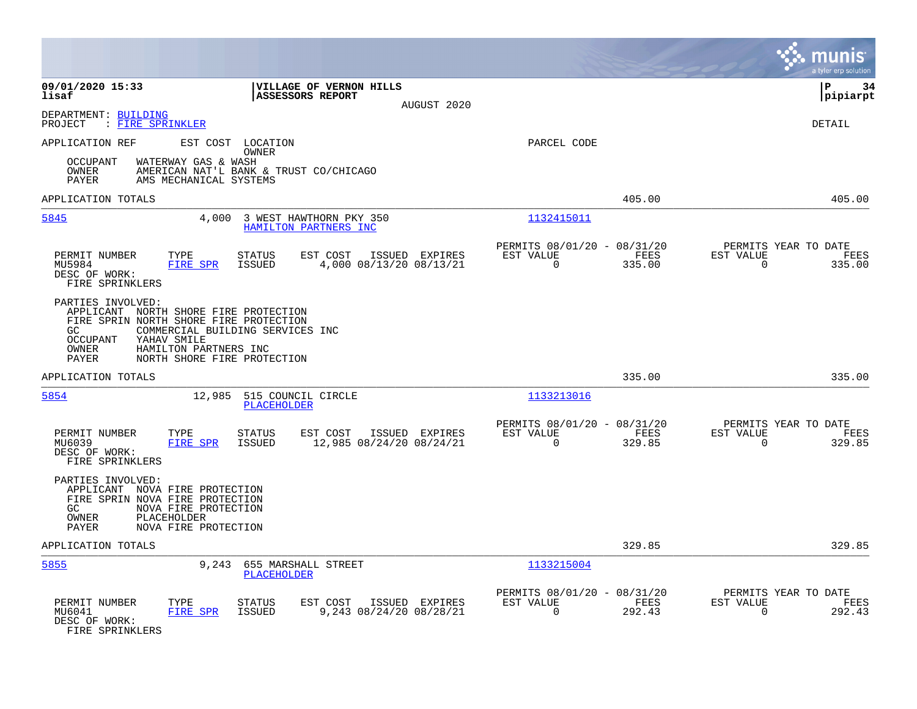09/01/2020 15:33 | VILLAGE OF VERNON HILLS
lisaf | ASSESSORS REPORT
AUGUST 2020

DEPARTMENT: BUILDING
PROJECT : FIRE SPRINKLER

DETAIL

APPLICATION REF    EST COST   LOCATION / OWNER    PARCEL CODE

OCCUPANT   WATERWAY GAS & WASH
OWNER      AMERICAN NAT'L BANK & TRUST CO/CHICAGO
PAYER      AMS MECHANICAL SYSTEMS

APPLICATION TOTALS    405.00    405.00

---

**5845**    4,000    3 WEST HAWTHORN PKY 350    1132415011
HAMILTON PARTNERS INC

| PERMIT NUMBER | TYPE | STATUS | EST COST | ISSUED | EXPIRES | PERMITS 08/01/20 - 08/31/20 EST VALUE | FEES | PERMITS YEAR TO DATE EST VALUE | FEES |
|---|---|---|---|---|---|---|---|---|---|
| MU5984 | FIRE SPR | ISSUED | 4,000 | 08/13/20 | 08/13/21 | 0 | 335.00 | 0 | 335.00 |

DESC OF WORK:
FIRE SPRINKLERS

PARTIES INVOLVED:
APPLICANT   NORTH SHORE FIRE PROTECTION
FIRE SPRIN  NORTH SHORE FIRE PROTECTION
GC          COMMERCIAL BUILDING SERVICES INC
OCCUPANT    YAHAV SMILE
OWNER       HAMILTON PARTNERS INC
PAYER       NORTH SHORE FIRE PROTECTION

APPLICATION TOTALS    335.00    335.00

---

**5854**    12,985    515 COUNCIL CIRCLE    1133213016
PLACEHOLDER

| PERMIT NUMBER | TYPE | STATUS | EST COST | ISSUED | EXPIRES | PERMITS 08/01/20 - 08/31/20 EST VALUE | FEES | PERMITS YEAR TO DATE EST VALUE | FEES |
|---|---|---|---|---|---|---|---|---|---|
| MU6039 | FIRE SPR | ISSUED | 12,985 | 08/24/20 | 08/24/21 | 0 | 329.85 | 0 | 329.85 |

DESC OF WORK:
FIRE SPRINKLERS

PARTIES INVOLVED:
APPLICANT   NOVA FIRE PROTECTION
FIRE SPRIN  NOVA FIRE PROTECTION
GC          NOVA FIRE PROTECTION
OWNER       PLACEHOLDER
PAYER       NOVA FIRE PROTECTION

APPLICATION TOTALS    329.85    329.85

---

**5855**    9,243    655 MARSHALL STREET    1133215004
PLACEHOLDER

| PERMIT NUMBER | TYPE | STATUS | EST COST | ISSUED | EXPIRES | PERMITS 08/01/20 - 08/31/20 EST VALUE | FEES | PERMITS YEAR TO DATE EST VALUE | FEES |
|---|---|---|---|---|---|---|---|---|---|
| MU6041 | FIRE SPR | ISSUED | 9,243 | 08/24/20 | 08/28/21 | 0 | 292.43 | 0 | 292.43 |

DESC OF WORK:
FIRE SPRINKLERS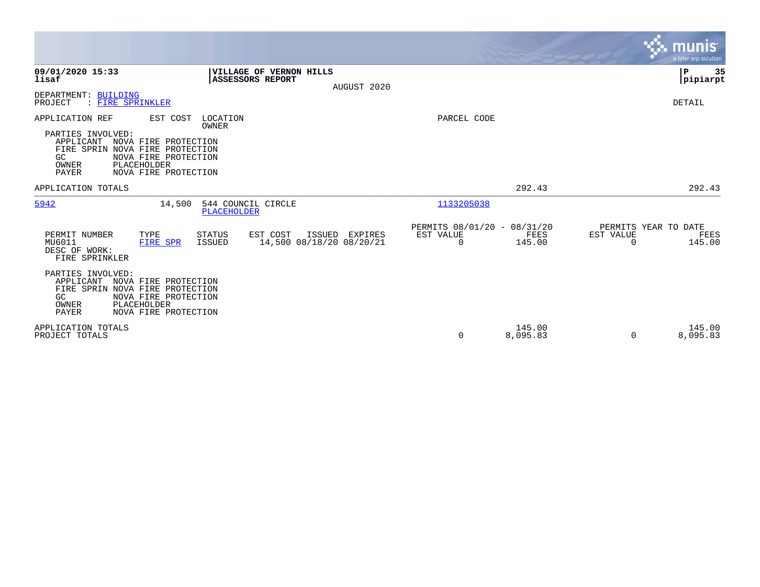**09/01/2020 15:33**
**lisaf**

**VILLAGE OF VERNON HILLS**
**ASSESSORS REPORT**

AUGUST 2020

DEPARTMENT: BUILDING
PROJECT : FIRE SPRINKLER

DETAIL

| APPLICATION REF | EST COST | LOCATION / OWNER | PARCEL CODE |
|---|---|---|---|

PARTIES INVOLVED:
- APPLICANT NOVA FIRE PROTECTION
- FIRE SPRIN NOVA FIRE PROTECTION
- GC NOVA FIRE PROTECTION
- OWNER PLACEHOLDER
- PAYER NOVA FIRE PROTECTION

APPLICATION TOTALS — 292.43 — 292.43

---

| APPLICATION REF | EST COST | LOCATION / OWNER | PARCEL CODE |
|---|---|---|---|
| 5942 | 14,500 | 544 COUNCIL CIRCLE / PLACEHOLDER | 1133205038 |

| PERMIT NUMBER | TYPE | STATUS | EST COST | ISSUED | EXPIRES | PERMITS 08/01/20 - 08/31/20 EST VALUE | FEES | PERMITS YEAR TO DATE EST VALUE | FEES |
|---|---|---|---|---|---|---|---|---|---|
| MU6011 | FIRE SPR | ISSUED | 14,500 | 08/18/20 | 08/20/21 | 0 | 145.00 | 0 | 145.00 |

DESC OF WORK:
FIRE SPRINKLER

PARTIES INVOLVED:
- APPLICANT NOVA FIRE PROTECTION
- FIRE SPRIN NOVA FIRE PROTECTION
- GC NOVA FIRE PROTECTION
- OWNER PLACEHOLDER
- PAYER NOVA FIRE PROTECTION

| | EST VALUE | FEES | YTD EST VALUE | YTD FEES |
|---|---|---|---|---|
| APPLICATION TOTALS | | 145.00 | | 145.00 |
| PROJECT TOTALS | 0 | 8,095.83 | 0 | 8,095.83 |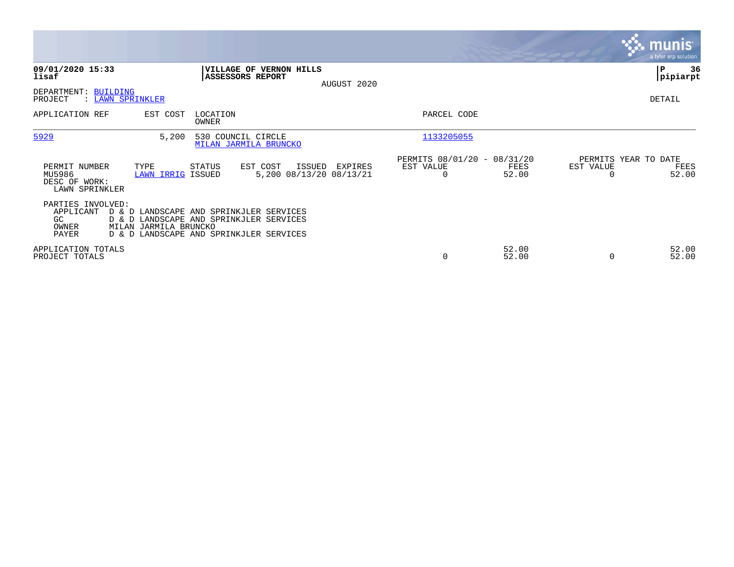**09/01/2020 15:33**
**lisaf**

**VILLAGE OF VERNON HILLS**
**ASSESSORS REPORT**

AUGUST 2020

**pipiarpt**

DEPARTMENT: BUILDING
PROJECT : LAWN SPRINKLER

DETAIL

| APPLICATION REF | EST COST | LOCATION / OWNER | PARCEL CODE |
|---|---|---|---|
| 5929 | 5,200 | 530 COUNCIL CIRCLE / MILAN JARMILA BRUNCKO | 1133205055 |

| PERMIT NUMBER | TYPE | STATUS | EST COST | ISSUED | EXPIRES | PERMITS 08/01/20 - 08/31/20 EST VALUE | FEES | PERMITS YEAR TO DATE EST VALUE | FEES |
|---|---|---|---|---|---|---|---|---|---|
| MU5986 | LAWN IRRIG | ISSUED | 5,200 | 08/13/20 | 08/13/21 | 0 | 52.00 | 0 | 52.00 |

DESC OF WORK:
LAWN SPRINKLER

PARTIES INVOLVED:
APPLICANT D & D LANDSCAPE AND SPRINKJLER SERVICES
GC D & D LANDSCAPE AND SPRINKJLER SERVICES
OWNER MILAN JARMILA BRUNCKO
PAYER D & D LANDSCAPE AND SPRINKJLER SERVICES

| | EST VALUE | FEES | EST VALUE | FEES |
|---|---|---|---|---|
| APPLICATION TOTALS | | 52.00 | | 52.00 |
| PROJECT TOTALS | 0 | 52.00 | 0 | 52.00 |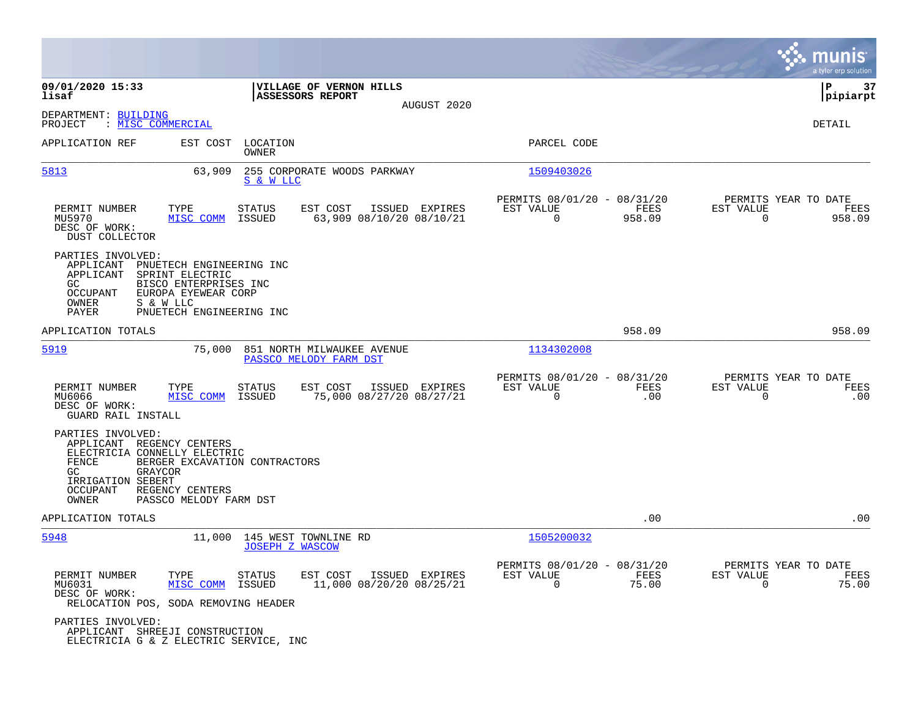**09/01/2020 15:33**
**lisaf**

**VILLAGE OF VERNON HILLS**
**ASSESSORS REPORT**
AUGUST 2020

**P 37**
**pipiarpt**

DEPARTMENT: BUILDING
PROJECT : MISC COMMERCIAL

DETAIL

| APPLICATION REF | EST COST | LOCATION / OWNER | PARCEL CODE |
|---|---|---|---|
| 5813 | 63,909 | 255 CORPORATE WOODS PARKWAY / S & W LLC | 1509403026 |

| PERMIT NUMBER | TYPE | STATUS | EST COST | ISSUED | EXPIRES | PERMITS 08/01/20 - 08/31/20 EST VALUE | FEES | PERMITS YEAR TO DATE EST VALUE | FEES |
|---|---|---|---|---|---|---|---|---|---|
| MU5970 | MISC COMM | ISSUED | 63,909 | 08/10/20 | 08/10/21 | 0 | 958.09 | 0 | 958.09 |

DESC OF WORK:
DUST COLLECTOR

PARTIES INVOLVED:
- APPLICANT PNUETECH ENGINEERING INC
- APPLICANT SPRINT ELECTRIC
- GC BISCO ENTERPRISES INC
- OCCUPANT EUROPA EYEWEAR CORP
- OWNER S & W LLC
- PAYER PNUETECH ENGINEERING INC

APPLICATION TOTALS: 958.09 | 958.09

| APPLICATION REF | EST COST | LOCATION / OWNER | PARCEL CODE |
|---|---|---|---|
| 5919 | 75,000 | 851 NORTH MILWAUKEE AVENUE / PASSCO MELODY FARM DST | 1134302008 |

| PERMIT NUMBER | TYPE | STATUS | EST COST | ISSUED | EXPIRES | PERMITS 08/01/20 - 08/31/20 EST VALUE | FEES | PERMITS YEAR TO DATE EST VALUE | FEES |
|---|---|---|---|---|---|---|---|---|---|
| MU6066 | MISC COMM | ISSUED | 75,000 | 08/27/20 | 08/27/21 | 0 | .00 | 0 | .00 |

DESC OF WORK:
GUARD RAIL INSTALL

PARTIES INVOLVED:
- APPLICANT REGENCY CENTERS
- ELECTRICIA CONNELLY ELECTRIC
- FENCE BERGER EXCAVATION CONTRACTORS
- GC GRAYCOR
- IRRIGATION SEBERT
- OCCUPANT REGENCY CENTERS
- OWNER PASSCO MELODY FARM DST

APPLICATION TOTALS: .00 | .00

| APPLICATION REF | EST COST | LOCATION / OWNER | PARCEL CODE |
|---|---|---|---|
| 5948 | 11,000 | 145 WEST TOWNLINE RD / JOSEPH Z WASCOW | 1505200032 |

| PERMIT NUMBER | TYPE | STATUS | EST COST | ISSUED | EXPIRES | PERMITS 08/01/20 - 08/31/20 EST VALUE | FEES | PERMITS YEAR TO DATE EST VALUE | FEES |
|---|---|---|---|---|---|---|---|---|---|
| MU6031 | MISC COMM | ISSUED | 11,000 | 08/20/20 | 08/25/21 | 0 | 75.00 | 0 | 75.00 |

DESC OF WORK:
RELOCATION POS, SODA REMOVING HEADER

PARTIES INVOLVED:
- APPLICANT SHREEJI CONSTRUCTION
- ELECTRICIA G & Z ELECTRIC SERVICE, INC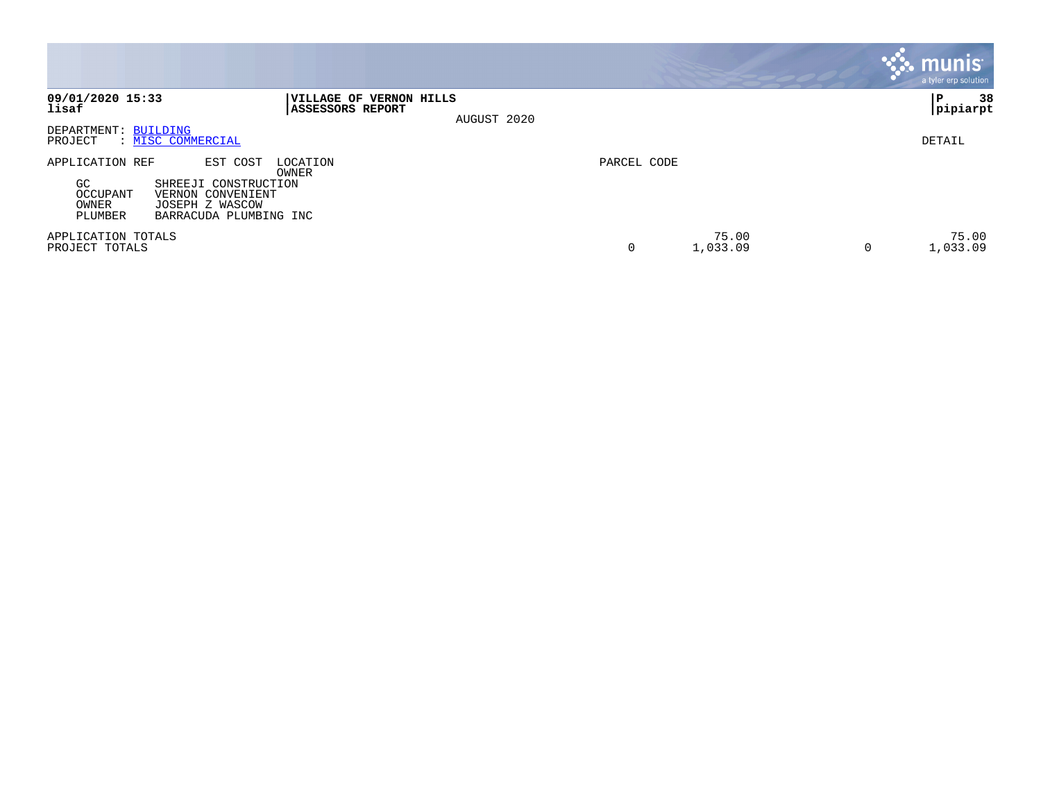09/01/2020 15:33 | VILLAGE OF VERNON HILLS | P 38
lisaf | ASSESSORS REPORT | pipiarpt

AUGUST 2020

DEPARTMENT: BUILDING
PROJECT : MISC COMMERCIAL

DETAIL

| APPLICATION REF | EST COST | LOCATION OWNER | PARCEL CODE | | | |
|---|---|---|---|---|---|---|
| GC | SHREEJI CONSTRUCTION | | | | | |
| OCCUPANT | VERNON CONVENIENT | | | | | |
| OWNER | JOSEPH Z WASCOW | | | | | |
| PLUMBER | BARRACUDA PLUMBING INC | | | | | |
| APPLICATION TOTALS | | | | 75.00 | | 75.00 |
| PROJECT TOTALS | | | 0 | 1,033.09 | 0 | 1,033.09 |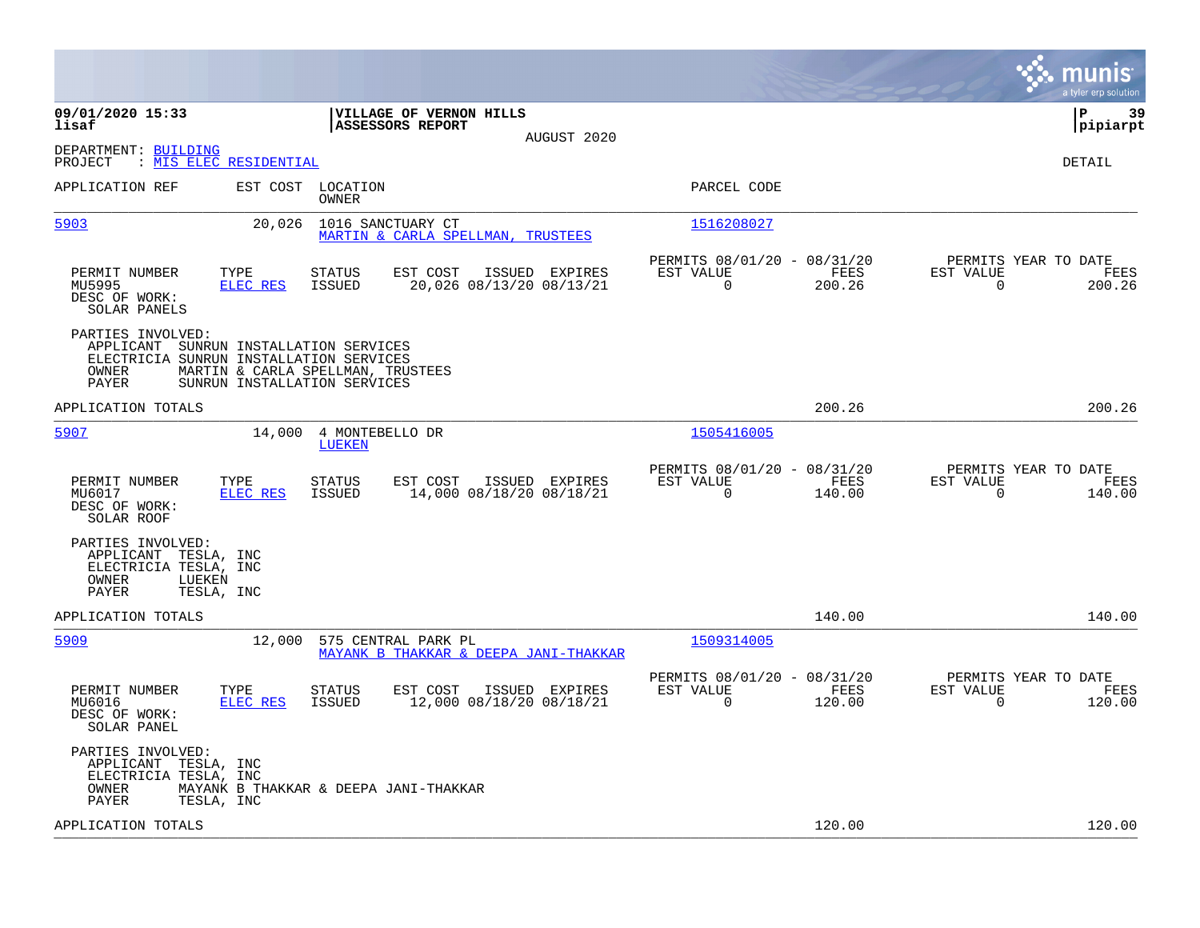**09/01/2020 15:33**
**lisaf**

**VILLAGE OF VERNON HILLS**
**ASSESSORS REPORT**

AUGUST 2020

**P 39**
**pipiarpt**

DEPARTMENT: BUILDING
PROJECT : MIS ELEC RESIDENTIAL

DETAIL

| APPLICATION REF | EST COST | LOCATION / OWNER | PARCEL CODE |
|---|---|---|---|
| 5903 | 20,026 | 1016 SANCTUARY CT / MARTIN & CARLA SPELLMAN, TRUSTEES | 1516208027 |

| PERMIT NUMBER | TYPE | STATUS | EST COST | ISSUED | EXPIRES | PERMITS 08/01/20 - 08/31/20 EST VALUE | FEES | PERMITS YEAR TO DATE EST VALUE | FEES |
|---|---|---|---|---|---|---|---|---|---|
| MU5995 | ELEC RES | ISSUED | 20,026 | 08/13/20 | 08/13/21 | 0 | 200.26 | 0 | 200.26 |

DESC OF WORK:
SOLAR PANELS

PARTIES INVOLVED:
APPLICANT SUNRUN INSTALLATION SERVICES
ELECTRICIA SUNRUN INSTALLATION SERVICES
OWNER MARTIN & CARLA SPELLMAN, TRUSTEES
PAYER SUNRUN INSTALLATION SERVICES

APPLICATION TOTALS 200.26 200.26

| APPLICATION REF | EST COST | LOCATION / OWNER | PARCEL CODE |
|---|---|---|---|
| 5907 | 14,000 | 4 MONTEBELLO DR / LUEKEN | 1505416005 |

| PERMIT NUMBER | TYPE | STATUS | EST COST | ISSUED | EXPIRES | PERMITS 08/01/20 - 08/31/20 EST VALUE | FEES | PERMITS YEAR TO DATE EST VALUE | FEES |
|---|---|---|---|---|---|---|---|---|---|
| MU6017 | ELEC RES | ISSUED | 14,000 | 08/18/20 | 08/18/21 | 0 | 140.00 | 0 | 140.00 |

DESC OF WORK:
SOLAR ROOF

PARTIES INVOLVED:
APPLICANT TESLA, INC
ELECTRICIA TESLA, INC
OWNER LUEKEN
PAYER TESLA, INC

APPLICATION TOTALS 140.00 140.00

| APPLICATION REF | EST COST | LOCATION / OWNER | PARCEL CODE |
|---|---|---|---|
| 5909 | 12,000 | 575 CENTRAL PARK PL / MAYANK B THAKKAR & DEEPA JANI-THAKKAR | 1509314005 |

| PERMIT NUMBER | TYPE | STATUS | EST COST | ISSUED | EXPIRES | PERMITS 08/01/20 - 08/31/20 EST VALUE | FEES | PERMITS YEAR TO DATE EST VALUE | FEES |
|---|---|---|---|---|---|---|---|---|---|
| MU6016 | ELEC RES | ISSUED | 12,000 | 08/18/20 | 08/18/21 | 0 | 120.00 | 0 | 120.00 |

DESC OF WORK:
SOLAR PANEL

PARTIES INVOLVED:
APPLICANT TESLA, INC
ELECTRICIA TESLA, INC
OWNER MAYANK B THAKKAR & DEEPA JANI-THAKKAR
PAYER TESLA, INC

APPLICATION TOTALS 120.00 120.00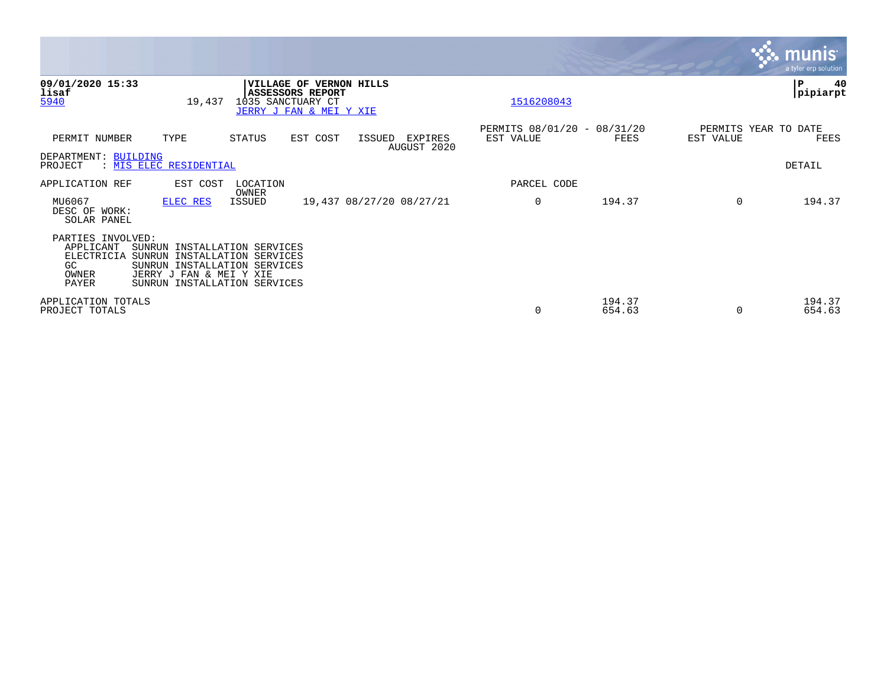**09/01/2020 15:33**
**lisaf**
5940 19,437 1035 SANCTUARY CT 1516208043
JERRY J FAN & MEI Y XIE

**VILLAGE OF VERNON HILLS**
**ASSESSORS REPORT**

**P 40**
**pipiarpt**

| PERMIT NUMBER | TYPE | STATUS | EST COST | ISSUED | EXPIRES | PERMITS 08/01/20 - 08/31/20 EST VALUE | FEES | PERMITS YEAR TO DATE EST VALUE | FEES |
|---|---|---|---|---|---|---|---|---|---|
| | | | | | AUGUST 2020 | | | | |

DEPARTMENT: BUILDING
PROJECT : MIS ELEC RESIDENTIAL DETAIL

| APPLICATION REF | EST COST | LOCATION OWNER | | | | PARCEL CODE | | | |
|---|---|---|---|---|---|---|---|---|---|
| MU6067 | ELEC RES | ISSUED | 19,437 | 08/27/20 | 08/27/21 | 0 | 194.37 | 0 | 194.37 |

DESC OF WORK:
SOLAR PANEL

PARTIES INVOLVED:
APPLICANT SUNRUN INSTALLATION SERVICES
ELECTRICIA SUNRUN INSTALLATION SERVICES
GC SUNRUN INSTALLATION SERVICES
OWNER JERRY J FAN & MEI Y XIE
PAYER SUNRUN INSTALLATION SERVICES

| | EST VALUE | FEES | EST VALUE | FEES |
|---|---|---|---|---|
| APPLICATION TOTALS | | 194.37 | | 194.37 |
| PROJECT TOTALS | 0 | 654.63 | 0 | 654.63 |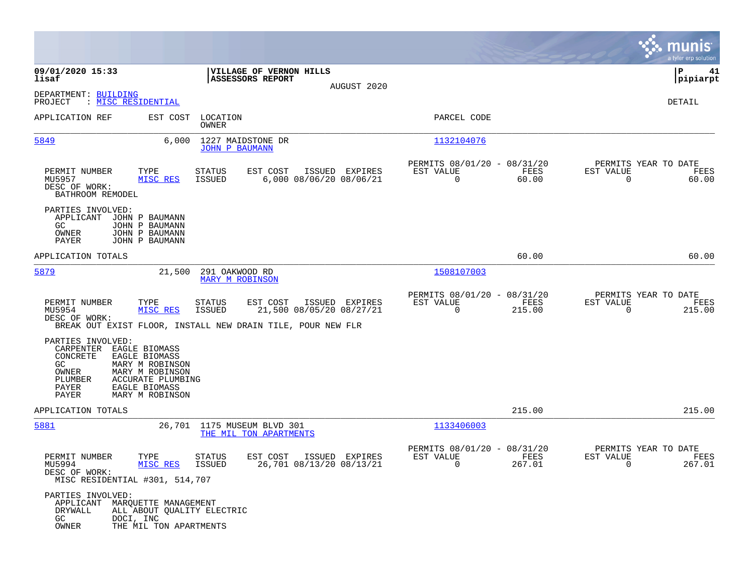**09/01/2020 15:33** | **VILLAGE OF VERNON HILLS** | **P 41**
**lisaf** | **ASSESSORS REPORT** | **pipiarpt**

AUGUST 2020

DEPARTMENT: BUILDING
PROJECT : MISC RESIDENTIAL

DETAIL

| APPLICATION REF | EST COST | LOCATION / OWNER | PARCEL CODE |
|---|---|---|---|
| 5849 | 6,000 | 1227 MAIDSTONE DR / JOHN P BAUMANN | 1132104076 |

| PERMIT NUMBER | TYPE | STATUS | EST COST | ISSUED | EXPIRES | PERMITS 08/01/20 - 08/31/20 EST VALUE | FEES | PERMITS YEAR TO DATE EST VALUE | FEES |
|---|---|---|---|---|---|---|---|---|---|
| MU5957 | MISC RES | ISSUED | 6,000 | 08/06/20 | 08/06/21 | 0 | 60.00 | 0 | 60.00 |

DESC OF WORK:
BATHROOM REMODEL

PARTIES INVOLVED:
- APPLICANT JOHN P BAUMANN
- GC JOHN P BAUMANN
- OWNER JOHN P BAUMANN
- PAYER JOHN P BAUMANN

APPLICATION TOTALS: 60.00 | 60.00

| APPLICATION REF | EST COST | LOCATION / OWNER | PARCEL CODE |
|---|---|---|---|
| 5879 | 21,500 | 291 OAKWOOD RD / MARY M ROBINSON | 1508107003 |

| PERMIT NUMBER | TYPE | STATUS | EST COST | ISSUED | EXPIRES | PERMITS 08/01/20 - 08/31/20 EST VALUE | FEES | PERMITS YEAR TO DATE EST VALUE | FEES |
|---|---|---|---|---|---|---|---|---|---|
| MU5954 | MISC RES | ISSUED | 21,500 | 08/05/20 | 08/27/21 | 0 | 215.00 | 0 | 215.00 |

DESC OF WORK:
BREAK OUT EXIST FLOOR, INSTALL NEW DRAIN TILE, POUR NEW FLR

PARTIES INVOLVED:
- CARPENTER EAGLE BIOMASS
- CONCRETE EAGLE BIOMASS
- GC MARY M ROBINSON
- OWNER MARY M ROBINSON
- PLUMBER ACCURATE PLUMBING
- PAYER EAGLE BIOMASS
- PAYER MARY M ROBINSON

APPLICATION TOTALS: 215.00 | 215.00

| APPLICATION REF | EST COST | LOCATION / OWNER | PARCEL CODE |
|---|---|---|---|
| 5881 | 26,701 | 1175 MUSEUM BLVD 301 / THE MIL TON APARTMENTS | 1133406003 |

| PERMIT NUMBER | TYPE | STATUS | EST COST | ISSUED | EXPIRES | PERMITS 08/01/20 - 08/31/20 EST VALUE | FEES | PERMITS YEAR TO DATE EST VALUE | FEES |
|---|---|---|---|---|---|---|---|---|---|
| MU5994 | MISC RES | ISSUED | 26,701 | 08/13/20 | 08/13/21 | 0 | 267.01 | 0 | 267.01 |

DESC OF WORK:
MISC RESIDENTIAL #301, 514,707

PARTIES INVOLVED:
- APPLICANT MARQUETTE MANAGEMENT
- DRYWALL ALL ABOUT QUALITY ELECTRIC
- GC DOCI, INC
- OWNER THE MIL TON APARTMENTS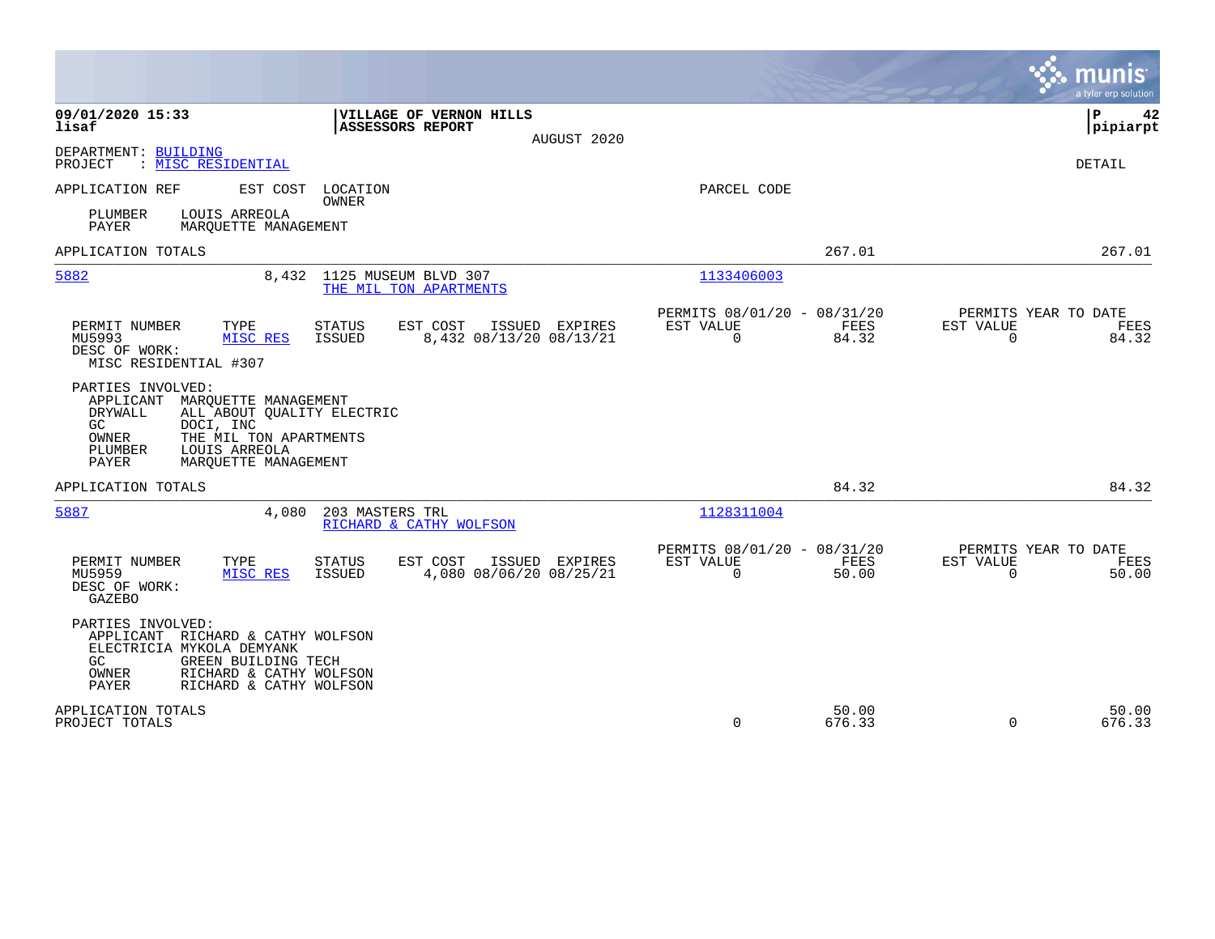**VILLAGE OF VERNON HILLS**
**ASSESSORS REPORT**

AUGUST 2020

**09/01/2020 15:33**
**lisaf**

**P 42**
**pipiarpt**

DEPARTMENT: BUILDING
PROJECT : MISC RESIDENTIAL

DETAIL

| APPLICATION REF | EST COST | LOCATION / OWNER | PARCEL CODE |
|---|---|---|---|

PLUMBER LOUIS ARREOLA
PAYER MARQUETTE MANAGEMENT

APPLICATION TOTALS — 267.01 — 267.01

---

**5882** — 8,432 — 1125 MUSEUM BLVD 307 — THE MIL TON APARTMENTS — Parcel: 1133406003

| PERMIT NUMBER | TYPE | STATUS | EST COST | ISSUED | EXPIRES | PERMITS 08/01/20 - 08/31/20 EST VALUE | FEES | PERMITS YEAR TO DATE EST VALUE | FEES |
|---|---|---|---|---|---|---|---|---|---|
| MU5993 | MISC RES | ISSUED | 8,432 | 08/13/20 | 08/13/21 | 0 | 84.32 | 0 | 84.32 |

DESC OF WORK:
MISC RESIDENTIAL #307

PARTIES INVOLVED:
- APPLICANT MARQUETTE MANAGEMENT
- DRYWALL ALL ABOUT QUALITY ELECTRIC
- GC DOCI, INC
- OWNER THE MIL TON APARTMENTS
- PLUMBER LOUIS ARREOLA
- PAYER MARQUETTE MANAGEMENT

APPLICATION TOTALS — 84.32 — 84.32

---

**5887** — 4,080 — 203 MASTERS TRL — RICHARD & CATHY WOLFSON — Parcel: 1128311004

| PERMIT NUMBER | TYPE | STATUS | EST COST | ISSUED | EXPIRES | PERMITS 08/01/20 - 08/31/20 EST VALUE | FEES | PERMITS YEAR TO DATE EST VALUE | FEES |
|---|---|---|---|---|---|---|---|---|---|
| MU5959 | MISC RES | ISSUED | 4,080 | 08/06/20 | 08/25/21 | 0 | 50.00 | 0 | 50.00 |

DESC OF WORK:
GAZEBO

PARTIES INVOLVED:
- APPLICANT RICHARD & CATHY WOLFSON
- ELECTRICIA MYKOLA DEMYANK
- GC GREEN BUILDING TECH
- OWNER RICHARD & CATHY WOLFSON
- PAYER RICHARD & CATHY WOLFSON

| | EST VALUE | FEES | EST VALUE | FEES |
|---|---|---|---|---|
| APPLICATION TOTALS | | 50.00 | | 50.00 |
| PROJECT TOTALS | 0 | 676.33 | 0 | 676.33 |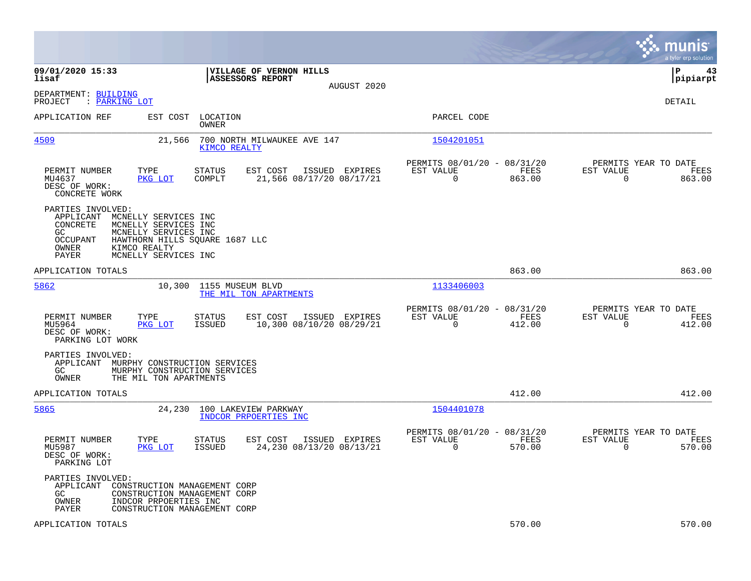**09/01/2020 15:33**
**lisaf**

**VILLAGE OF VERNON HILLS**
**ASSESSORS REPORT**
AUGUST 2020

**P 43**
**pipiarpt**

DEPARTMENT: BUILDING
PROJECT : PARKING LOT

DETAIL

| APPLICATION REF | EST COST | LOCATION / OWNER | PARCEL CODE |
|---|---|---|---|
| 4509 | 21,566 | 700 NORTH MILWAUKEE AVE 147 / KIMCO REALTY | 1504201051 |

| PERMIT NUMBER | TYPE | STATUS | EST COST | ISSUED | EXPIRES | PERMITS 08/01/20 - 08/31/20 EST VALUE | FEES | PERMITS YEAR TO DATE EST VALUE | FEES |
|---|---|---|---|---|---|---|---|---|---|
| MU4637 | PKG LOT | COMPLT | 21,566 | 08/17/20 | 08/17/21 | 0 | 863.00 | 0 | 863.00 |

DESC OF WORK:
CONCRETE WORK

PARTIES INVOLVED:
- APPLICANT MCNELLY SERVICES INC
- CONCRETE MCNELLY SERVICES INC
- GC MCNELLY SERVICES INC
- OCCUPANT HAWTHORN HILLS SQUARE 1687 LLC
- OWNER KIMCO REALTY
- PAYER MCNELLY SERVICES INC

APPLICATION TOTALS 863.00 863.00

| APPLICATION REF | EST COST | LOCATION / OWNER | PARCEL CODE |
|---|---|---|---|
| 5862 | 10,300 | 1155 MUSEUM BLVD / THE MIL TON APARTMENTS | 1133406003 |

| PERMIT NUMBER | TYPE | STATUS | EST COST | ISSUED | EXPIRES | PERMITS 08/01/20 - 08/31/20 EST VALUE | FEES | PERMITS YEAR TO DATE EST VALUE | FEES |
|---|---|---|---|---|---|---|---|---|---|
| MU5964 | PKG LOT | ISSUED | 10,300 | 08/10/20 | 08/29/21 | 0 | 412.00 | 0 | 412.00 |

DESC OF WORK:
PARKING LOT WORK

PARTIES INVOLVED:
- APPLICANT MURPHY CONSTRUCTION SERVICES
- GC MURPHY CONSTRUCTION SERVICES
- OWNER THE MIL TON APARTMENTS

APPLICATION TOTALS 412.00 412.00

| APPLICATION REF | EST COST | LOCATION / OWNER | PARCEL CODE |
|---|---|---|---|
| 5865 | 24,230 | 100 LAKEVIEW PARKWAY / INDCOR PRPOERTIES INC | 1504401078 |

| PERMIT NUMBER | TYPE | STATUS | EST COST | ISSUED | EXPIRES | PERMITS 08/01/20 - 08/31/20 EST VALUE | FEES | PERMITS YEAR TO DATE EST VALUE | FEES |
|---|---|---|---|---|---|---|---|---|---|
| MU5987 | PKG LOT | ISSUED | 24,230 | 08/13/20 | 08/13/21 | 0 | 570.00 | 0 | 570.00 |

DESC OF WORK:
PARKING LOT

PARTIES INVOLVED:
- APPLICANT CONSTRUCTION MANAGEMENT CORP
- GC CONSTRUCTION MANAGEMENT CORP
- OWNER INDCOR PRPOERTIES INC
- PAYER CONSTRUCTION MANAGEMENT CORP

APPLICATION TOTALS 570.00 570.00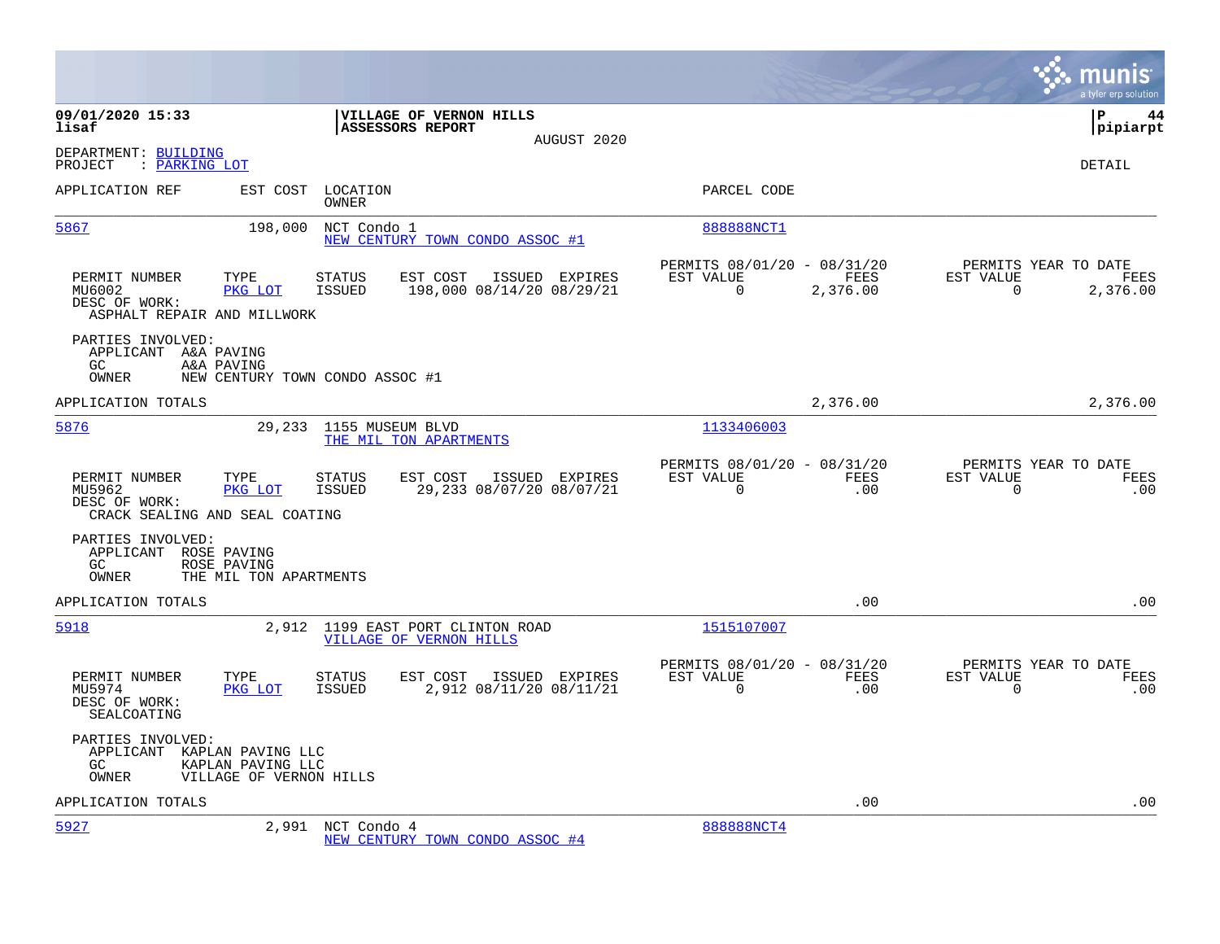**09/01/2020 15:33** | **VILLAGE OF VERNON HILLS** | **P 44**
**lisaf** | **ASSESSORS REPORT** | **pipiarpt**

AUGUST 2020

DEPARTMENT: BUILDING
PROJECT : PARKING LOT

DETAIL

| APPLICATION REF | EST COST | LOCATION / OWNER | PARCEL CODE |
|---|---|---|---|
| 5867 | 198,000 | NCT Condo 1 / NEW CENTURY TOWN CONDO ASSOC #1 | 888888NCT1 |

| PERMIT NUMBER | TYPE | STATUS | EST COST | ISSUED | EXPIRES | PERMITS 08/01/20 - 08/31/20 EST VALUE | FEES | PERMITS YEAR TO DATE EST VALUE | FEES |
|---|---|---|---|---|---|---|---|---|---|
| MU6002 | PKG LOT | ISSUED | 198,000 | 08/14/20 | 08/29/21 | 0 | 2,376.00 | 0 | 2,376.00 |

DESC OF WORK:
ASPHALT REPAIR AND MILLWORK

PARTIES INVOLVED:
APPLICANT A&A PAVING
GC A&A PAVING
OWNER NEW CENTURY TOWN CONDO ASSOC #1

APPLICATION TOTALS: 2,376.00 | 2,376.00

| APPLICATION REF | EST COST | LOCATION / OWNER | PARCEL CODE |
|---|---|---|---|
| 5876 | 29,233 | 1155 MUSEUM BLVD / THE MIL TON APARTMENTS | 1133406003 |

| PERMIT NUMBER | TYPE | STATUS | EST COST | ISSUED | EXPIRES | PERMITS 08/01/20 - 08/31/20 EST VALUE | FEES | PERMITS YEAR TO DATE EST VALUE | FEES |
|---|---|---|---|---|---|---|---|---|---|
| MU5962 | PKG LOT | ISSUED | 29,233 | 08/07/20 | 08/07/21 | 0 | .00 | 0 | .00 |

DESC OF WORK:
CRACK SEALING AND SEAL COATING

PARTIES INVOLVED:
APPLICANT ROSE PAVING
GC ROSE PAVING
OWNER THE MIL TON APARTMENTS

APPLICATION TOTALS: .00 | .00

| APPLICATION REF | EST COST | LOCATION / OWNER | PARCEL CODE |
|---|---|---|---|
| 5918 | 2,912 | 1199 EAST PORT CLINTON ROAD / VILLAGE OF VERNON HILLS | 1515107007 |

| PERMIT NUMBER | TYPE | STATUS | EST COST | ISSUED | EXPIRES | PERMITS 08/01/20 - 08/31/20 EST VALUE | FEES | PERMITS YEAR TO DATE EST VALUE | FEES |
|---|---|---|---|---|---|---|---|---|---|
| MU5974 | PKG LOT | ISSUED | 2,912 | 08/11/20 | 08/11/21 | 0 | .00 | 0 | .00 |

DESC OF WORK:
SEALCOATING

PARTIES INVOLVED:
APPLICANT KAPLAN PAVING LLC
GC KAPLAN PAVING LLC
OWNER VILLAGE OF VERNON HILLS

APPLICATION TOTALS: .00 | .00

| APPLICATION REF | EST COST | LOCATION / OWNER | PARCEL CODE |
|---|---|---|---|
| 5927 | 2,991 | NCT Condo 4 / NEW CENTURY TOWN CONDO ASSOC #4 | 888888NCT4 |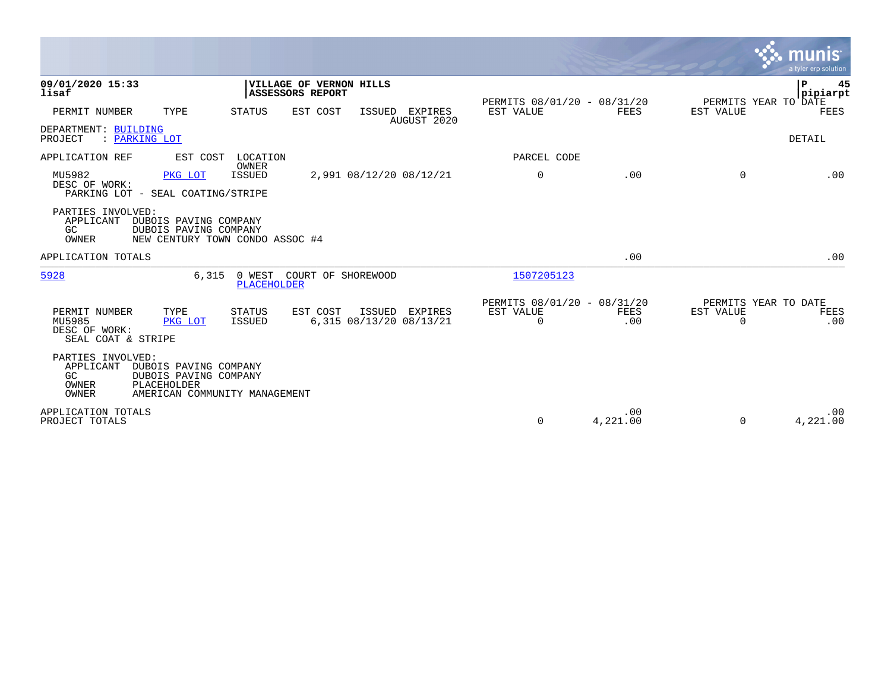**09/01/2020 15:33**
**lisaf**

**VILLAGE OF VERNON HILLS**
**ASSESSORS REPORT**

**P 45**
**pipiarpt**

| PERMIT NUMBER | TYPE | STATUS | EST COST | ISSUED | EXPIRES | PERMITS 08/01/20 - 08/31/20 EST VALUE | FEES | PERMITS YEAR TO DATE EST VALUE | FEES |
|---|---|---|---|---|---|---|---|---|---|
| | | | | AUGUST 2020 | | | | | |

DEPARTMENT: BUILDING
PROJECT : PARKING LOT

DETAIL

APPLICATION REF — EST COST — LOCATION / OWNER — PARCEL CODE

| PERMIT NUMBER | TYPE | STATUS | EST COST | ISSUED | EXPIRES | EST VALUE | FEES | EST VALUE | FEES |
|---|---|---|---|---|---|---|---|---|---|
| MU5982 | PKG LOT | ISSUED | 2,991 | 08/12/20 | 08/12/21 | 0 | .00 | 0 | .00 |

DESC OF WORK:
PARKING LOT - SEAL COATING/STRIPE

PARTIES INVOLVED:
APPLICANT DUBOIS PAVING COMPANY
GC DUBOIS PAVING COMPANY
OWNER NEW CENTURY TOWN CONDO ASSOC #4

APPLICATION TOTALS .00 .00

---

5928 — 6,315 — 0 WEST COURT OF SHOREWOOD — PLACEHOLDER — 1507205123

| PERMIT NUMBER | TYPE | STATUS | EST COST | ISSUED | EXPIRES | PERMITS 08/01/20 - 08/31/20 EST VALUE | FEES | PERMITS YEAR TO DATE EST VALUE | FEES |
|---|---|---|---|---|---|---|---|---|---|
| MU5985 | PKG LOT | ISSUED | 6,315 | 08/13/20 | 08/13/21 | 0 | .00 | 0 | .00 |

DESC OF WORK:
SEAL COAT & STRIPE

PARTIES INVOLVED:
APPLICANT DUBOIS PAVING COMPANY
GC DUBOIS PAVING COMPANY
OWNER PLACEHOLDER
OWNER AMERICAN COMMUNITY MANAGEMENT

| | EST VALUE | FEES | EST VALUE | FEES |
|---|---|---|---|---|
| APPLICATION TOTALS | | .00 | | .00 |
| PROJECT TOTALS | 0 | 4,221.00 | 0 | 4,221.00 |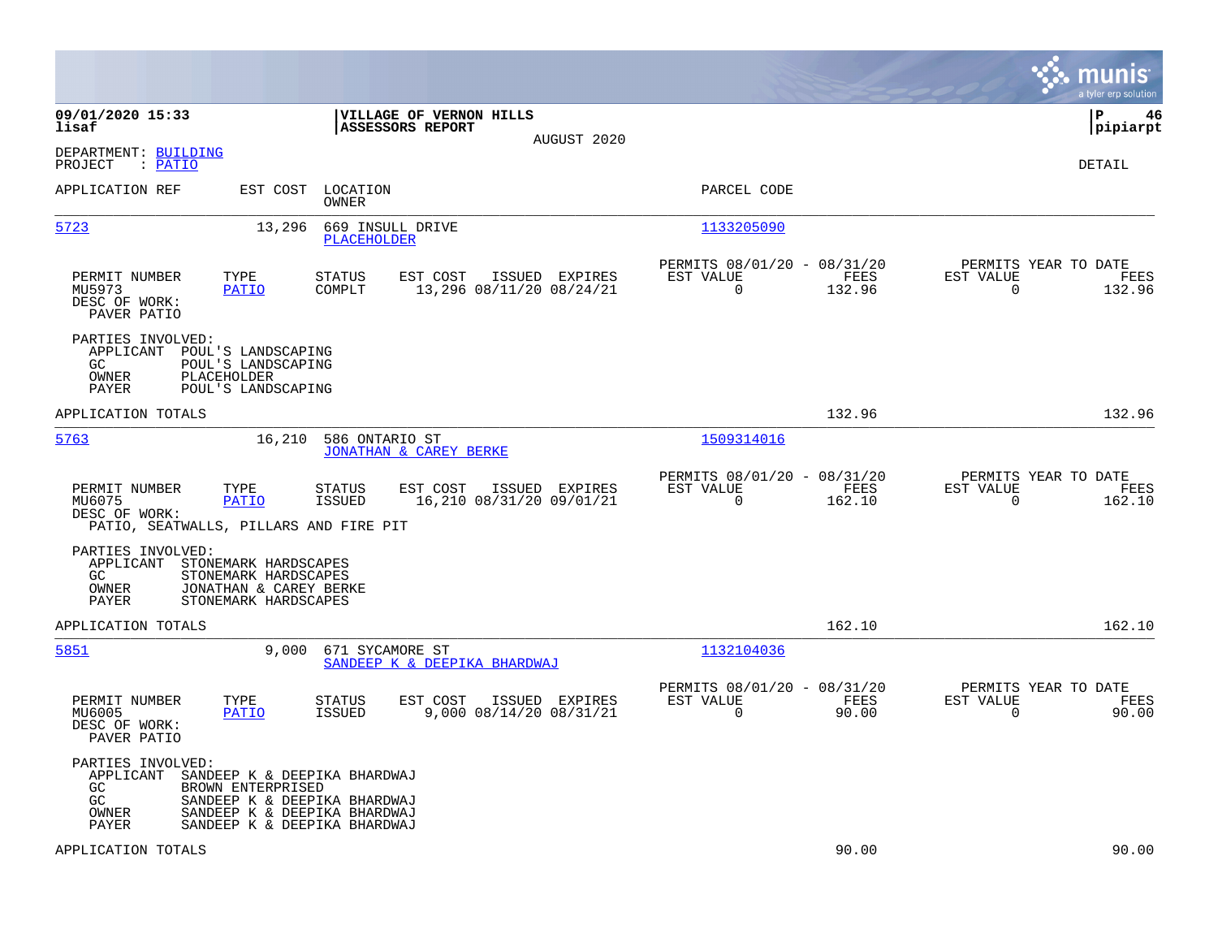**09/01/2020 15:33** | **VILLAGE OF VERNON HILLS** | **P 46**
**lisaf** | **ASSESSORS REPORT** | **pipiarpt**
AUGUST 2020

DEPARTMENT: BUILDING
PROJECT : PATIO

DETAIL

| APPLICATION REF | EST COST | LOCATION / OWNER | PARCEL CODE |
|---|---|---|---|
| 5723 | 13,296 | 669 INSULL DRIVE / PLACEHOLDER | 1133205090 |

| PERMIT NUMBER | TYPE | STATUS | EST COST | ISSUED | EXPIRES | PERMITS 08/01/20 - 08/31/20 EST VALUE | FEES | PERMITS YEAR TO DATE EST VALUE | FEES |
|---|---|---|---|---|---|---|---|---|---|
| MU5973 | PATIO | COMPLT | 13,296 | 08/11/20 | 08/24/21 | 0 | 132.96 | 0 | 132.96 |

DESC OF WORK:
PAVER PATIO

PARTIES INVOLVED:
- APPLICANT POUL'S LANDSCAPING
- GC POUL'S LANDSCAPING
- OWNER PLACEHOLDER
- PAYER POUL'S LANDSCAPING

APPLICATION TOTALS: 132.96 | 132.96

| APPLICATION REF | EST COST | LOCATION / OWNER | PARCEL CODE |
|---|---|---|---|
| 5763 | 16,210 | 586 ONTARIO ST / JONATHAN & CAREY BERKE | 1509314016 |

| PERMIT NUMBER | TYPE | STATUS | EST COST | ISSUED | EXPIRES | PERMITS 08/01/20 - 08/31/20 EST VALUE | FEES | PERMITS YEAR TO DATE EST VALUE | FEES |
|---|---|---|---|---|---|---|---|---|---|
| MU6075 | PATIO | ISSUED | 16,210 | 08/31/20 | 09/01/21 | 0 | 162.10 | 0 | 162.10 |

DESC OF WORK:
PATIO, SEATWALLS, PILLARS AND FIRE PIT

PARTIES INVOLVED:
- APPLICANT STONEMARK HARDSCAPES
- GC STONEMARK HARDSCAPES
- OWNER JONATHAN & CAREY BERKE
- PAYER STONEMARK HARDSCAPES

APPLICATION TOTALS: 162.10 | 162.10

| APPLICATION REF | EST COST | LOCATION / OWNER | PARCEL CODE |
|---|---|---|---|
| 5851 | 9,000 | 671 SYCAMORE ST / SANDEEP K & DEEPIKA BHARDWAJ | 1132104036 |

| PERMIT NUMBER | TYPE | STATUS | EST COST | ISSUED | EXPIRES | PERMITS 08/01/20 - 08/31/20 EST VALUE | FEES | PERMITS YEAR TO DATE EST VALUE | FEES |
|---|---|---|---|---|---|---|---|---|---|
| MU6005 | PATIO | ISSUED | 9,000 | 08/14/20 | 08/31/21 | 0 | 90.00 | 0 | 90.00 |

DESC OF WORK:
PAVER PATIO

PARTIES INVOLVED:
- APPLICANT SANDEEP K & DEEPIKA BHARDWAJ
- GC BROWN ENTERPRISED
- GC SANDEEP K & DEEPIKA BHARDWAJ
- OWNER SANDEEP K & DEEPIKA BHARDWAJ
- PAYER SANDEEP K & DEEPIKA BHARDWAJ

APPLICATION TOTALS: 90.00 | 90.00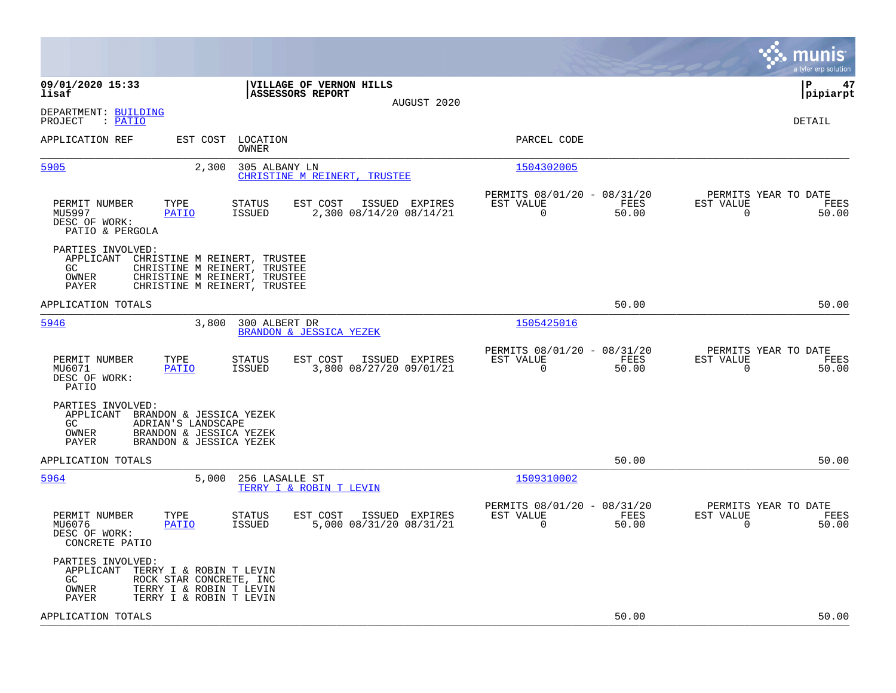**09/01/2020 15:33** | **VILLAGE OF VERNON HILLS** | **P 47**
**lisaf** | **ASSESSORS REPORT** | **pipiarpt**

AUGUST 2020

DEPARTMENT: BUILDING
PROJECT : PATIO

DETAIL

| APPLICATION REF | EST COST | LOCATION / OWNER | PARCEL CODE |
|---|---|---|---|
| 5905 | 2,300 | 305 ALBANY LN / CHRISTINE M REINERT, TRUSTEE | 1504302005 |

| PERMIT NUMBER | TYPE | STATUS | EST COST | ISSUED | EXPIRES | PERMITS 08/01/20 - 08/31/20 EST VALUE | FEES | PERMITS YEAR TO DATE EST VALUE | FEES |
|---|---|---|---|---|---|---|---|---|---|
| MU5997 | PATIO | ISSUED | 2,300 | 08/14/20 | 08/14/21 | 0 | 50.00 | 0 | 50.00 |

DESC OF WORK:
PATIO & PERGOLA

PARTIES INVOLVED:
- APPLICANT CHRISTINE M REINERT, TRUSTEE
- GC CHRISTINE M REINERT, TRUSTEE
- OWNER CHRISTINE M REINERT, TRUSTEE
- PAYER CHRISTINE M REINERT, TRUSTEE

APPLICATION TOTALS 50.00 50.00

| APPLICATION REF | EST COST | LOCATION / OWNER | PARCEL CODE |
|---|---|---|---|
| 5946 | 3,800 | 300 ALBERT DR / BRANDON & JESSICA YEZEK | 1505425016 |

| PERMIT NUMBER | TYPE | STATUS | EST COST | ISSUED | EXPIRES | PERMITS 08/01/20 - 08/31/20 EST VALUE | FEES | PERMITS YEAR TO DATE EST VALUE | FEES |
|---|---|---|---|---|---|---|---|---|---|
| MU6071 | PATIO | ISSUED | 3,800 | 08/27/20 | 09/01/21 | 0 | 50.00 | 0 | 50.00 |

DESC OF WORK:
PATIO

PARTIES INVOLVED:
- APPLICANT BRANDON & JESSICA YEZEK
- GC ADRIAN'S LANDSCAPE
- OWNER BRANDON & JESSICA YEZEK
- PAYER BRANDON & JESSICA YEZEK

APPLICATION TOTALS 50.00 50.00

| APPLICATION REF | EST COST | LOCATION / OWNER | PARCEL CODE |
|---|---|---|---|
| 5964 | 5,000 | 256 LASALLE ST / TERRY I & ROBIN T LEVIN | 1509310002 |

| PERMIT NUMBER | TYPE | STATUS | EST COST | ISSUED | EXPIRES | PERMITS 08/01/20 - 08/31/20 EST VALUE | FEES | PERMITS YEAR TO DATE EST VALUE | FEES |
|---|---|---|---|---|---|---|---|---|---|
| MU6076 | PATIO | ISSUED | 5,000 | 08/31/20 | 08/31/21 | 0 | 50.00 | 0 | 50.00 |

DESC OF WORK:
CONCRETE PATIO

PARTIES INVOLVED:
- APPLICANT TERRY I & ROBIN T LEVIN
- GC ROCK STAR CONCRETE, INC
- OWNER TERRY I & ROBIN T LEVIN
- PAYER TERRY I & ROBIN T LEVIN

APPLICATION TOTALS 50.00 50.00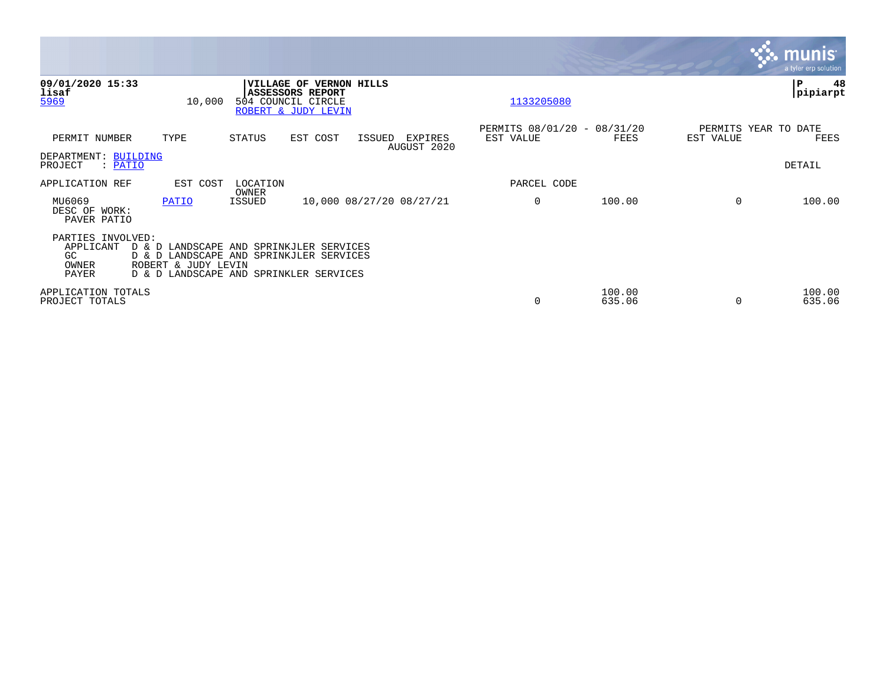**09/01/2020 15:33** | **VILLAGE OF VERNON HILLS** | **P 48**
**lisaf** | **ASSESSORS REPORT** | **pipiarpt**

5969 10,000 504 COUNCIL CIRCLE 1133205080
ROBERT & JUDY LEVIN

| PERMIT NUMBER | TYPE | STATUS | EST COST | ISSUED | EXPIRES AUGUST 2020 | PERMITS 08/01/20 - 08/31/20 EST VALUE | FEES | PERMITS YEAR TO DATE EST VALUE | FEES |
|---|---|---|---|---|---|---|---|---|---|

DEPARTMENT: BUILDING
PROJECT : PATIO

DETAIL

| APPLICATION REF | EST COST | LOCATION OWNER | | | | PARCEL CODE | | | |
|---|---|---|---|---|---|---|---|---|---|
| MU6069 | PATIO | ISSUED | 10,000 | 08/27/20 | 08/27/21 | 0 | 100.00 | 0 | 100.00 |

DESC OF WORK:
PAVER PATIO

PARTIES INVOLVED:
- APPLICANT D & D LANDSCAPE AND SPRINKJLER SERVICES
- GC D & D LANDSCAPE AND SPRINKJLER SERVICES
- OWNER ROBERT & JUDY LEVIN
- PAYER D & D LANDSCAPE AND SPRINKLER SERVICES

| | EST VALUE | FEES | EST VALUE | FEES |
|---|---|---|---|---|
| APPLICATION TOTALS | | 100.00 | | 100.00 |
| PROJECT TOTALS | 0 | 635.06 | 0 | 635.06 |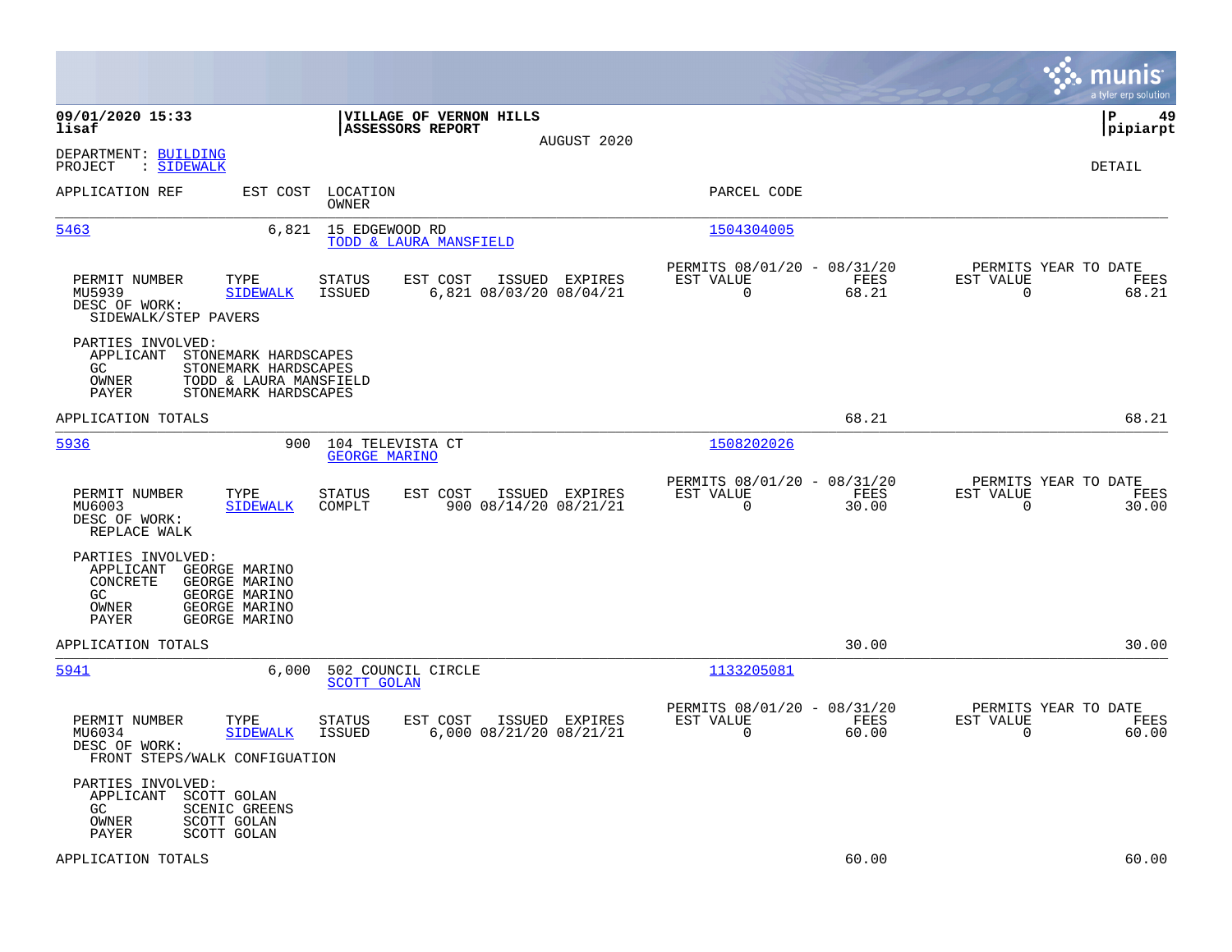**09/01/2020 15:33**
**lisaf**

**VILLAGE OF VERNON HILLS**
**ASSESSORS REPORT**
AUGUST 2020

**P 49**
**pipiarpt**

DEPARTMENT: BUILDING
PROJECT : SIDEWALK

DETAIL

| APPLICATION REF | EST COST | LOCATION / OWNER | PARCEL CODE |
|---|---|---|---|
| 5463 | 6,821 | 15 EDGEWOOD RD / TODD & LAURA MANSFIELD | 1504304005 |

| PERMIT NUMBER | TYPE | STATUS | EST COST | ISSUED | EXPIRES | PERMITS 08/01/20 - 08/31/20 EST VALUE | FEES | PERMITS YEAR TO DATE EST VALUE | FEES |
|---|---|---|---|---|---|---|---|---|---|
| MU5939 | SIDEWALK | ISSUED | 6,821 | 08/03/20 | 08/04/21 | 0 | 68.21 | 0 | 68.21 |

DESC OF WORK:
SIDEWALK/STEP PAVERS

PARTIES INVOLVED:
- APPLICANT STONEMARK HARDSCAPES
- GC STONEMARK HARDSCAPES
- OWNER TODD & LAURA MANSFIELD
- PAYER STONEMARK HARDSCAPES

APPLICATION TOTALS 68.21 68.21

| APPLICATION REF | EST COST | LOCATION / OWNER | PARCEL CODE |
|---|---|---|---|
| 5936 | 900 | 104 TELEVISTA CT / GEORGE MARINO | 1508202026 |

| PERMIT NUMBER | TYPE | STATUS | EST COST | ISSUED | EXPIRES | PERMITS 08/01/20 - 08/31/20 EST VALUE | FEES | PERMITS YEAR TO DATE EST VALUE | FEES |
|---|---|---|---|---|---|---|---|---|---|
| MU6003 | SIDEWALK | COMPLT | 900 | 08/14/20 | 08/21/21 | 0 | 30.00 | 0 | 30.00 |

DESC OF WORK:
REPLACE WALK

PARTIES INVOLVED:
- APPLICANT GEORGE MARINO
- CONCRETE GEORGE MARINO
- GC GEORGE MARINO
- OWNER GEORGE MARINO
- PAYER GEORGE MARINO

APPLICATION TOTALS 30.00 30.00

| APPLICATION REF | EST COST | LOCATION / OWNER | PARCEL CODE |
|---|---|---|---|
| 5941 | 6,000 | 502 COUNCIL CIRCLE / SCOTT GOLAN | 1133205081 |

| PERMIT NUMBER | TYPE | STATUS | EST COST | ISSUED | EXPIRES | PERMITS 08/01/20 - 08/31/20 EST VALUE | FEES | PERMITS YEAR TO DATE EST VALUE | FEES |
|---|---|---|---|---|---|---|---|---|---|
| MU6034 | SIDEWALK | ISSUED | 6,000 | 08/21/20 | 08/21/21 | 0 | 60.00 | 0 | 60.00 |

DESC OF WORK:
FRONT STEPS/WALK CONFIGUATION

PARTIES INVOLVED:
- APPLICANT SCOTT GOLAN
- GC SCENIC GREENS
- OWNER SCOTT GOLAN
- PAYER SCOTT GOLAN

APPLICATION TOTALS 60.00 60.00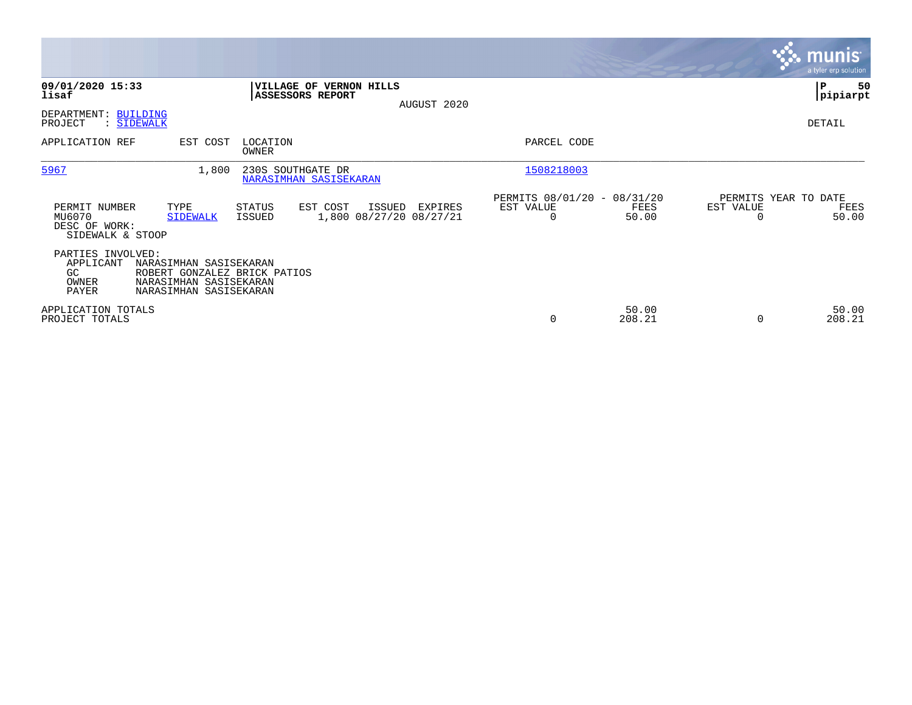**09/01/2020 15:33**
**lisaf**

**VILLAGE OF VERNON HILLS**
**ASSESSORS REPORT**
AUGUST 2020

**pipiarpt**

DEPARTMENT: BUILDING
PROJECT : SIDEWALK

DETAIL

| APPLICATION REF | EST COST | LOCATION / OWNER | PARCEL CODE |
|---|---|---|---|
| 5967 | 1,800 | 230S SOUTHGATE DR / NARASIMHAN SASISEKARAN | 1508218003 |

| PERMIT NUMBER | TYPE | STATUS | EST COST | ISSUED | EXPIRES | PERMITS 08/01/20 - 08/31/20 EST VALUE | FEES | PERMITS YEAR TO DATE EST VALUE | FEES |
|---|---|---|---|---|---|---|---|---|---|
| MU6070 | SIDEWALK | ISSUED | 1,800 | 08/27/20 | 08/27/21 | 0 | 50.00 | 0 | 50.00 |

DESC OF WORK:
SIDEWALK & STOOP

PARTIES INVOLVED:

| | |
|---|---|
| APPLICANT | NARASIMHAN SASISEKARAN |
| GC | ROBERT GONZALEZ BRICK PATIOS |
| OWNER | NARASIMHAN SASISEKARAN |
| PAYER | NARASIMHAN SASISEKARAN |

| | EST VALUE | FEES | YTD EST VALUE | YTD FEES |
|---|---|---|---|---|
| APPLICATION TOTALS | | 50.00 | | 50.00 |
| PROJECT TOTALS | 0 | 208.21 | 0 | 208.21 |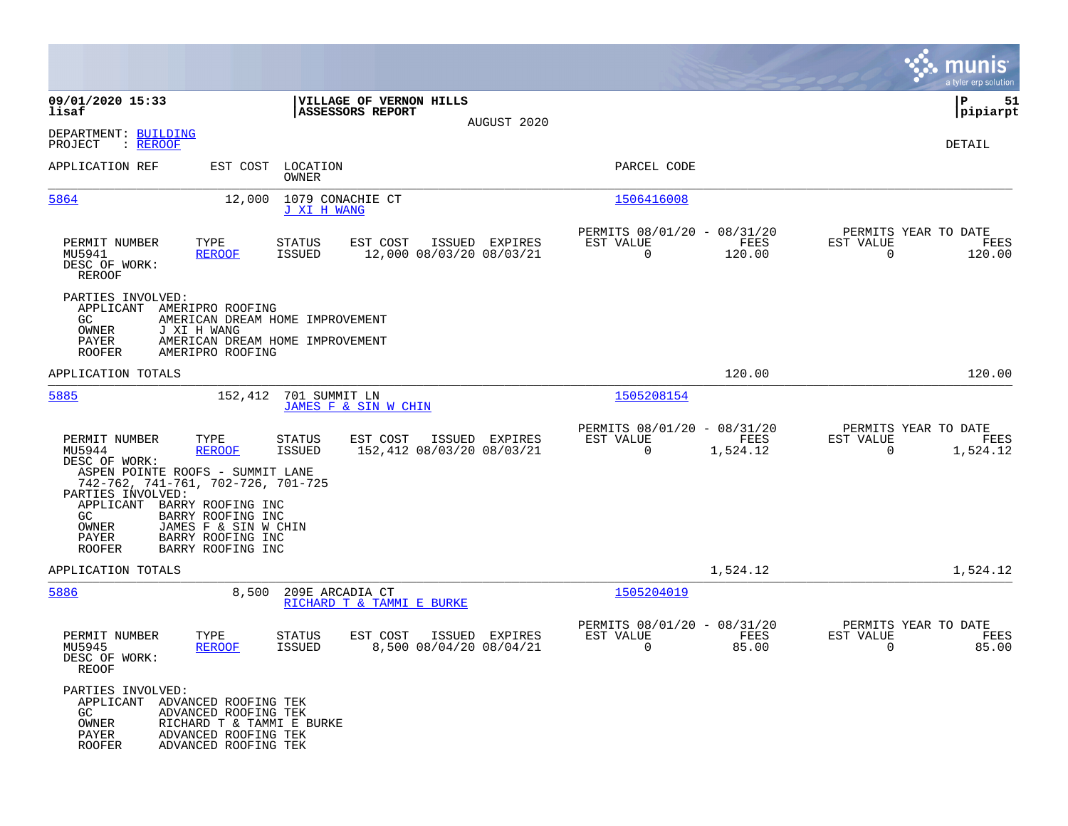09/01/2020 15:33 | VILLAGE OF VERNON HILLS | P 51
lisaf | ASSESSORS REPORT | pipiarpt
AUGUST 2020

DEPARTMENT: BUILDING
PROJECT : REROOF

DETAIL

| APPLICATION REF | EST COST | LOCATION / OWNER | PARCEL CODE |
|---|---|---|---|
| 5864 | 12,000 | 1079 CONACHIE CT / J XI H WANG | 1506416008 |

| PERMIT NUMBER | TYPE | STATUS | EST COST | ISSUED | EXPIRES | PERMITS 08/01/20 - 08/31/20 EST VALUE | FEES | PERMITS YEAR TO DATE EST VALUE | FEES |
|---|---|---|---|---|---|---|---|---|---|
| MU5941 | REROOF | ISSUED | 12,000 | 08/03/20 | 08/03/21 | 0 | 120.00 | 0 | 120.00 |

DESC OF WORK:
REROOF

PARTIES INVOLVED:
- APPLICANT AMERIPRO ROOFING
- GC AMERICAN DREAM HOME IMPROVEMENT
- OWNER J XI H WANG
- PAYER AMERICAN DREAM HOME IMPROVEMENT
- ROOFER AMERIPRO ROOFING

APPLICATION TOTALS 120.00 120.00

| APPLICATION REF | EST COST | LOCATION / OWNER | PARCEL CODE |
|---|---|---|---|
| 5885 | 152,412 | 701 SUMMIT LN / JAMES F & SIN W CHIN | 1505208154 |

| PERMIT NUMBER | TYPE | STATUS | EST COST | ISSUED | EXPIRES | PERMITS 08/01/20 - 08/31/20 EST VALUE | FEES | PERMITS YEAR TO DATE EST VALUE | FEES |
|---|---|---|---|---|---|---|---|---|---|
| MU5944 | REROOF | ISSUED | 152,412 | 08/03/20 | 08/03/21 | 0 | 1,524.12 | 0 | 1,524.12 |

DESC OF WORK:
ASPEN POINTE ROOFS - SUMMIT LANE
742-762, 741-761, 702-726, 701-725

PARTIES INVOLVED:
- APPLICANT BARRY ROOFING INC
- GC BARRY ROOFING INC
- OWNER JAMES F & SIN W CHIN
- PAYER BARRY ROOFING INC
- ROOFER BARRY ROOFING INC

APPLICATION TOTALS 1,524.12 1,524.12

| APPLICATION REF | EST COST | LOCATION / OWNER | PARCEL CODE |
|---|---|---|---|
| 5886 | 8,500 | 209E ARCADIA CT / RICHARD T & TAMMI E BURKE | 1505204019 |

| PERMIT NUMBER | TYPE | STATUS | EST COST | ISSUED | EXPIRES | PERMITS 08/01/20 - 08/31/20 EST VALUE | FEES | PERMITS YEAR TO DATE EST VALUE | FEES |
|---|---|---|---|---|---|---|---|---|---|
| MU5945 | REROOF | ISSUED | 8,500 | 08/04/20 | 08/04/21 | 0 | 85.00 | 0 | 85.00 |

DESC OF WORK:
REOOF

PARTIES INVOLVED:
- APPLICANT ADVANCED ROOFING TEK
- GC ADVANCED ROOFING TEK
- OWNER RICHARD T & TAMMI E BURKE
- PAYER ADVANCED ROOFING TEK
- ROOFER ADVANCED ROOFING TEK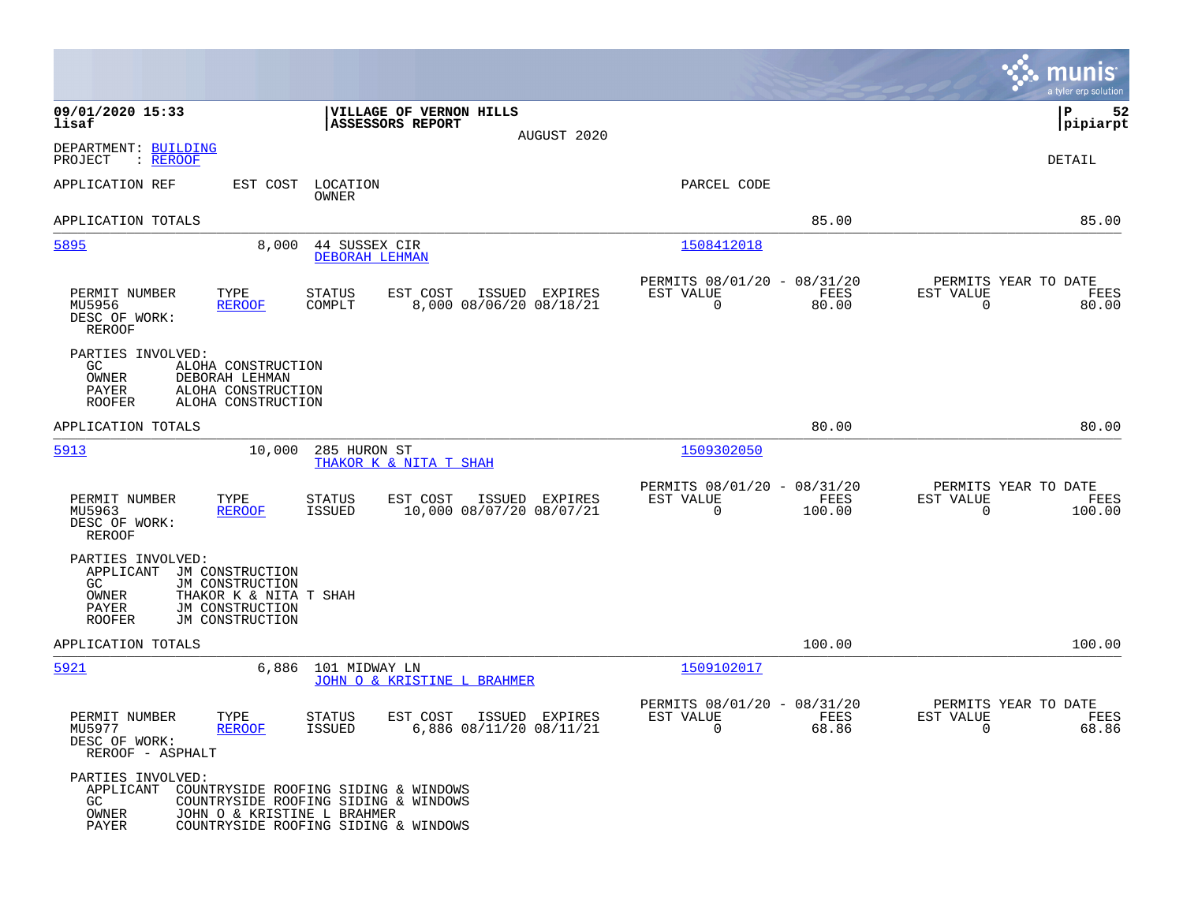09/01/2020 15:33 lisaf

VILLAGE OF VERNON HILLS
ASSESSORS REPORT
AUGUST 2020

P 52
pipiarpt

DEPARTMENT: BUILDING
PROJECT : REROOF

DETAIL

| APPLICATION REF | EST COST | LOCATION / OWNER | PARCEL CODE | | |
|---|---|---|---|---|---|
| APPLICATION TOTALS | | | | 85.00 | 85.00 |

**5895** — 8,000 — 44 SUSSEX CIR — DEBORAH LEHMAN — 1508412018

| PERMIT NUMBER | TYPE | STATUS | EST COST | ISSUED | EXPIRES | PERMITS 08/01/20 - 08/31/20 EST VALUE | FEES | PERMITS YEAR TO DATE EST VALUE | FEES |
|---|---|---|---|---|---|---|---|---|---|
| MU5956 | REROOF | COMPLT | 8,000 | 08/06/20 | 08/18/21 | 0 | 80.00 | 0 | 80.00 |

DESC OF WORK:
REROOF

PARTIES INVOLVED:
- GC: ALOHA CONSTRUCTION
- OWNER: DEBORAH LEHMAN
- PAYER: ALOHA CONSTRUCTION
- ROOFER: ALOHA CONSTRUCTION

APPLICATION TOTALS 80.00 80.00

**5913** — 10,000 — 285 HURON ST — THAKOR K & NITA T SHAH — 1509302050

| PERMIT NUMBER | TYPE | STATUS | EST COST | ISSUED | EXPIRES | PERMITS 08/01/20 - 08/31/20 EST VALUE | FEES | PERMITS YEAR TO DATE EST VALUE | FEES |
|---|---|---|---|---|---|---|---|---|---|
| MU5963 | REROOF | ISSUED | 10,000 | 08/07/20 | 08/07/21 | 0 | 100.00 | 0 | 100.00 |

DESC OF WORK:
REROOF

PARTIES INVOLVED:
- APPLICANT: JM CONSTRUCTION
- GC: JM CONSTRUCTION
- OWNER: THAKOR K & NITA T SHAH
- PAYER: JM CONSTRUCTION
- ROOFER: JM CONSTRUCTION

APPLICATION TOTALS 100.00 100.00

**5921** — 6,886 — 101 MIDWAY LN — JOHN O & KRISTINE L BRAHMER — 1509102017

| PERMIT NUMBER | TYPE | STATUS | EST COST | ISSUED | EXPIRES | PERMITS 08/01/20 - 08/31/20 EST VALUE | FEES | PERMITS YEAR TO DATE EST VALUE | FEES |
|---|---|---|---|---|---|---|---|---|---|
| MU5977 | REROOF | ISSUED | 6,886 | 08/11/20 | 08/11/21 | 0 | 68.86 | 0 | 68.86 |

DESC OF WORK:
REROOF - ASPHALT

PARTIES INVOLVED:
- APPLICANT: COUNTRYSIDE ROOFING SIDING & WINDOWS
- GC: COUNTRYSIDE ROOFING SIDING & WINDOWS
- OWNER: JOHN O & KRISTINE L BRAHMER
- PAYER: COUNTRYSIDE ROOFING SIDING & WINDOWS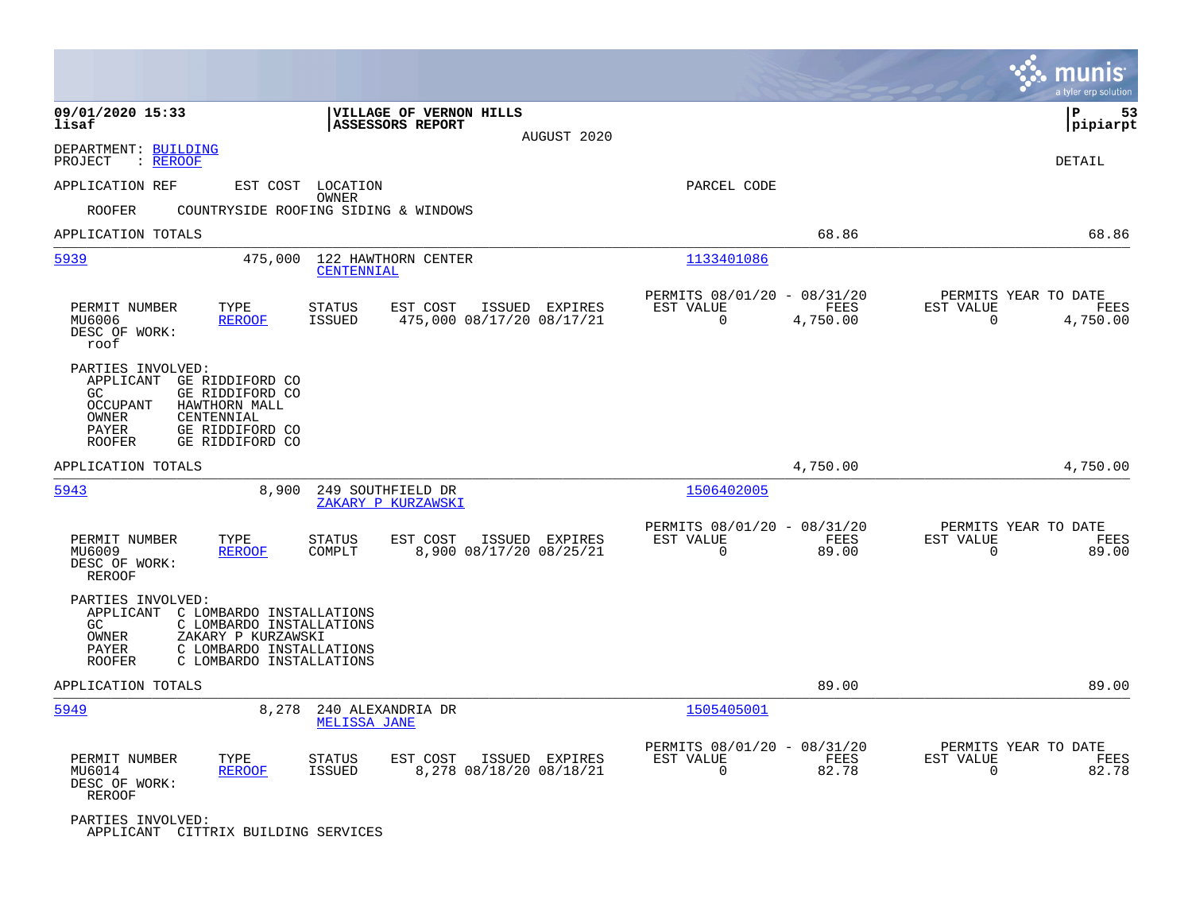**09/01/2020 15:33** **lisaf**

**VILLAGE OF VERNON HILLS**
**ASSESSORS REPORT**
AUGUST 2020

**P 53** **pipiarpt**

DEPARTMENT: BUILDING
PROJECT : REROOF

DETAIL

APPLICATION REF | EST COST | LOCATION / OWNER | PARCEL CODE

ROOFER COUNTRYSIDE ROOFING SIDING & WINDOWS

APPLICATION TOTALS 68.86 68.86

---

**5939** 475,000 122 HAWTHORN CENTER
CENTENNIAL
Parcel: 1133401086

| PERMIT NUMBER | TYPE | STATUS | EST COST | ISSUED | EXPIRES | PERMITS 08/01/20 - 08/31/20 EST VALUE | FEES | PERMITS YEAR TO DATE EST VALUE | FEES |
|---|---|---|---|---|---|---|---|---|---|
| MU6006 | REROOF | ISSUED | 475,000 | 08/17/20 | 08/17/21 | 0 | 4,750.00 | 0 | 4,750.00 |

DESC OF WORK:
roof

PARTIES INVOLVED:
- APPLICANT GE RIDDIFORD CO
- GC GE RIDDIFORD CO
- OCCUPANT HAWTHORN MALL
- OWNER CENTENNIAL
- PAYER GE RIDDIFORD CO
- ROOFER GE RIDDIFORD CO

APPLICATION TOTALS 4,750.00 4,750.00

---

**5943** 8,900 249 SOUTHFIELD DR
ZAKARY P KURZAWSKI
Parcel: 1506402005

| PERMIT NUMBER | TYPE | STATUS | EST COST | ISSUED | EXPIRES | PERMITS 08/01/20 - 08/31/20 EST VALUE | FEES | PERMITS YEAR TO DATE EST VALUE | FEES |
|---|---|---|---|---|---|---|---|---|---|
| MU6009 | REROOF | COMPLT | 8,900 | 08/17/20 | 08/25/21 | 0 | 89.00 | 0 | 89.00 |

DESC OF WORK:
REROOF

PARTIES INVOLVED:
- APPLICANT C LOMBARDO INSTALLATIONS
- GC C LOMBARDO INSTALLATIONS
- OWNER ZAKARY P KURZAWSKI
- PAYER C LOMBARDO INSTALLATIONS
- ROOFER C LOMBARDO INSTALLATIONS

APPLICATION TOTALS 89.00 89.00

---

**5949** 8,278 240 ALEXANDRIA DR
MELISSA JANE
Parcel: 1505405001

| PERMIT NUMBER | TYPE | STATUS | EST COST | ISSUED | EXPIRES | PERMITS 08/01/20 - 08/31/20 EST VALUE | FEES | PERMITS YEAR TO DATE EST VALUE | FEES |
|---|---|---|---|---|---|---|---|---|---|
| MU6014 | REROOF | ISSUED | 8,278 | 08/18/20 | 08/18/21 | 0 | 82.78 | 0 | 82.78 |

DESC OF WORK:
REROOF

PARTIES INVOLVED:
- APPLICANT CITTRIX BUILDING SERVICES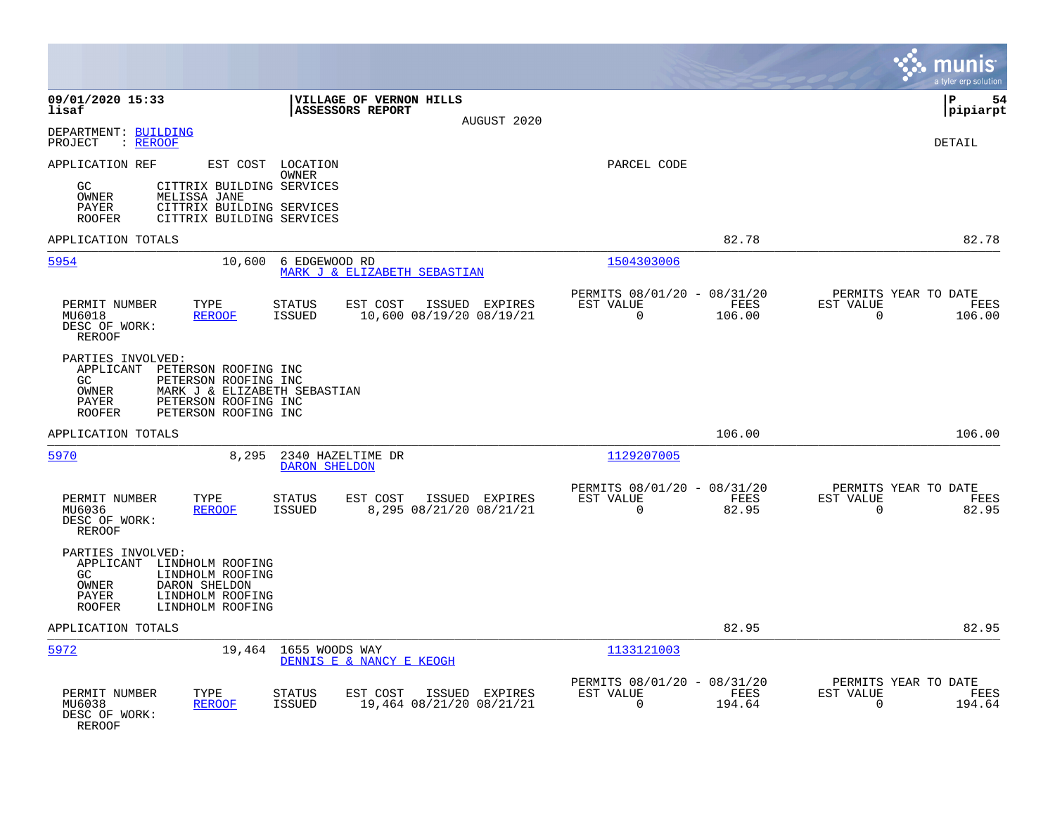**09/01/2020 15:33**
**lisaf**

**VILLAGE OF VERNON HILLS**
**ASSESSORS REPORT**
AUGUST 2020

**P 54**
**pipiarpt**

DEPARTMENT: BUILDING
PROJECT : REROOF

DETAIL

| APPLICATION REF | EST COST | LOCATION / OWNER | PARCEL CODE |
|---|---|---|---|

| | |
|---|---|
| GC | CITTRIX BUILDING SERVICES |
| OWNER | MELISSA JANE |
| PAYER | CITTRIX BUILDING SERVICES |
| ROOFER | CITTRIX BUILDING SERVICES |

APPLICATION TOTALS 82.78 82.78

---

**5954** 10,600 6 EDGEWOOD RD — MARK J & ELIZABETH SEBASTIAN — 1504303006

| PERMIT NUMBER | TYPE | STATUS | EST COST | ISSUED | EXPIRES | PERMITS 08/01/20 - 08/31/20 EST VALUE | FEES | PERMITS YEAR TO DATE EST VALUE | FEES |
|---|---|---|---|---|---|---|---|---|---|
| MU6018 | REROOF | ISSUED | 10,600 | 08/19/20 | 08/19/21 | 0 | 106.00 | 0 | 106.00 |

DESC OF WORK:
REROOF

PARTIES INVOLVED:

| | |
|---|---|
| APPLICANT | PETERSON ROOFING INC |
| GC | PETERSON ROOFING INC |
| OWNER | MARK J & ELIZABETH SEBASTIAN |
| PAYER | PETERSON ROOFING INC |
| ROOFER | PETERSON ROOFING INC |

APPLICATION TOTALS 106.00 106.00

---

**5970** 8,295 2340 HAZELTIME DR — DARON SHELDON — 1129207005

| PERMIT NUMBER | TYPE | STATUS | EST COST | ISSUED | EXPIRES | PERMITS 08/01/20 - 08/31/20 EST VALUE | FEES | PERMITS YEAR TO DATE EST VALUE | FEES |
|---|---|---|---|---|---|---|---|---|---|
| MU6036 | REROOF | ISSUED | 8,295 | 08/21/20 | 08/21/21 | 0 | 82.95 | 0 | 82.95 |

DESC OF WORK:
REROOF

PARTIES INVOLVED:

| | |
|---|---|
| APPLICANT | LINDHOLM ROOFING |
| GC | LINDHOLM ROOFING |
| OWNER | DARON SHELDON |
| PAYER | LINDHOLM ROOFING |
| ROOFER | LINDHOLM ROOFING |

APPLICATION TOTALS 82.95 82.95

---

**5972** 19,464 1655 WOODS WAY — DENNIS E & NANCY E KEOGH — 1133121003

| PERMIT NUMBER | TYPE | STATUS | EST COST | ISSUED | EXPIRES | PERMITS 08/01/20 - 08/31/20 EST VALUE | FEES | PERMITS YEAR TO DATE EST VALUE | FEES |
|---|---|---|---|---|---|---|---|---|---|
| MU6038 | REROOF | ISSUED | 19,464 | 08/21/20 | 08/21/21 | 0 | 194.64 | 0 | 194.64 |

DESC OF WORK:
REROOF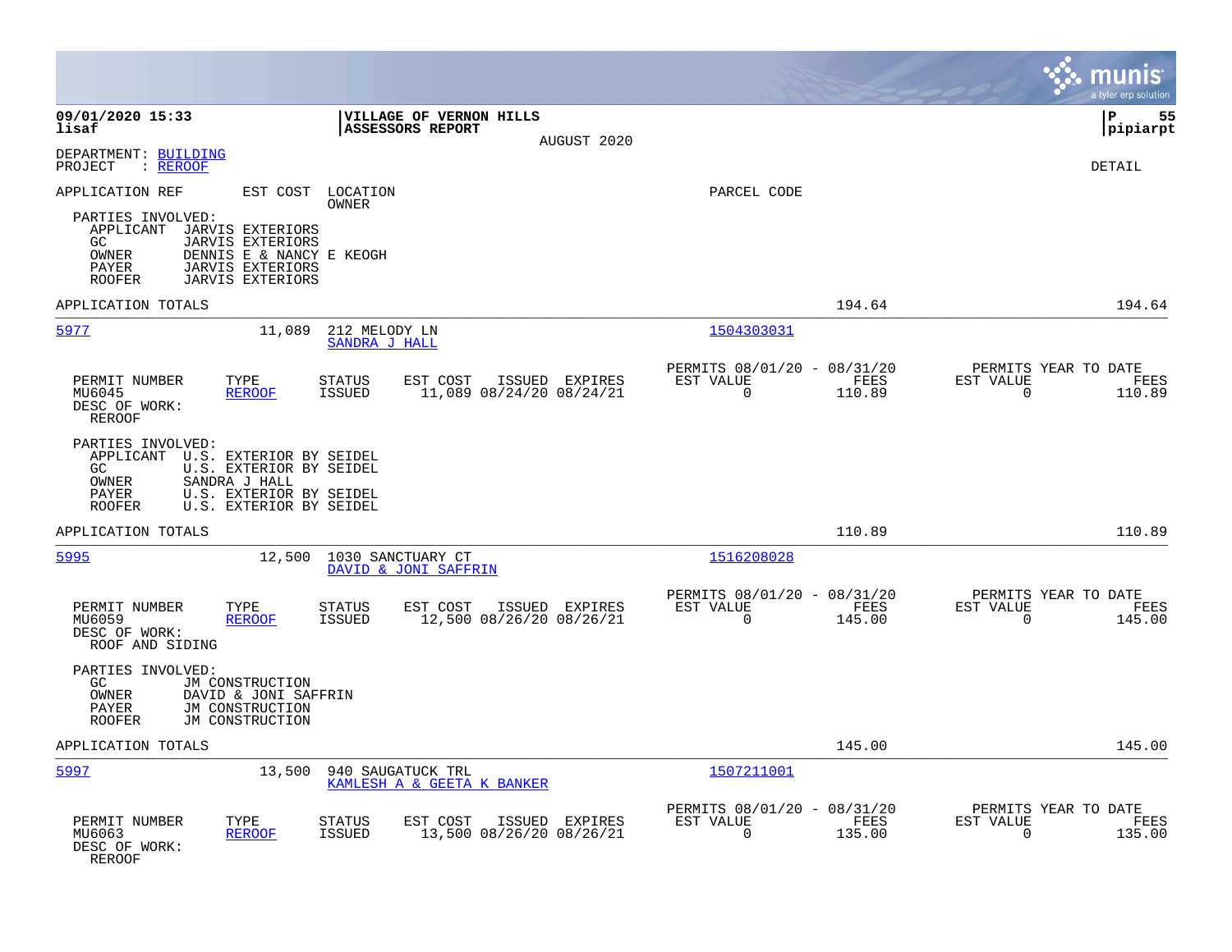09/01/2020 15:33 | VILLAGE OF VERNON HILLS | P 55
lisaf | ASSESSORS REPORT | pipiarpt
AUGUST 2020

DEPARTMENT: BUILDING
PROJECT : REROOF

DETAIL

APPLICATION REF | EST COST | LOCATION OWNER | PARCEL CODE

PARTIES INVOLVED:
- APPLICANT JARVIS EXTERIORS
- GC JARVIS EXTERIORS
- OWNER DENNIS E & NANCY E KEOGH
- PAYER JARVIS EXTERIORS
- ROOFER JARVIS EXTERIORS

APPLICATION TOTALS 194.64 194.64

---

**5977** 11,089 212 MELODY LN — SANDRA J HALL — 1504303031

| PERMIT NUMBER | TYPE | STATUS | EST COST | ISSUED | EXPIRES | PERMITS 08/01/20 - 08/31/20 EST VALUE | FEES | PERMITS YEAR TO DATE EST VALUE | FEES |
|---|---|---|---|---|---|---|---|---|---|
| MU6045 | REROOF | ISSUED | 11,089 | 08/24/20 | 08/24/21 | 0 | 110.89 | 0 | 110.89 |

DESC OF WORK:
REROOF

PARTIES INVOLVED:
- APPLICANT U.S. EXTERIOR BY SEIDEL
- GC U.S. EXTERIOR BY SEIDEL
- OWNER SANDRA J HALL
- PAYER U.S. EXTERIOR BY SEIDEL
- ROOFER U.S. EXTERIOR BY SEIDEL

APPLICATION TOTALS 110.89 110.89

---

**5995** 12,500 1030 SANCTUARY CT — DAVID & JONI SAFFRIN — 1516208028

| PERMIT NUMBER | TYPE | STATUS | EST COST | ISSUED | EXPIRES | PERMITS 08/01/20 - 08/31/20 EST VALUE | FEES | PERMITS YEAR TO DATE EST VALUE | FEES |
|---|---|---|---|---|---|---|---|---|---|
| MU6059 | REROOF | ISSUED | 12,500 | 08/26/20 | 08/26/21 | 0 | 145.00 | 0 | 145.00 |

DESC OF WORK:
ROOF AND SIDING

PARTIES INVOLVED:
- GC JM CONSTRUCTION
- OWNER DAVID & JONI SAFFRIN
- PAYER JM CONSTRUCTION
- ROOFER JM CONSTRUCTION

APPLICATION TOTALS 145.00 145.00

---

**5997** 13,500 940 SAUGATUCK TRL — KAMLESH A & GEETA K BANKER — 1507211001

| PERMIT NUMBER | TYPE | STATUS | EST COST | ISSUED | EXPIRES | PERMITS 08/01/20 - 08/31/20 EST VALUE | FEES | PERMITS YEAR TO DATE EST VALUE | FEES |
|---|---|---|---|---|---|---|---|---|---|
| MU6063 | REROOF | ISSUED | 13,500 | 08/26/20 | 08/26/21 | 0 | 135.00 | 0 | 135.00 |

DESC OF WORK:
REROOF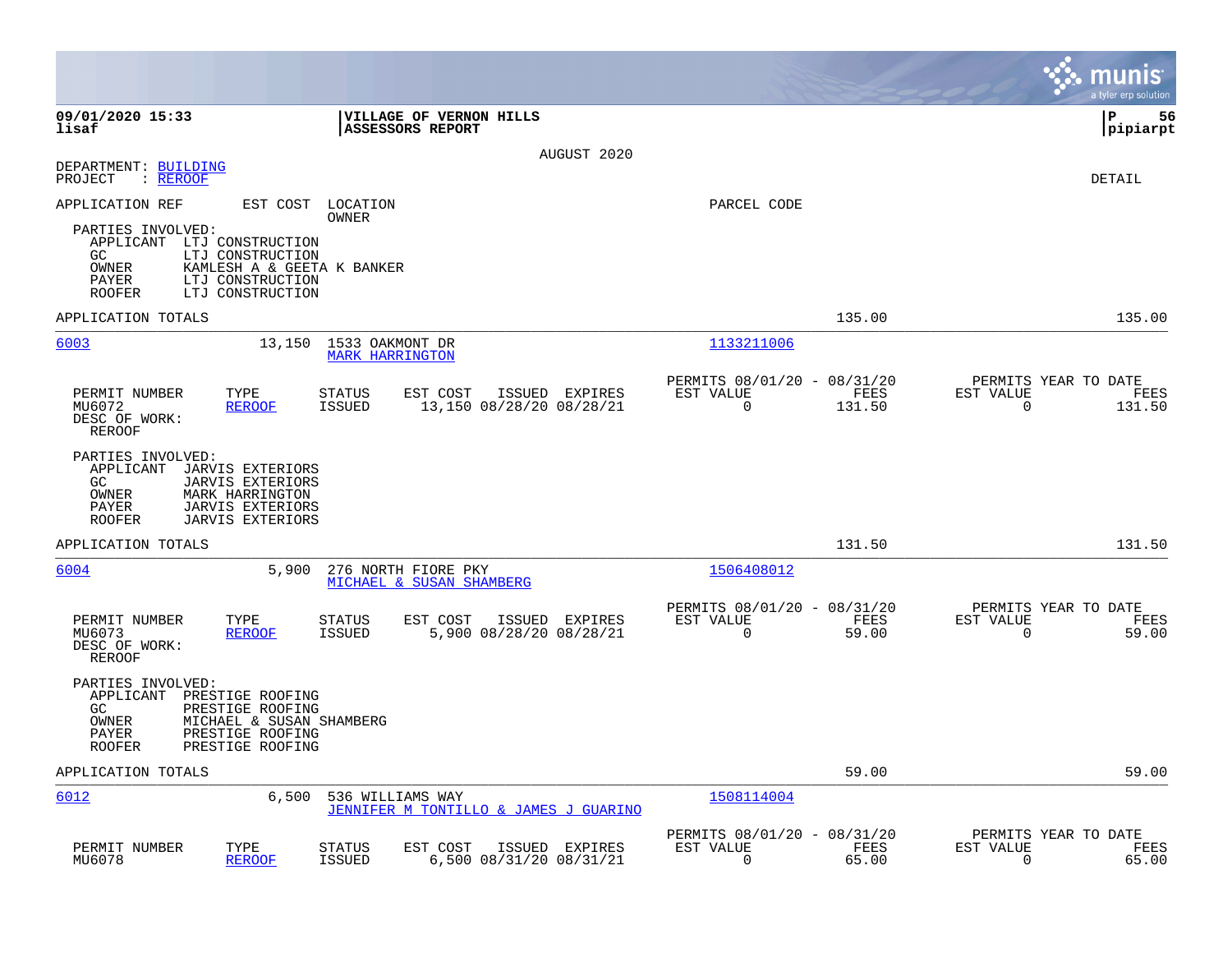**VILLAGE OF VERNON HILLS**
**ASSESSORS REPORT**

AUGUST 2020

DEPARTMENT: BUILDING
PROJECT : REROOF

DETAIL

APPLICATION REF | EST COST | LOCATION / OWNER | PARCEL CODE

PARTIES INVOLVED:
- APPLICANT LTJ CONSTRUCTION
- GC LTJ CONSTRUCTION
- OWNER KAMLESH A & GEETA K BANKER
- PAYER LTJ CONSTRUCTION
- ROOFER LTJ CONSTRUCTION

APPLICATION TOTALS 135.00 135.00

---

**6003** 13,150 1533 OAKMONT DR — MARK HARRINGTON — 1133211006

| PERMIT NUMBER | TYPE | STATUS | EST COST | ISSUED | EXPIRES | PERMITS 08/01/20 - 08/31/20 EST VALUE | FEES | PERMITS YEAR TO DATE EST VALUE | FEES |
|---|---|---|---|---|---|---|---|---|---|
| MU6072 | REROOF | ISSUED | 13,150 | 08/28/20 | 08/28/21 | 0 | 131.50 | 0 | 131.50 |

DESC OF WORK:
REROOF

PARTIES INVOLVED:
- APPLICANT JARVIS EXTERIORS
- GC JARVIS EXTERIORS
- OWNER MARK HARRINGTON
- PAYER JARVIS EXTERIORS
- ROOFER JARVIS EXTERIORS

APPLICATION TOTALS 131.50 131.50

---

**6004** 5,900 276 NORTH FIORE PKY — MICHAEL & SUSAN SHAMBERG — 1506408012

| PERMIT NUMBER | TYPE | STATUS | EST COST | ISSUED | EXPIRES | PERMITS 08/01/20 - 08/31/20 EST VALUE | FEES | PERMITS YEAR TO DATE EST VALUE | FEES |
|---|---|---|---|---|---|---|---|---|---|
| MU6073 | REROOF | ISSUED | 5,900 | 08/28/20 | 08/28/21 | 0 | 59.00 | 0 | 59.00 |

DESC OF WORK:
REROOF

PARTIES INVOLVED:
- APPLICANT PRESTIGE ROOFING
- GC PRESTIGE ROOFING
- OWNER MICHAEL & SUSAN SHAMBERG
- PAYER PRESTIGE ROOFING
- ROOFER PRESTIGE ROOFING

APPLICATION TOTALS 59.00 59.00

---

**6012** 6,500 536 WILLIAMS WAY — JENNIFER M TONTILLO & JAMES J GUARINO — 1508114004

| PERMIT NUMBER | TYPE | STATUS | EST COST | ISSUED | EXPIRES | PERMITS 08/01/20 - 08/31/20 EST VALUE | FEES | PERMITS YEAR TO DATE EST VALUE | FEES |
|---|---|---|---|---|---|---|---|---|---|
| MU6078 | REROOF | ISSUED | 6,500 | 08/31/20 | 08/31/21 | 0 | 65.00 | 0 | 65.00 |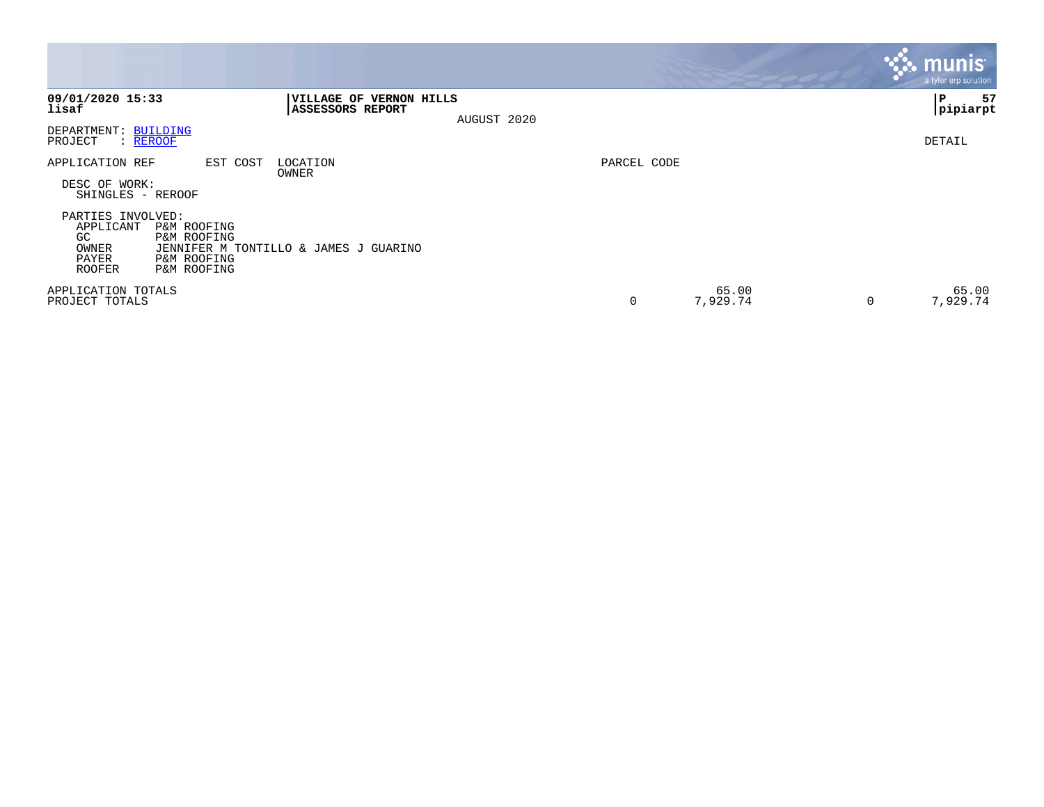**09/01/2020 15:33**
**lisaf**

**VILLAGE OF VERNON HILLS**
**ASSESSORS REPORT**
AUGUST 2020

**P 57**
**pipiarpt**

DEPARTMENT: BUILDING
PROJECT : REROOF

DETAIL

| APPLICATION REF | EST COST | LOCATION / OWNER | PARCEL CODE | | | |
|---|---|---|---|---|---|---|

DESC OF WORK:
SHINGLES - REROOF

PARTIES INVOLVED:

| Role | Name |
|---|---|
| APPLICANT | P&M ROOFING |
| GC | P&M ROOFING |
| OWNER | JENNIFER M TONTILLO & JAMES J GUARINO |
| PAYER | P&M ROOFING |
| ROOFER | P&M ROOFING |

| | | | | |
|---|---|---|---|---|
| APPLICATION TOTALS | | 65.00 | | 65.00 |
| PROJECT TOTALS | 0 | 7,929.74 | 0 | 7,929.74 |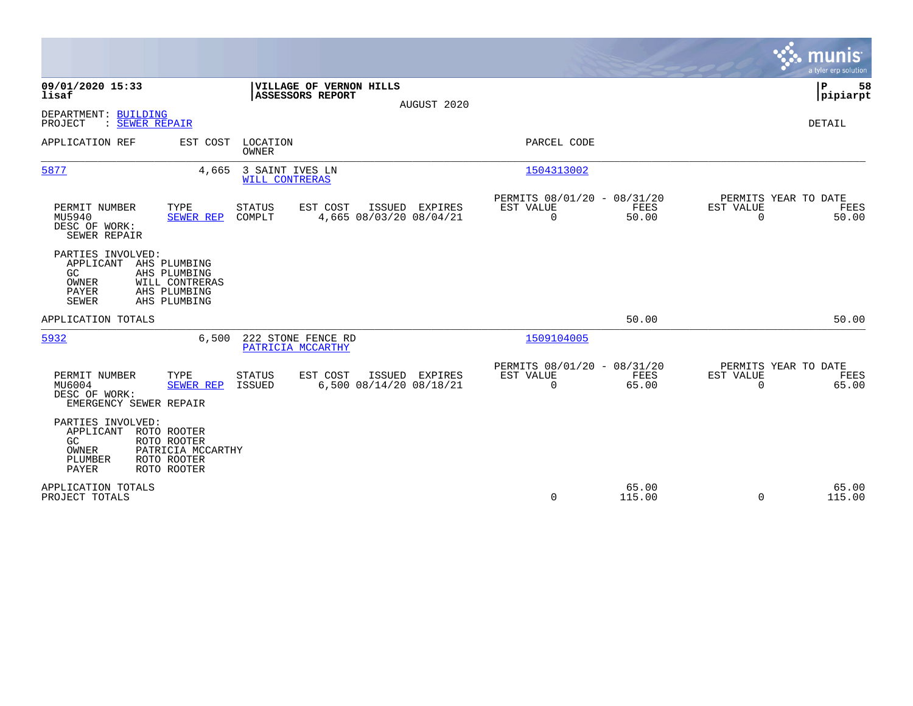**09/01/2020 15:33**
**lisaf**

**VILLAGE OF VERNON HILLS**
**ASSESSORS REPORT**
AUGUST 2020

**P 58**
**pipiarpt**

DEPARTMENT: BUILDING
PROJECT : SEWER REPAIR

DETAIL

| APPLICATION REF | EST COST | LOCATION / OWNER | PARCEL CODE |
|---|---|---|---|
| 5877 | 4,665 | 3 SAINT IVES LN / WILL CONTRERAS | 1504313002 |

| PERMIT NUMBER | TYPE | STATUS | EST COST | ISSUED | EXPIRES | PERMITS 08/01/20 - 08/31/20 EST VALUE | FEES | PERMITS YEAR TO DATE EST VALUE | FEES |
|---|---|---|---|---|---|---|---|---|---|
| MU5940 | SEWER REP | COMPLT | 4,665 | 08/03/20 | 08/04/21 | 0 | 50.00 | 0 | 50.00 |

DESC OF WORK:
SEWER REPAIR

PARTIES INVOLVED:
- APPLICANT AHS PLUMBING
- GC AHS PLUMBING
- OWNER WILL CONTRERAS
- PAYER AHS PLUMBING
- SEWER AHS PLUMBING

APPLICATION TOTALS 50.00 50.00

| APPLICATION REF | EST COST | LOCATION / OWNER | PARCEL CODE |
|---|---|---|---|
| 5932 | 6,500 | 222 STONE FENCE RD / PATRICIA MCCARTHY | 1509104005 |

| PERMIT NUMBER | TYPE | STATUS | EST COST | ISSUED | EXPIRES | PERMITS 08/01/20 - 08/31/20 EST VALUE | FEES | PERMITS YEAR TO DATE EST VALUE | FEES |
|---|---|---|---|---|---|---|---|---|---|
| MU6004 | SEWER REP | ISSUED | 6,500 | 08/14/20 | 08/18/21 | 0 | 65.00 | 0 | 65.00 |

DESC OF WORK:
EMERGENCY SEWER REPAIR

PARTIES INVOLVED:
- APPLICANT ROTO ROOTER
- GC ROTO ROOTER
- OWNER PATRICIA MCCARTHY
- PLUMBER ROTO ROOTER
- PAYER ROTO ROOTER

| | EST VALUE | FEES | YTD EST VALUE | YTD FEES |
|---|---|---|---|---|
| APPLICATION TOTALS | | 65.00 | | 65.00 |
| PROJECT TOTALS | 0 | 115.00 | 0 | 115.00 |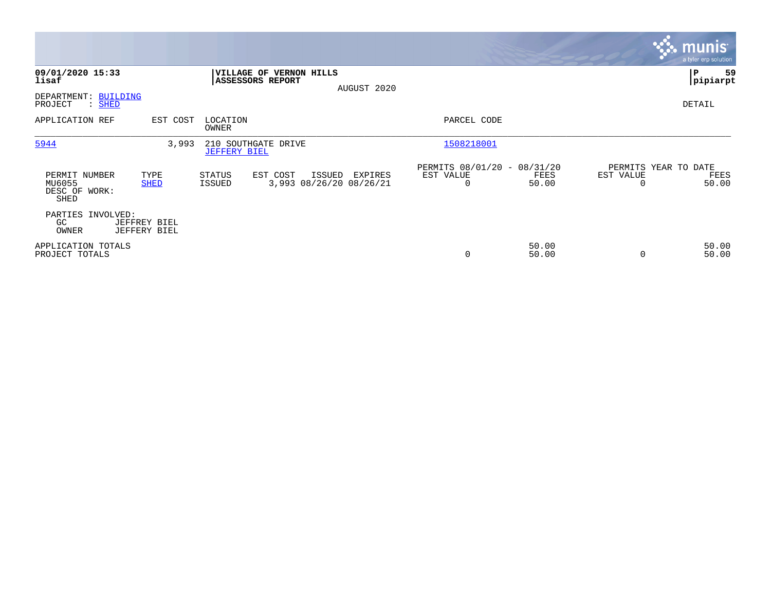**09/01/2020 15:33**
**lisaf**

**VILLAGE OF VERNON HILLS**
**ASSESSORS REPORT**

AUGUST 2020

**P 59**
**pipiarpt**

DEPARTMENT: BUILDING
PROJECT : SHED

DETAIL

| APPLICATION REF | EST COST | LOCATION / OWNER | PARCEL CODE |
|---|---|---|---|
| 5944 | 3,993 | 210 SOUTHGATE DRIVE / JEFFERY BIEL | 1508218001 |

| PERMIT NUMBER | TYPE | STATUS | EST COST | ISSUED | EXPIRES | PERMITS 08/01/20 - 08/31/20 EST VALUE | FEES | PERMITS YEAR TO DATE EST VALUE | FEES |
|---|---|---|---|---|---|---|---|---|---|
| MU6055 | SHED | ISSUED | 3,993 | 08/26/20 | 08/26/21 | 0 | 50.00 | 0 | 50.00 |

DESC OF WORK:
SHED

PARTIES INVOLVED:
GC JEFFREY BIEL
OWNER JEFFERY BIEL

| | EST VALUE | FEES | EST VALUE | FEES |
|---|---|---|---|---|
| APPLICATION TOTALS | | 50.00 | | 50.00 |
| PROJECT TOTALS | 0 | 50.00 | 0 | 50.00 |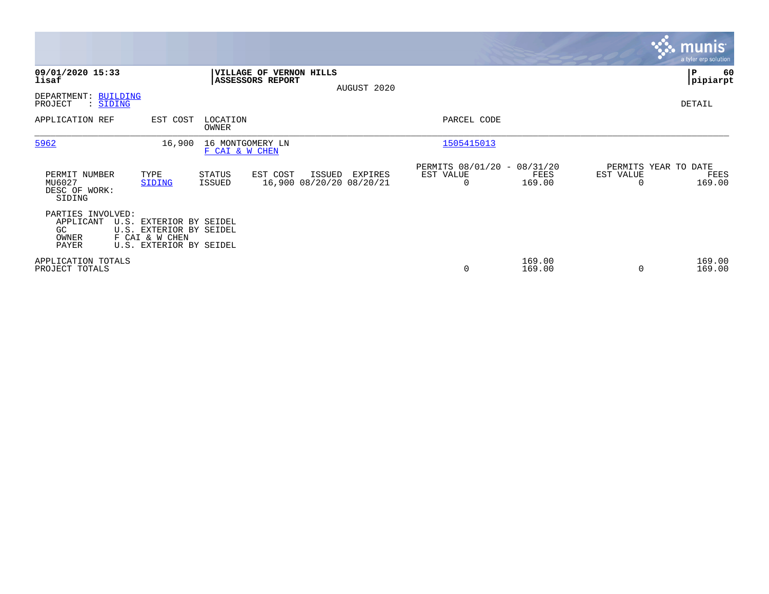**09/01/2020 15:33**
**lisaf**

**VILLAGE OF VERNON HILLS**
**ASSESSORS REPORT**
AUGUST 2020

**P 60**
**pipiarpt**

DEPARTMENT: BUILDING
PROJECT : SIDING

DETAIL

| APPLICATION REF | EST COST | LOCATION / OWNER | PARCEL CODE |
|---|---|---|---|
| 5962 | 16,900 | 16 MONTGOMERY LN / F CAI & W CHEN | 1505415013 |

| PERMIT NUMBER | TYPE | STATUS | EST COST | ISSUED | EXPIRES | PERMITS 08/01/20 - 08/31/20 EST VALUE | FEES | PERMITS YEAR TO DATE EST VALUE | FEES |
|---|---|---|---|---|---|---|---|---|---|
| MU6027 | SIDING | ISSUED | 16,900 | 08/20/20 | 08/20/21 | 0 | 169.00 | 0 | 169.00 |

DESC OF WORK:
SIDING

PARTIES INVOLVED:

| Role | Name |
|---|---|
| APPLICANT | U.S. EXTERIOR BY SEIDEL |
| GC | U.S. EXTERIOR BY SEIDEL |
| OWNER | F CAI & W CHEN |
| PAYER | U.S. EXTERIOR BY SEIDEL |

| | EST VALUE | FEES | YTD EST VALUE | YTD FEES |
|---|---|---|---|---|
| APPLICATION TOTALS | | 169.00 | | 169.00 |
| PROJECT TOTALS | 0 | 169.00 | 0 | 169.00 |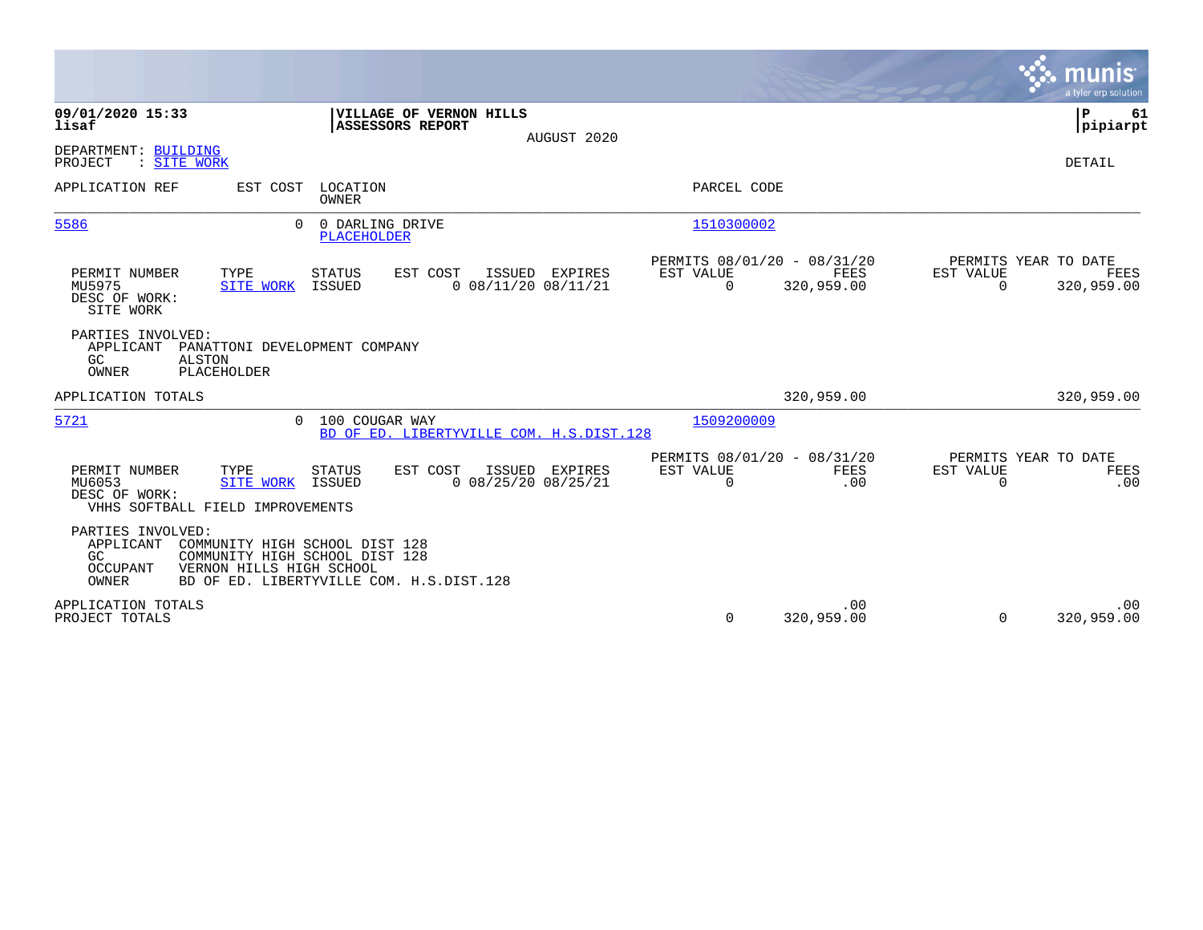**09/01/2020 15:33**
**lisaf**

**VILLAGE OF VERNON HILLS**
**ASSESSORS REPORT**

AUGUST 2020

**P 61**
**pipiarpt**

DEPARTMENT: BUILDING
PROJECT : SITE WORK

DETAIL

| APPLICATION REF | EST COST | LOCATION / OWNER | PARCEL CODE |
|---|---|---|---|
| 5586 | 0 | 0 DARLING DRIVE / PLACEHOLDER | 1510300002 |

| PERMIT NUMBER | TYPE | STATUS | EST COST | ISSUED | EXPIRES | PERMITS 08/01/20 - 08/31/20 EST VALUE | FEES | PERMITS YEAR TO DATE EST VALUE | FEES |
|---|---|---|---|---|---|---|---|---|---|
| MU5975 | SITE WORK | ISSUED | 0 | 08/11/20 | 08/11/21 | 0 | 320,959.00 | 0 | 320,959.00 |

DESC OF WORK:
SITE WORK

PARTIES INVOLVED:
APPLICANT PANATTONI DEVELOPMENT COMPANY
GC ALSTON
OWNER PLACEHOLDER

APPLICATION TOTALS 320,959.00 320,959.00

| APPLICATION REF | EST COST | LOCATION / OWNER | PARCEL CODE |
|---|---|---|---|
| 5721 | 0 | 100 COUGAR WAY / BD OF ED. LIBERTYVILLE COM. H.S.DIST.128 | 1509200009 |

| PERMIT NUMBER | TYPE | STATUS | EST COST | ISSUED | EXPIRES | PERMITS 08/01/20 - 08/31/20 EST VALUE | FEES | PERMITS YEAR TO DATE EST VALUE | FEES |
|---|---|---|---|---|---|---|---|---|---|
| MU6053 | SITE WORK | ISSUED | 0 | 08/25/20 | 08/25/21 | 0 | .00 | 0 | .00 |

DESC OF WORK:
VHHS SOFTBALL FIELD IMPROVEMENTS

PARTIES INVOLVED:
APPLICANT COMMUNITY HIGH SCHOOL DIST 128
GC COMMUNITY HIGH SCHOOL DIST 128
OCCUPANT VERNON HILLS HIGH SCHOOL
OWNER BD OF ED. LIBERTYVILLE COM. H.S.DIST.128

| | EST VALUE | FEES | YTD EST VALUE | YTD FEES |
|---|---|---|---|---|
| APPLICATION TOTALS | | .00 | | .00 |
| PROJECT TOTALS | 0 | 320,959.00 | 0 | 320,959.00 |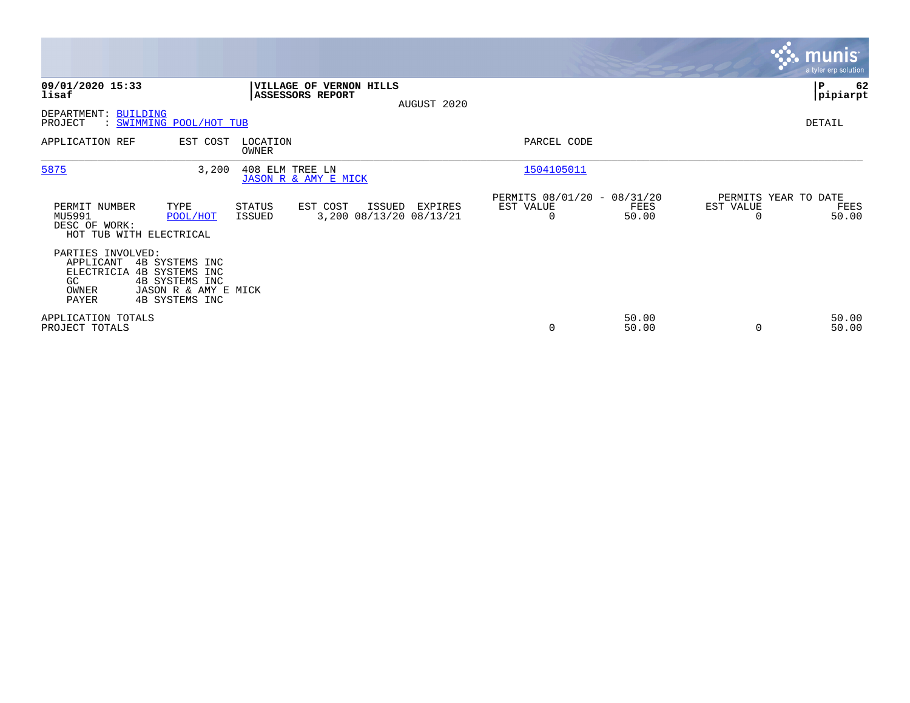**09/01/2020 15:33**
**lisaf**

**VILLAGE OF VERNON HILLS**
**ASSESSORS REPORT**

AUGUST 2020

**P 62**
**pipiarpt**

DEPARTMENT: BUILDING
PROJECT : SWIMMING POOL/HOT TUB

DETAIL

| APPLICATION REF | EST COST | LOCATION / OWNER | PARCEL CODE |
|---|---|---|---|
| 5875 | 3,200 | 408 ELM TREE LN / JASON R & AMY E MICK | 1504105011 |

| PERMIT NUMBER | TYPE | STATUS | EST COST | ISSUED | EXPIRES | PERMITS 08/01/20 - 08/31/20 EST VALUE | FEES | PERMITS YEAR TO DATE EST VALUE | FEES |
|---|---|---|---|---|---|---|---|---|---|
| MU5991 | POOL/HOT | ISSUED | 3,200 | 08/13/20 | 08/13/21 | 0 | 50.00 | 0 | 50.00 |

DESC OF WORK:
HOT TUB WITH ELECTRICAL

PARTIES INVOLVED:

| | |
|---|---|
| APPLICANT | 4B SYSTEMS INC |
| ELECTRICIA | 4B SYSTEMS INC |
| GC | 4B SYSTEMS INC |
| OWNER | JASON R & AMY E MICK |
| PAYER | 4B SYSTEMS INC |

| | EST VALUE | FEES | EST VALUE | FEES |
|---|---|---|---|---|
| APPLICATION TOTALS | | 50.00 | | 50.00 |
| PROJECT TOTALS | 0 | 50.00 | 0 | 50.00 |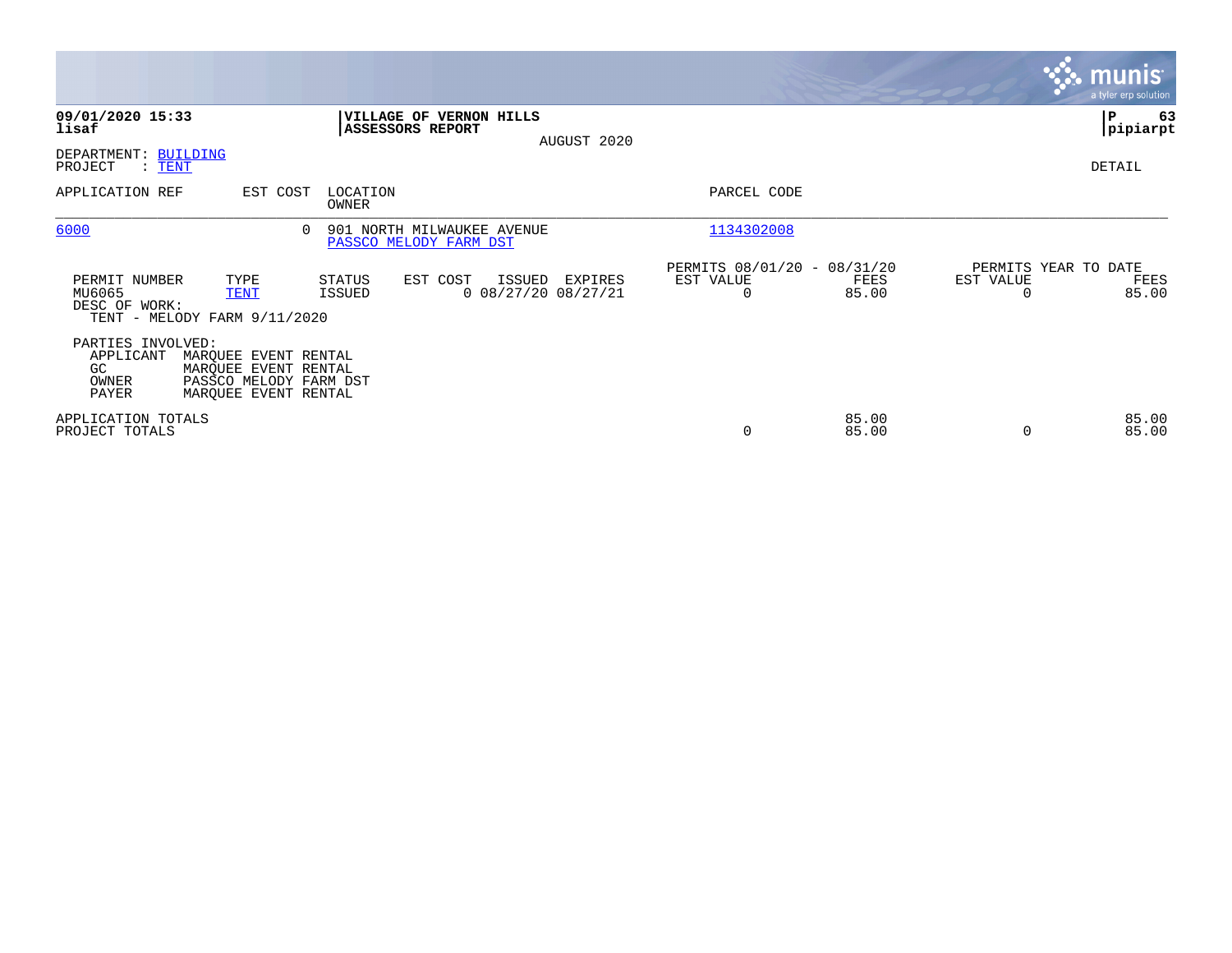**09/01/2020 15:33**
**lisaf**

**VILLAGE OF VERNON HILLS**
**ASSESSORS REPORT**

AUGUST 2020

**P 63**
**pipiarpt**

DEPARTMENT: BUILDING
PROJECT : TENT

DETAIL

| APPLICATION REF | EST COST | LOCATION / OWNER | PARCEL CODE |
|---|---|---|---|
| 6000 | 0 | 901 NORTH MILWAUKEE AVENUE / PASSCO MELODY FARM DST | 1134302008 |

| PERMIT NUMBER | TYPE | STATUS | EST COST | ISSUED | EXPIRES | PERMITS 08/01/20 - 08/31/20 EST VALUE | FEES | PERMITS YEAR TO DATE EST VALUE | FEES |
|---|---|---|---|---|---|---|---|---|---|
| MU6065 | TENT | ISSUED | 0 | 08/27/20 | 08/27/21 | 0 | 85.00 | 0 | 85.00 |

DESC OF WORK:
TENT - MELODY FARM 9/11/2020

PARTIES INVOLVED:

| Role | Name |
|---|---|
| APPLICANT | MARQUEE EVENT RENTAL |
| GC | MARQUEE EVENT RENTAL |
| OWNER | PASSCO MELODY FARM DST |
| PAYER | MARQUEE EVENT RENTAL |

| | EST VALUE | FEES | EST VALUE | FEES |
|---|---|---|---|---|
| APPLICATION TOTALS | | 85.00 | | 85.00 |
| PROJECT TOTALS | 0 | 85.00 | 0 | 85.00 |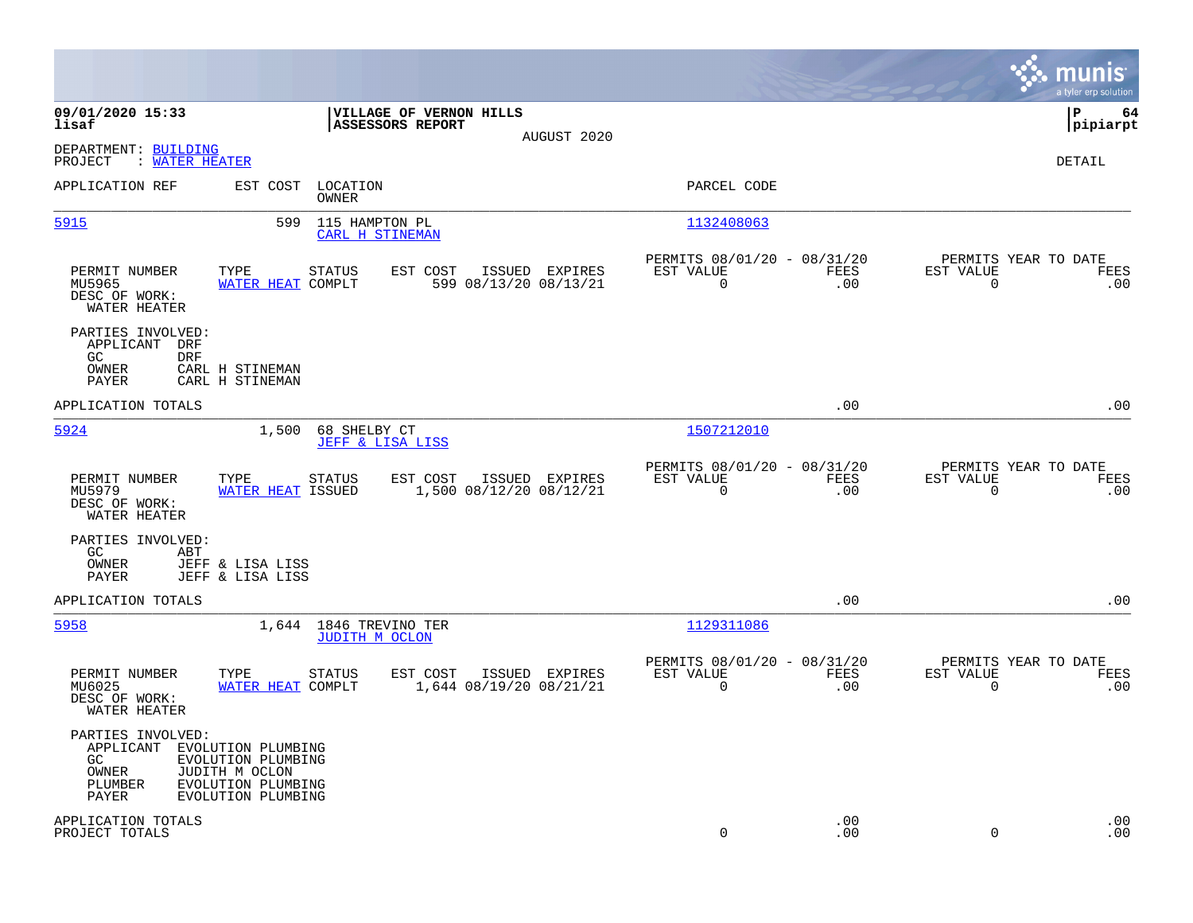**09/01/2020 15:33**
**lisaf**

**VILLAGE OF VERNON HILLS**
**ASSESSORS REPORT**

AUGUST 2020

**P 64**
**pipiarpt**

DEPARTMENT: BUILDING
PROJECT : WATER HEATER

DETAIL

| APPLICATION REF | EST COST | LOCATION / OWNER | PARCEL CODE |
|---|---|---|---|
| 5915 | 599 | 115 HAMPTON PL / CARL H STINEMAN | 1132408063 |

| PERMIT NUMBER | TYPE | STATUS | EST COST | ISSUED | EXPIRES | PERMITS 08/01/20 - 08/31/20 EST VALUE | FEES | PERMITS YEAR TO DATE EST VALUE | FEES |
|---|---|---|---|---|---|---|---|---|---|
| MU5965 | WATER HEAT | COMPLT | 599 | 08/13/20 | 08/13/21 | 0 | .00 | 0 | .00 |

DESC OF WORK:
WATER HEATER

PARTIES INVOLVED:

- APPLICANT DRF
- GC DRF
- OWNER CARL H STINEMAN
- PAYER CARL H STINEMAN

APPLICATION TOTALS .00 .00

| APPLICATION REF | EST COST | LOCATION / OWNER | PARCEL CODE |
|---|---|---|---|
| 5924 | 1,500 | 68 SHELBY CT / JEFF & LISA LISS | 1507212010 |

| PERMIT NUMBER | TYPE | STATUS | EST COST | ISSUED | EXPIRES | PERMITS 08/01/20 - 08/31/20 EST VALUE | FEES | PERMITS YEAR TO DATE EST VALUE | FEES |
|---|---|---|---|---|---|---|---|---|---|
| MU5979 | WATER HEAT | ISSUED | 1,500 | 08/12/20 | 08/12/21 | 0 | .00 | 0 | .00 |

DESC OF WORK:
WATER HEATER

PARTIES INVOLVED:

- GC ABT
- OWNER JEFF & LISA LISS
- PAYER JEFF & LISA LISS

APPLICATION TOTALS .00 .00

| APPLICATION REF | EST COST | LOCATION / OWNER | PARCEL CODE |
|---|---|---|---|
| 5958 | 1,644 | 1846 TREVINO TER / JUDITH M OCLON | 1129311086 |

| PERMIT NUMBER | TYPE | STATUS | EST COST | ISSUED | EXPIRES | PERMITS 08/01/20 - 08/31/20 EST VALUE | FEES | PERMITS YEAR TO DATE EST VALUE | FEES |
|---|---|---|---|---|---|---|---|---|---|
| MU6025 | WATER HEAT | COMPLT | 1,644 | 08/19/20 | 08/21/21 | 0 | .00 | 0 | .00 |

DESC OF WORK:
WATER HEATER

PARTIES INVOLVED:

- APPLICANT EVOLUTION PLUMBING
- GC EVOLUTION PLUMBING
- OWNER JUDITH M OCLON
- PLUMBER EVOLUTION PLUMBING
- PAYER EVOLUTION PLUMBING

| | EST VALUE | FEES | EST VALUE | FEES |
|---|---|---|---|---|
| APPLICATION TOTALS | | .00 | | .00 |
| PROJECT TOTALS | 0 | .00 | 0 | .00 |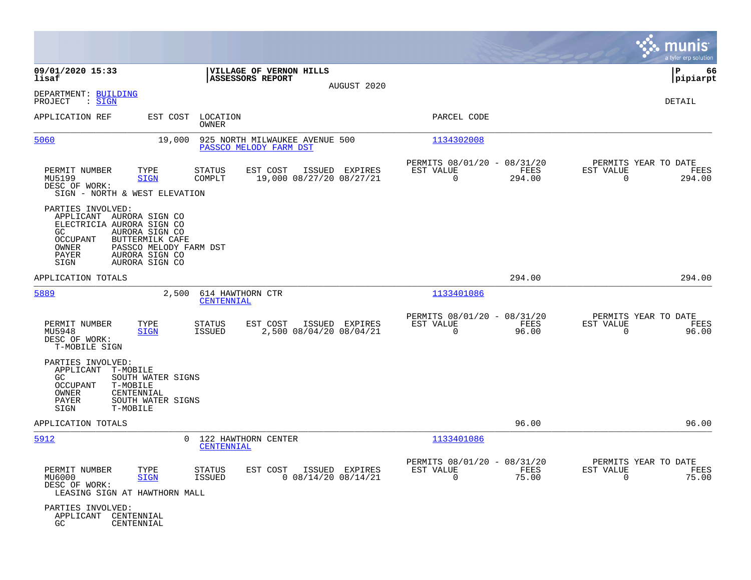**09/01/2020 15:33** | **VILLAGE OF VERNON HILLS** | **P 66**
**lisaf** | **ASSESSORS REPORT** | **pipiarpt**

AUGUST 2020

DEPARTMENT: BUILDING
PROJECT : SIGN

DETAIL

| APPLICATION REF | EST COST | LOCATION / OWNER | PARCEL CODE |
|---|---|---|---|
| 5060 | 19,000 | 925 NORTH MILWAUKEE AVENUE 500 / PASSCO MELODY FARM DST | 1134302008 |

| PERMIT NUMBER | TYPE | STATUS | EST COST | ISSUED | EXPIRES | PERMITS 08/01/20 - 08/31/20 EST VALUE | FEES | PERMITS YEAR TO DATE EST VALUE | FEES |
|---|---|---|---|---|---|---|---|---|---|
| MU5199 | SIGN | COMPLT | 19,000 | 08/27/20 | 08/27/21 | 0 | 294.00 | 0 | 294.00 |

DESC OF WORK:
SIGN - NORTH & WEST ELEVATION

PARTIES INVOLVED:
- APPLICANT AURORA SIGN CO
- ELECTRICIA AURORA SIGN CO
- GC AURORA SIGN CO
- OCCUPANT BUTTERMILK CAFE
- OWNER PASSCO MELODY FARM DST
- PAYER AURORA SIGN CO
- SIGN AURORA SIGN CO

APPLICATION TOTALS 294.00 294.00

| APPLICATION REF | EST COST | LOCATION / OWNER | PARCEL CODE |
|---|---|---|---|
| 5889 | 2,500 | 614 HAWTHORN CTR / CENTENNIAL | 1133401086 |

| PERMIT NUMBER | TYPE | STATUS | EST COST | ISSUED | EXPIRES | PERMITS 08/01/20 - 08/31/20 EST VALUE | FEES | PERMITS YEAR TO DATE EST VALUE | FEES |
|---|---|---|---|---|---|---|---|---|---|
| MU5948 | SIGN | ISSUED | 2,500 | 08/04/20 | 08/04/21 | 0 | 96.00 | 0 | 96.00 |

DESC OF WORK:
T-MOBILE SIGN

PARTIES INVOLVED:
- APPLICANT T-MOBILE
- GC SOUTH WATER SIGNS
- OCCUPANT T-MOBILE
- OWNER CENTENNIAL
- PAYER SOUTH WATER SIGNS
- SIGN T-MOBILE

APPLICATION TOTALS 96.00 96.00

| APPLICATION REF | EST COST | LOCATION / OWNER | PARCEL CODE |
|---|---|---|---|
| 5912 | 0 | 122 HAWTHORN CENTER / CENTENNIAL | 1133401086 |

| PERMIT NUMBER | TYPE | STATUS | EST COST | ISSUED | EXPIRES | PERMITS 08/01/20 - 08/31/20 EST VALUE | FEES | PERMITS YEAR TO DATE EST VALUE | FEES |
|---|---|---|---|---|---|---|---|---|---|
| MU6000 | SIGN | ISSUED | 0 | 08/14/20 | 08/14/21 | 0 | 75.00 | 0 | 75.00 |

DESC OF WORK:
LEASING SIGN AT HAWTHORN MALL

PARTIES INVOLVED:
- APPLICANT CENTENNIAL
- GC CENTENNIAL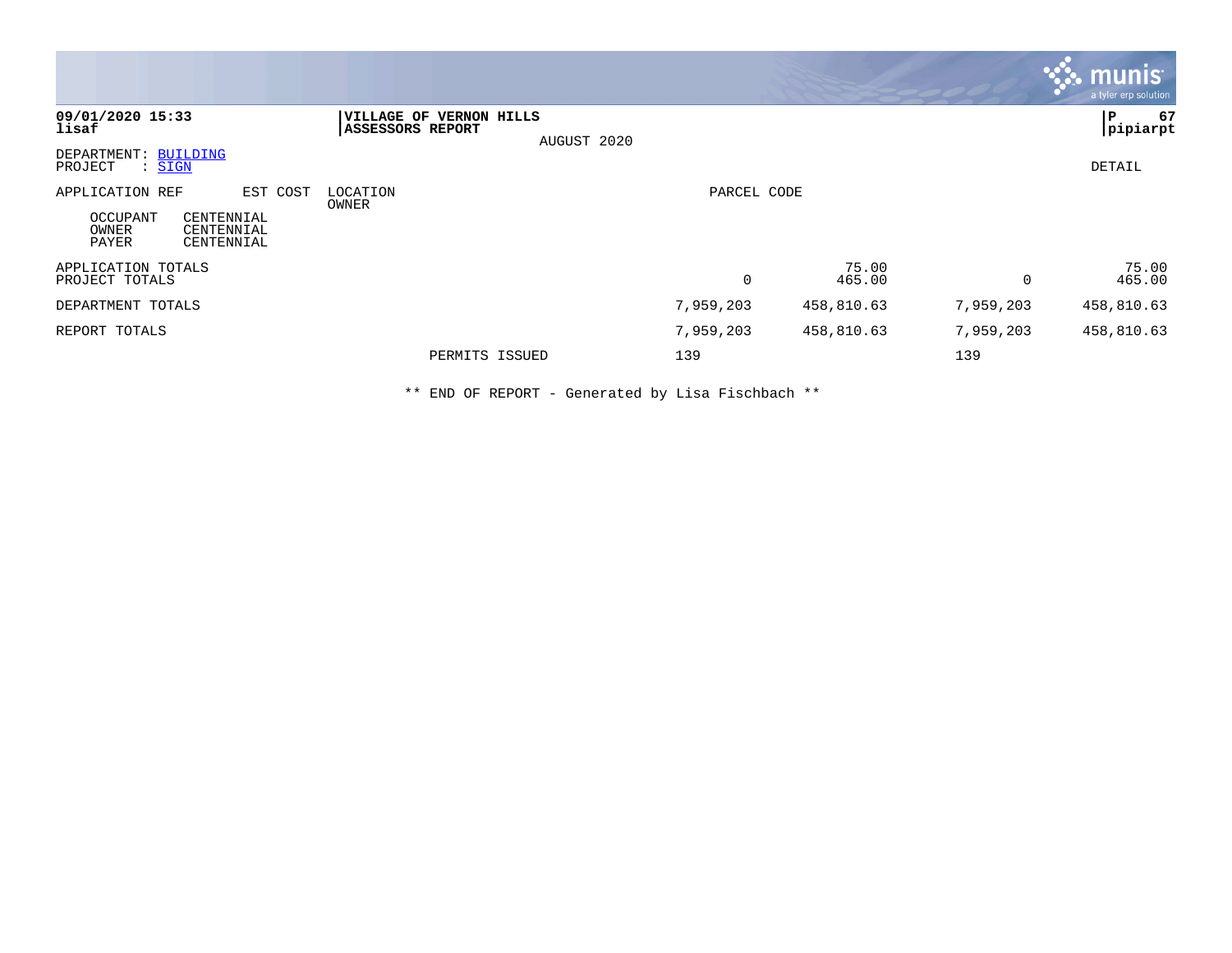**09/01/2020 15:33**
**lisaf**

**VILLAGE OF VERNON HILLS**
**ASSESSORS REPORT**
AUGUST 2020

**P 67**
**pipiarpt**

DEPARTMENT: BUILDING
PROJECT : SIGN

DETAIL

| APPLICATION REF | EST COST | LOCATION / OWNER | PARCEL CODE | | | |
|---|---|---|---|---|---|---|
| OCCUPANT CENTENNIAL | | | | | | |
| OWNER CENTENNIAL | | | | | | |
| PAYER CENTENNIAL | | | | | | |
| APPLICATION TOTALS | | | 0 | 75.00 | 0 | 75.00 |
| PROJECT TOTALS | | | | 465.00 | | 465.00 |
| DEPARTMENT TOTALS | | | 7,959,203 | 458,810.63 | 7,959,203 | 458,810.63 |
| REPORT TOTALS | | | 7,959,203 | 458,810.63 | 7,959,203 | 458,810.63 |
| | | PERMITS ISSUED | 139 | | 139 | |

** END OF REPORT - Generated by Lisa Fischbach **